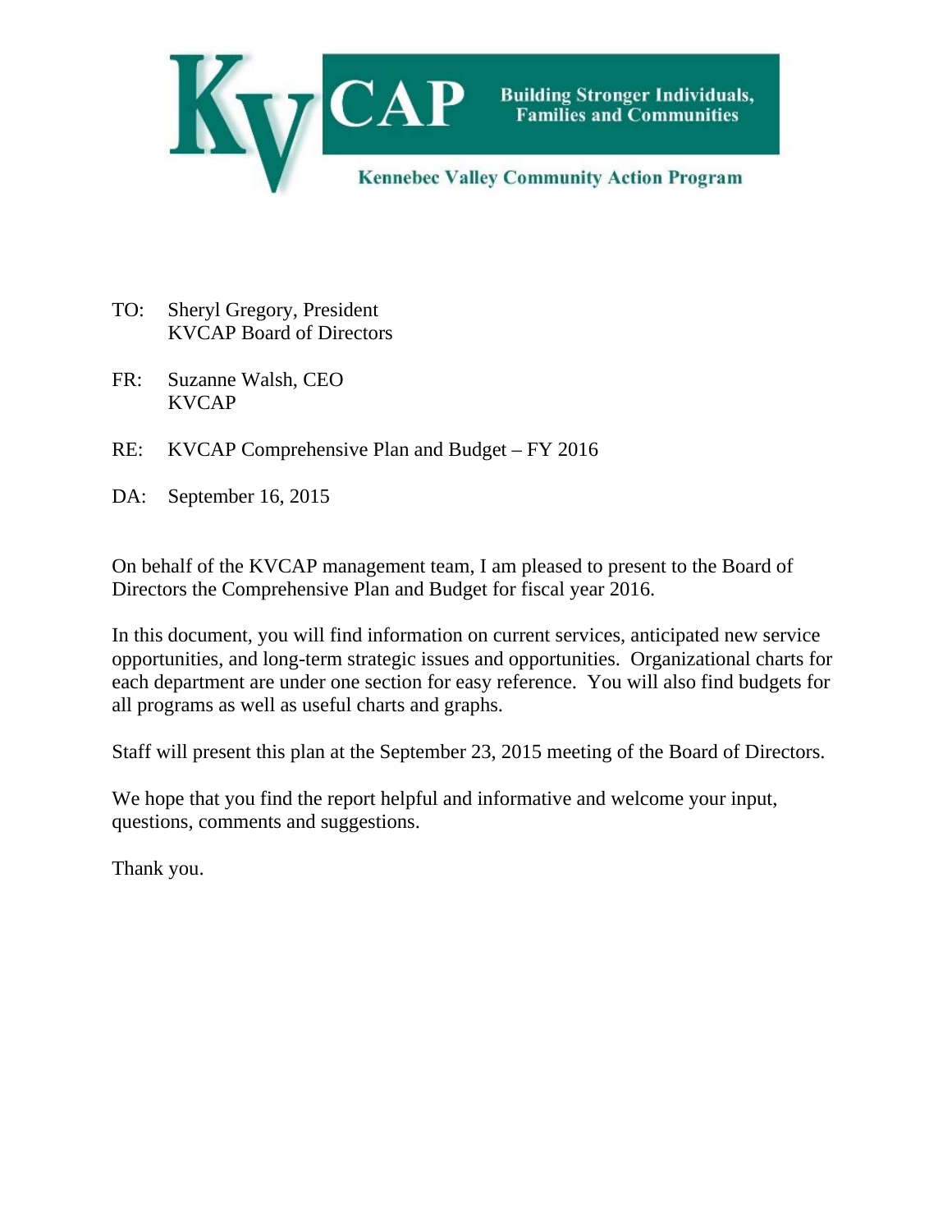KVCAP Building Stronger Individuals, Families and Communities

Kennebec Valley Community Action Program

TO: Sheryl Gregory, President
KVCAP Board of Directors

FR: Suzanne Walsh, CEO
KVCAP

RE: KVCAP Comprehensive Plan and Budget – FY 2016

DA: September 16, 2015

On behalf of the KVCAP management team, I am pleased to present to the Board of Directors the Comprehensive Plan and Budget for fiscal year 2016.

In this document, you will find information on current services, anticipated new service opportunities, and long-term strategic issues and opportunities. Organizational charts for each department are under one section for easy reference. You will also find budgets for all programs as well as useful charts and graphs.

Staff will present this plan at the September 23, 2015 meeting of the Board of Directors.

We hope that you find the report helpful and informative and welcome your input, questions, comments and suggestions.

Thank you.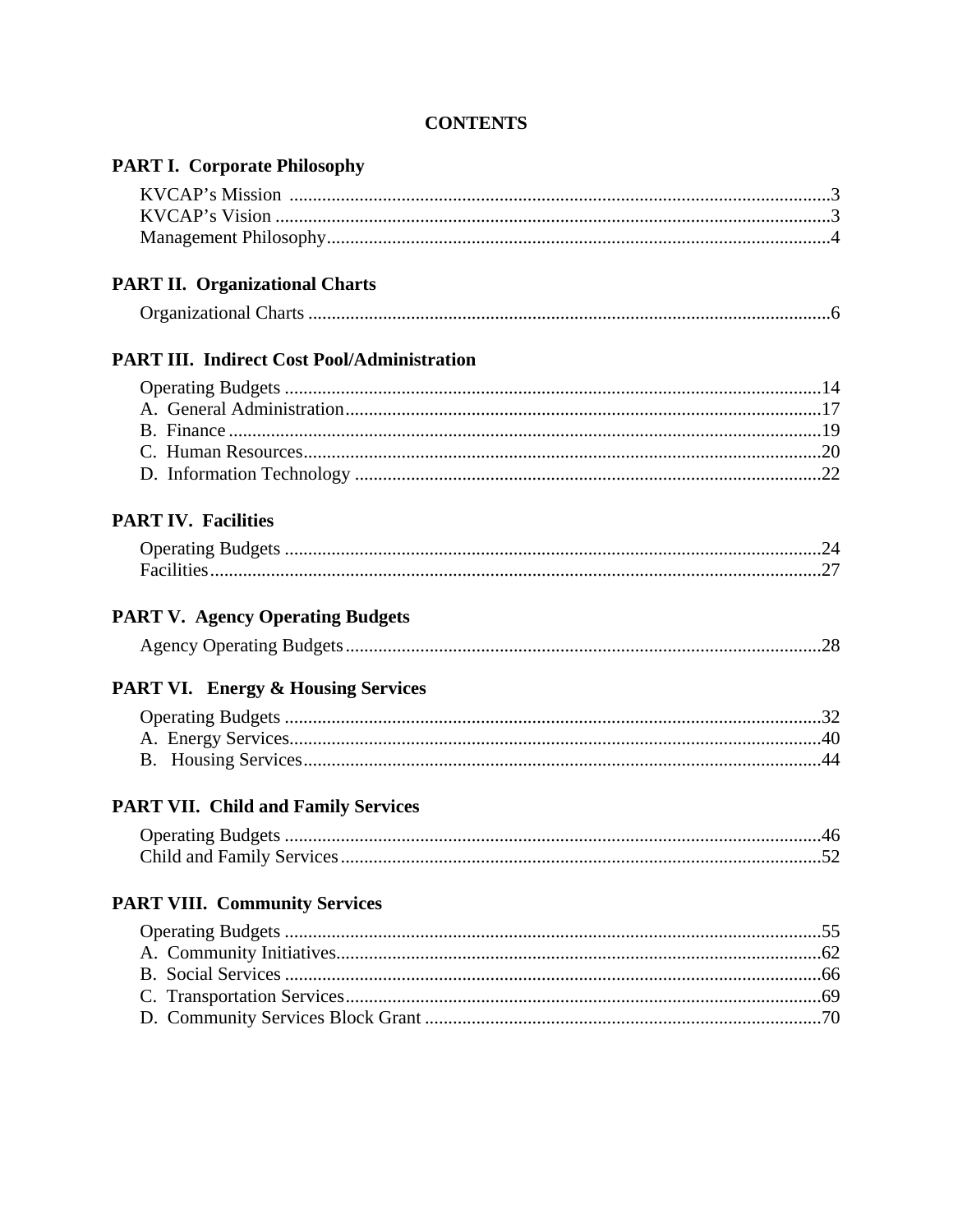# CONTENTS

## PART I. Corporate Philosophy

KVCAP's Mission ..................................................................................................3
KVCAP's Vision ....................................................................................................3
Management Philosophy........................................................................................4

## PART II. Organizational Charts

Organizational Charts ............................................................................................6

## PART III. Indirect Cost Pool/Administration

Operating Budgets ................................................................................................14
A. General Administration....................................................................................17
B. Finance ............................................................................................................19
C. Human Resources............................................................................................20
D. Information Technology .................................................................................22

## PART IV. Facilities

Operating Budgets ................................................................................................24
Facilities................................................................................................................27

## PART V. Agency Operating Budgets

Agency Operating Budgets...................................................................................28

## PART VI. Energy & Housing Services

Operating Budgets ................................................................................................32
A. Energy Services...............................................................................................40
B. Housing Services.............................................................................................44

## PART VII. Child and Family Services

Operating Budgets ................................................................................................46
Child and Family Services....................................................................................52

## PART VIII. Community Services

Operating Budgets ................................................................................................55
A. Community Initiatives.....................................................................................62
B. Social Services ................................................................................................66
C. Transportation Services...................................................................................69
D. Community Services Block Grant ..................................................................70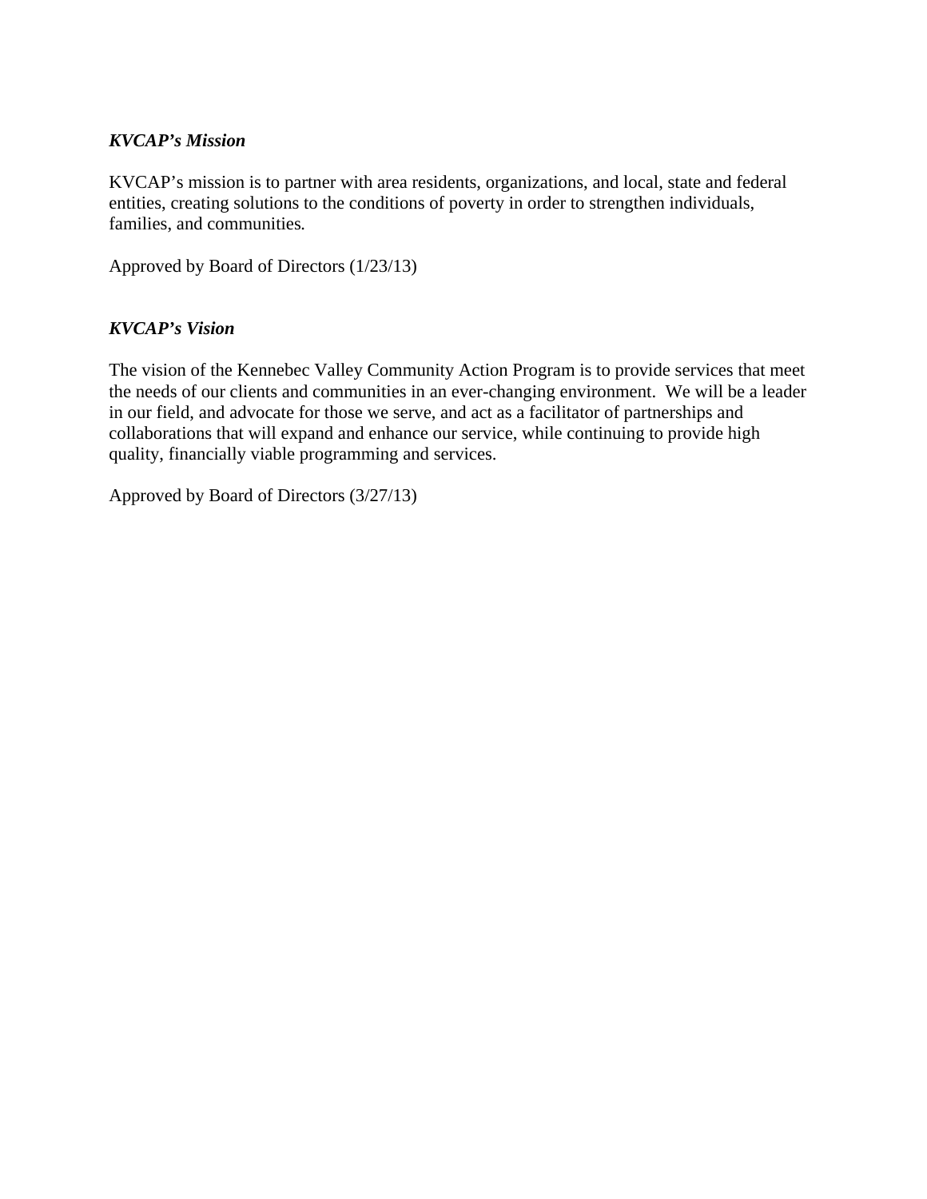***KVCAP's Mission***

KVCAP's mission is to partner with area residents, organizations, and local, state and federal entities, creating solutions to the conditions of poverty in order to strengthen individuals, families, and communities.

Approved by Board of Directors (1/23/13)

***KVCAP's Vision***

The vision of the Kennebec Valley Community Action Program is to provide services that meet the needs of our clients and communities in an ever-changing environment. We will be a leader in our field, and advocate for those we serve, and act as a facilitator of partnerships and collaborations that will expand and enhance our service, while continuing to provide high quality, financially viable programming and services.

Approved by Board of Directors (3/27/13)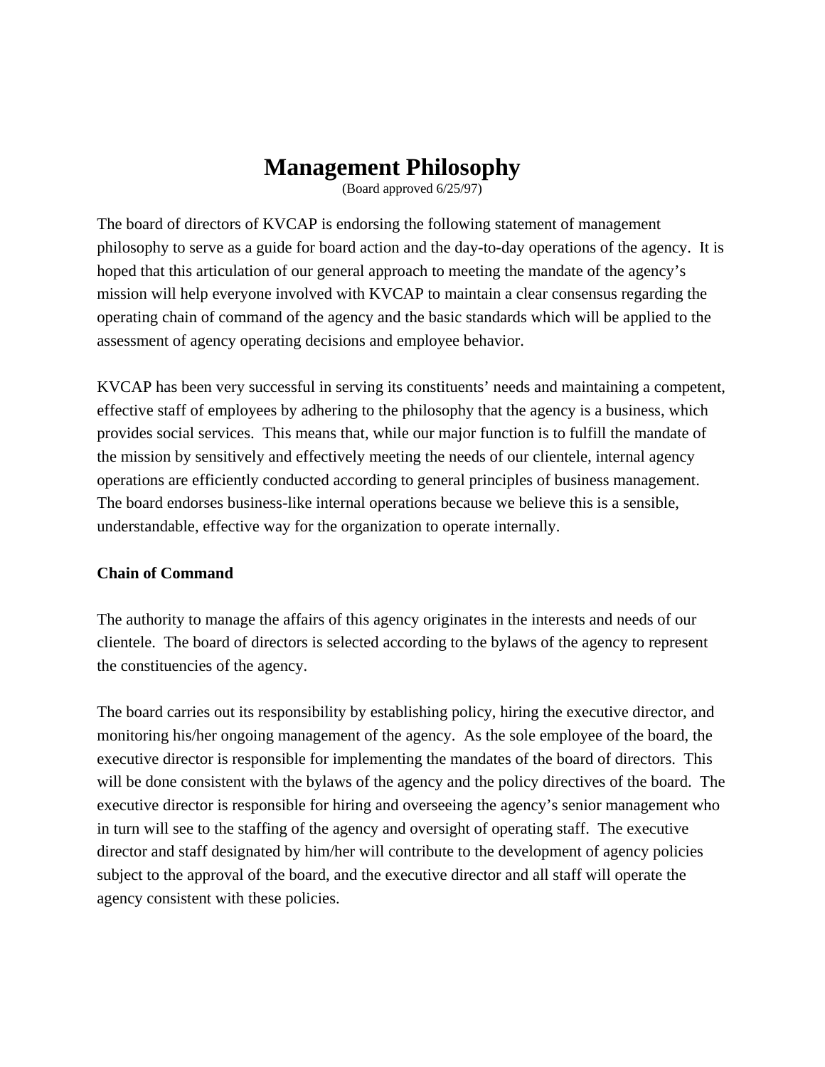# Management Philosophy

(Board approved 6/25/97)

The board of directors of KVCAP is endorsing the following statement of management philosophy to serve as a guide for board action and the day-to-day operations of the agency. It is hoped that this articulation of our general approach to meeting the mandate of the agency's mission will help everyone involved with KVCAP to maintain a clear consensus regarding the operating chain of command of the agency and the basic standards which will be applied to the assessment of agency operating decisions and employee behavior.

KVCAP has been very successful in serving its constituents' needs and maintaining a competent, effective staff of employees by adhering to the philosophy that the agency is a business, which provides social services. This means that, while our major function is to fulfill the mandate of the mission by sensitively and effectively meeting the needs of our clientele, internal agency operations are efficiently conducted according to general principles of business management. The board endorses business-like internal operations because we believe this is a sensible, understandable, effective way for the organization to operate internally.

**Chain of Command**

The authority to manage the affairs of this agency originates in the interests and needs of our clientele. The board of directors is selected according to the bylaws of the agency to represent the constituencies of the agency.

The board carries out its responsibility by establishing policy, hiring the executive director, and monitoring his/her ongoing management of the agency. As the sole employee of the board, the executive director is responsible for implementing the mandates of the board of directors. This will be done consistent with the bylaws of the agency and the policy directives of the board. The executive director is responsible for hiring and overseeing the agency's senior management who in turn will see to the staffing of the agency and oversight of operating staff. The executive director and staff designated by him/her will contribute to the development of agency policies subject to the approval of the board, and the executive director and all staff will operate the agency consistent with these policies.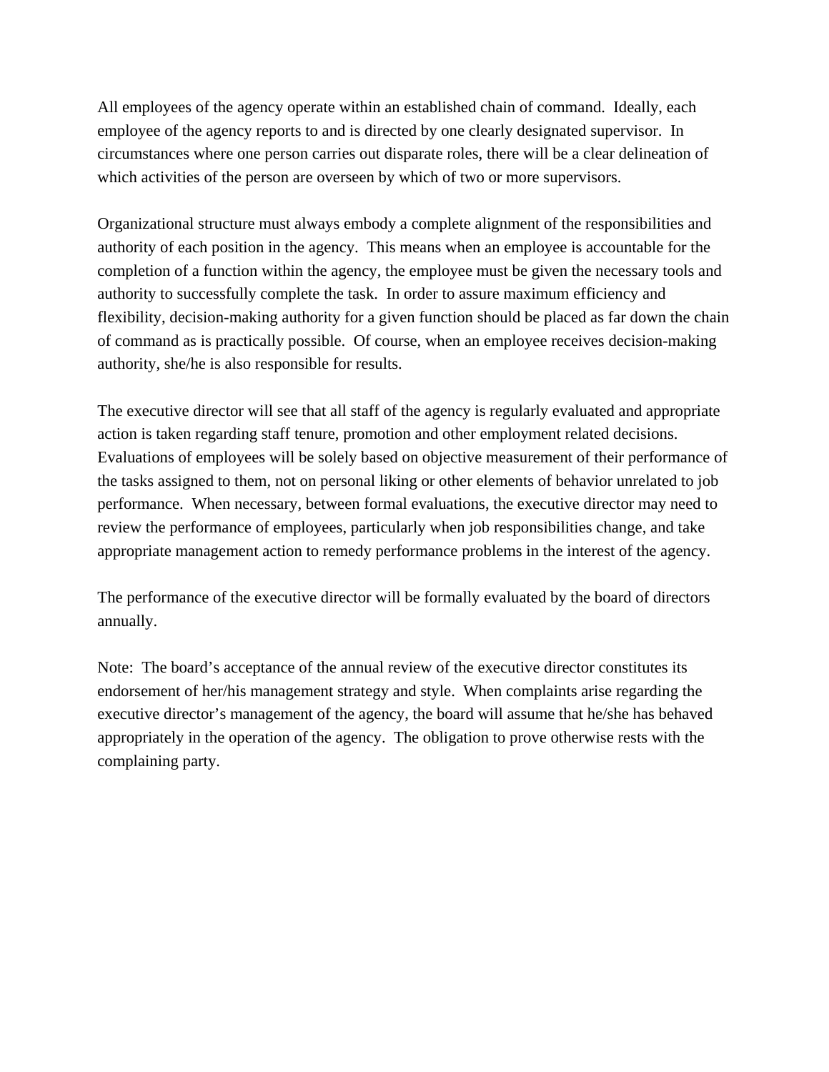All employees of the agency operate within an established chain of command. Ideally, each employee of the agency reports to and is directed by one clearly designated supervisor. In circumstances where one person carries out disparate roles, there will be a clear delineation of which activities of the person are overseen by which of two or more supervisors.

Organizational structure must always embody a complete alignment of the responsibilities and authority of each position in the agency. This means when an employee is accountable for the completion of a function within the agency, the employee must be given the necessary tools and authority to successfully complete the task. In order to assure maximum efficiency and flexibility, decision-making authority for a given function should be placed as far down the chain of command as is practically possible. Of course, when an employee receives decision-making authority, she/he is also responsible for results.

The executive director will see that all staff of the agency is regularly evaluated and appropriate action is taken regarding staff tenure, promotion and other employment related decisions. Evaluations of employees will be solely based on objective measurement of their performance of the tasks assigned to them, not on personal liking or other elements of behavior unrelated to job performance. When necessary, between formal evaluations, the executive director may need to review the performance of employees, particularly when job responsibilities change, and take appropriate management action to remedy performance problems in the interest of the agency.

The performance of the executive director will be formally evaluated by the board of directors annually.

Note: The board's acceptance of the annual review of the executive director constitutes its endorsement of her/his management strategy and style. When complaints arise regarding the executive director's management of the agency, the board will assume that he/she has behaved appropriately in the operation of the agency. The obligation to prove otherwise rests with the complaining party.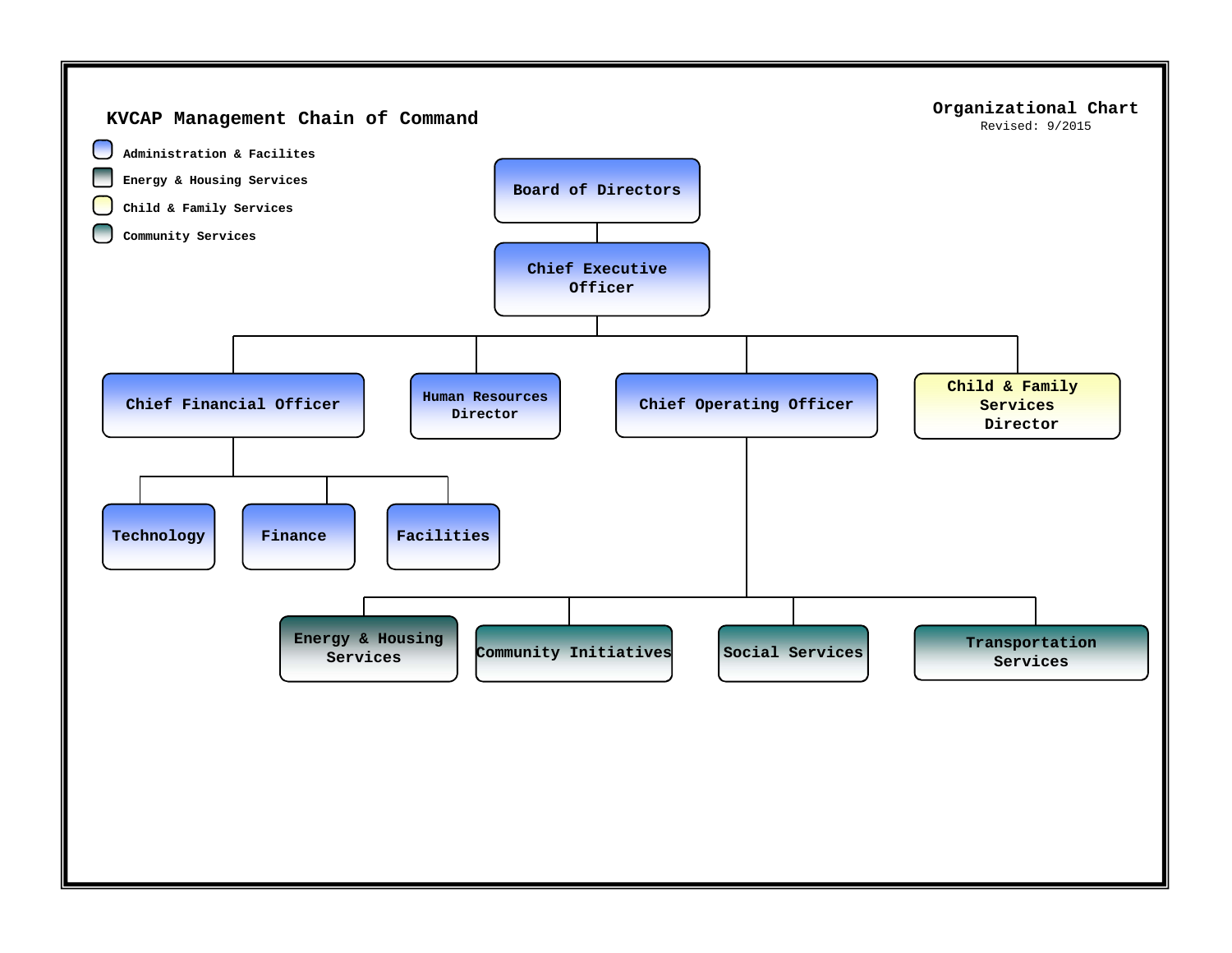# KVCAP Management Chain of Command

**Organizational Chart**
Revised: 9/2015

Legend:
- Administration & Facilites
- Energy & Housing Services
- Child & Family Services
- Community Services

- Board of Directors
  - Chief Executive Officer
    - Chief Financial Officer
      - Technology
      - Finance
      - Facilities
    - Human Resources Director
    - Chief Operating Officer
      - Energy & Housing Services
      - Community Initiatives
      - Social Services
      - Transportation Services
    - Child & Family Services Director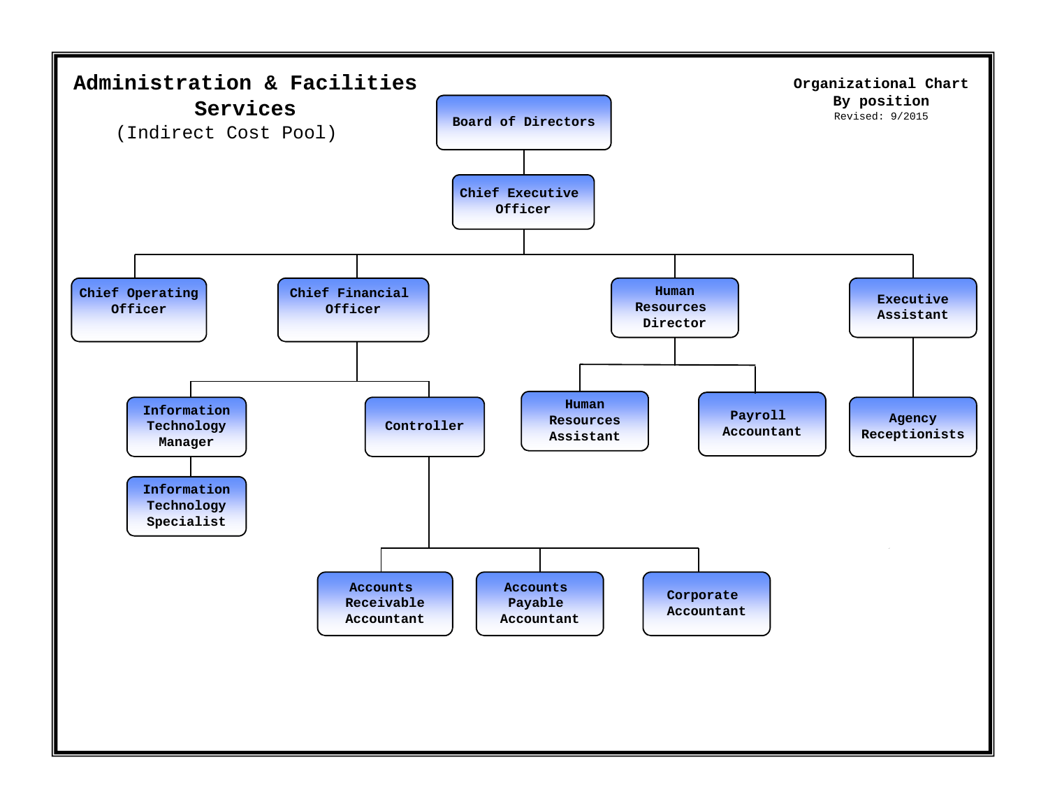# Administration & Facilities Services

(Indirect Cost Pool)

**Organizational Chart**
**By position**
Revised: 9/2015

- **Board of Directors**
  - **Chief Executive Officer**
    - **Chief Operating Officer**
    - **Chief Financial Officer**
      - **Information Technology Manager**
        - **Information Technology Specialist**
      - **Controller**
        - **Accounts Receivable Accountant**
        - **Accounts Payable Accountant**
        - **Corporate Accountant**
    - **Human Resources Director**
      - **Human Resources Assistant**
      - **Payroll Accountant**
    - **Executive Assistant**
      - **Agency Receptionists**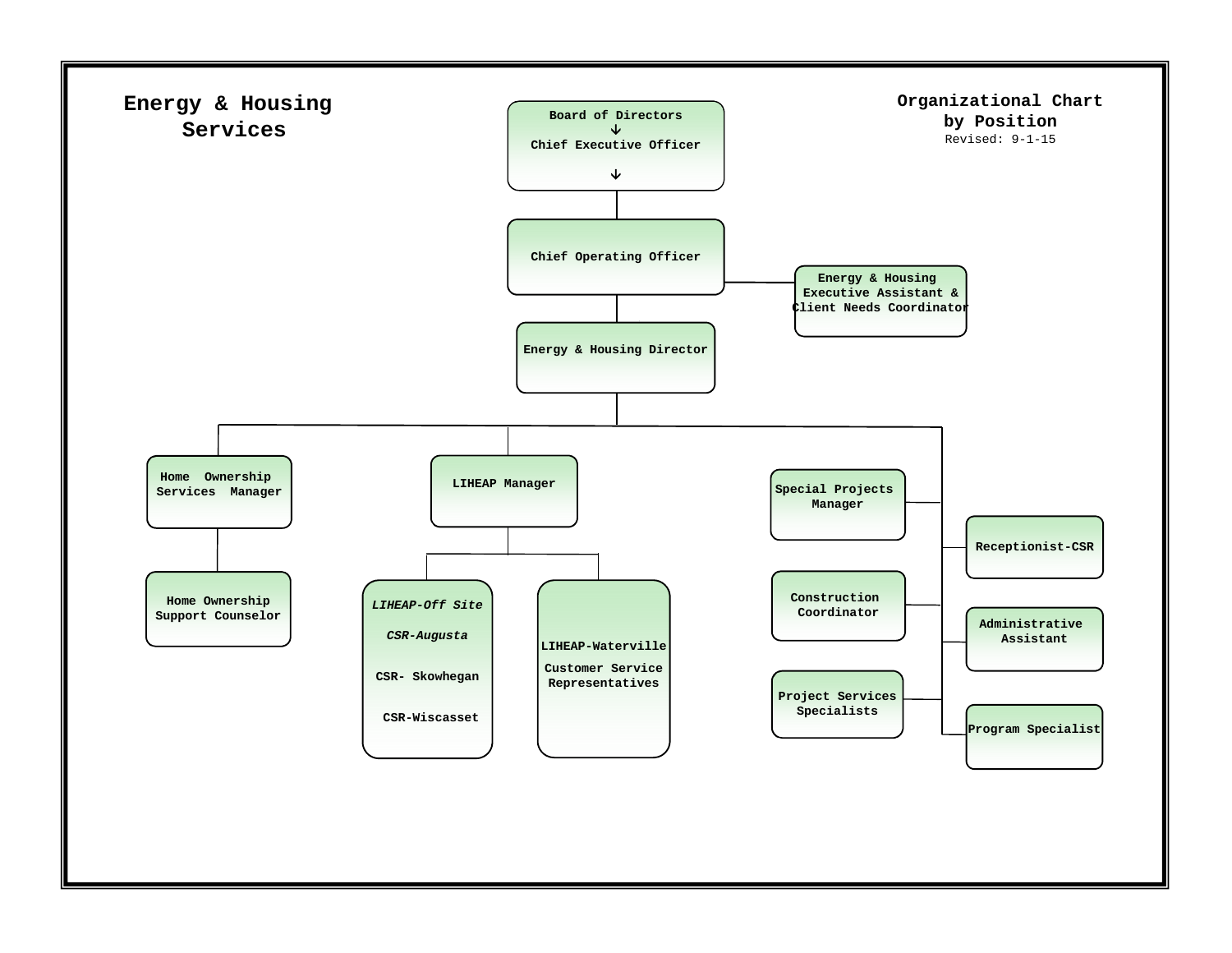# Energy & Housing Services

**Organizational Chart by Position**
Revised: 9-1-15

- Board of Directors
  - Chief Executive Officer
    - Chief Operating Officer
      - Energy & Housing Executive Assistant & Client Needs Coordinator
      - Energy & Housing Director
        - Home Ownership Services Manager
          - Home Ownership Support Counselor
        - LIHEAP Manager
          - *LIHEAP-Off Site*
            - *CSR-Augusta*
            - CSR- Skowhegan
            - CSR-Wiscasset
          - LIHEAP-Waterville Customer Service Representatives
        - Special Projects Manager
        - Construction Coordinator
        - Project Services Specialists
        - Receptionist-CSR
        - Administrative Assistant
        - Program Specialist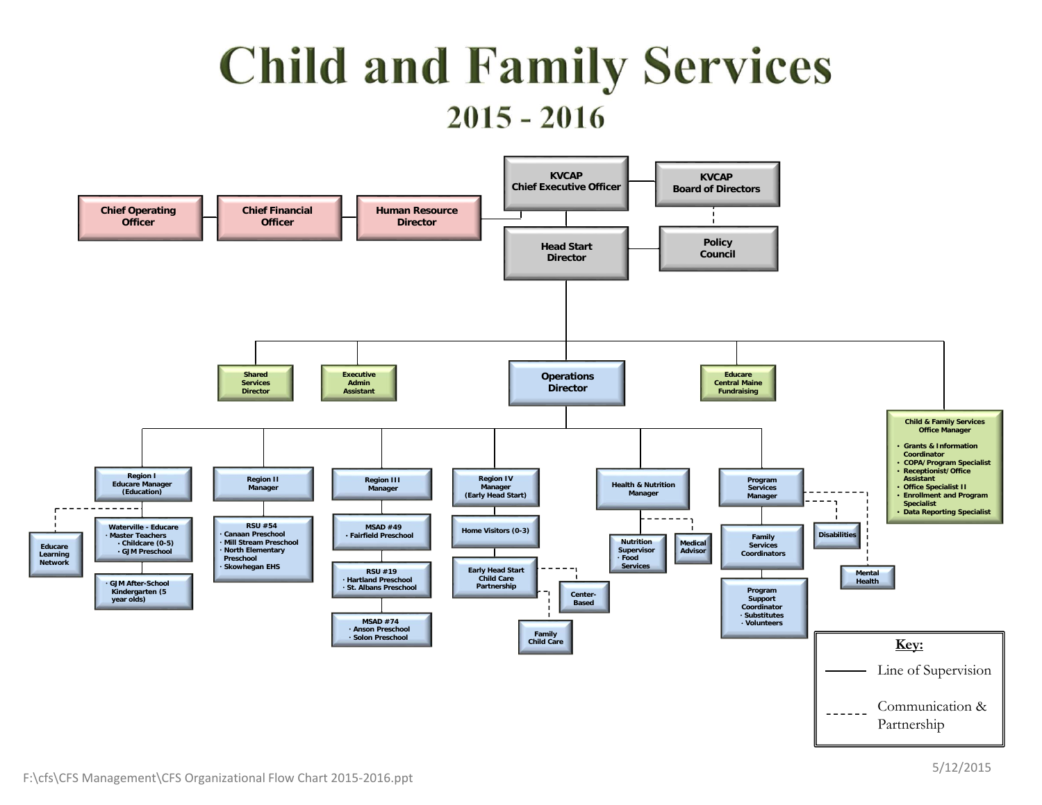# Child and Family Services

## 2015 - 2016

**KVCAP Chief Executive Officer**

**KVCAP Board of Directors**

**Chief Operating Officer**

**Chief Financial Officer**

**Human Resource Director**

**Head Start Director**

**Policy Council**

**Shared Services Director**

**Executive Admin Assistant**

**Operations Director**

**Educare Central Maine Fundraising**

**Child & Family Services Office Manager**

- Grants & Information Coordinator
- COPA/Program Specialist
- Receptionist/Office Assistant
- Office Specialist II
- Enrollment and Program Specialist
- Data Reporting Specialist

**Region I Educare Manager (Education)**

- Educare Learning Network
- Waterville - Educare
  - Master Teachers
    - Childcare (0-5)
    - GJM Preschool
- GJM After-School Kindergarten (5 year olds)

**Region II Manager**

- RSU #54
  - Canaan Preschool
  - Mill Stream Preschool
  - North Elementary Preschool
  - Skowhegan EHS

**Region III Manager**

- MSAD #49
  - Fairfield Preschool
- RSU #19
  - Hartland Preschool
  - St. Albans Preschool
- MSAD #74
  - Anson Preschool
  - Solon Preschool

**Region IV Manager (Early Head Start)**

- Home Visitors (0-3)
- Early Head Start Child Care Partnership
  - Center-Based
  - Family Child Care

**Health & Nutrition Manager**

- Nutrition Supervisor
  - Food Services
- Medical Advisor

**Program Services Manager**

- Family Services Coordinators
- Program Support Coordinator
  - Substitutes
  - Volunteers
- Disabilities
- Mental Health

**Key:**

- Line of Supervision (solid line)
- Communication & Partnership (dashed line)

F:\cfs\CFS Management\CFS Organizational Flow Chart 2015-2016.ppt

5/12/2015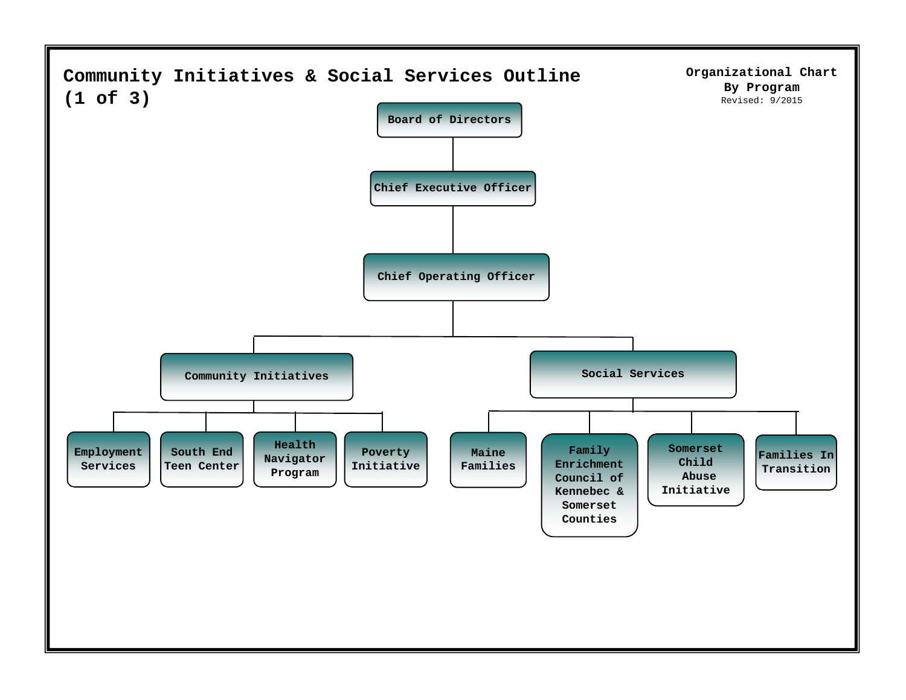# Community Initiatives & Social Services Outline (1 of 3)

**Organizational Chart**
**By Program**
Revised: 9/2015

- Board of Directors
  - Chief Executive Officer
    - Chief Operating Officer
      - Community Initiatives
        - Employment Services
        - South End Teen Center
        - Health Navigator Program
        - Poverty Initiative
      - Social Services
        - Maine Families
        - Family Enrichment Council of Kennebec & Somerset Counties
        - Somerset Child Abuse Initiative
        - Families In Transition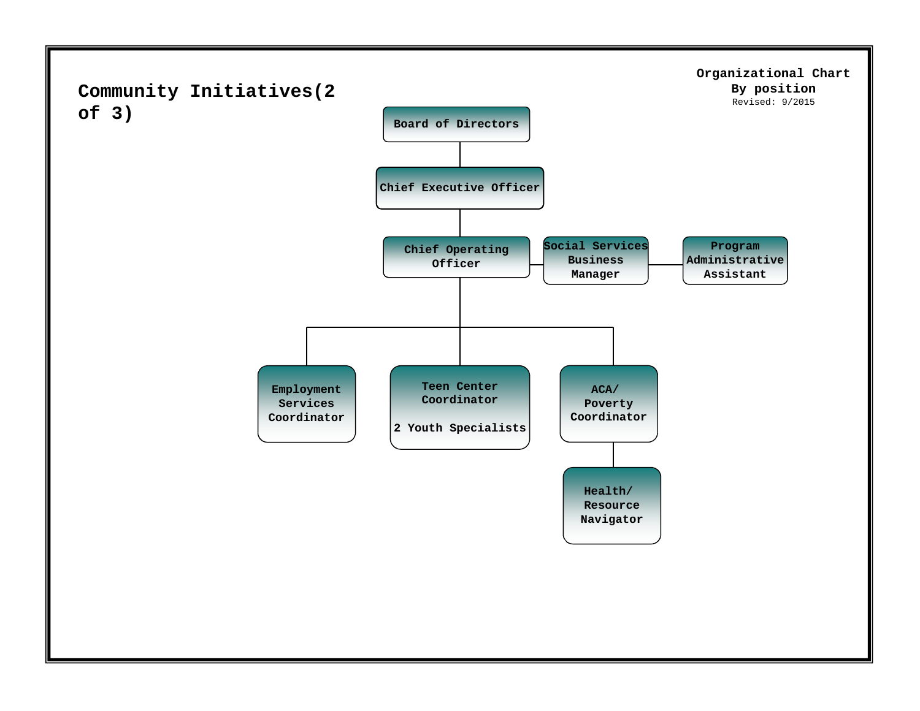# Community Initiatives(2 of 3)

**Organizational Chart**
**By position**
Revised: 9/2015

- **Board of Directors**
  - **Chief Executive Officer**
    - **Chief Operating Officer**
      - **Social Services Business Manager**
        - **Program Administrative Assistant**
      - **Employment Services Coordinator**
      - **Teen Center Coordinator**
        - **2 Youth Specialists**
      - **ACA/ Poverty Coordinator**
        - **Health/ Resource Navigator**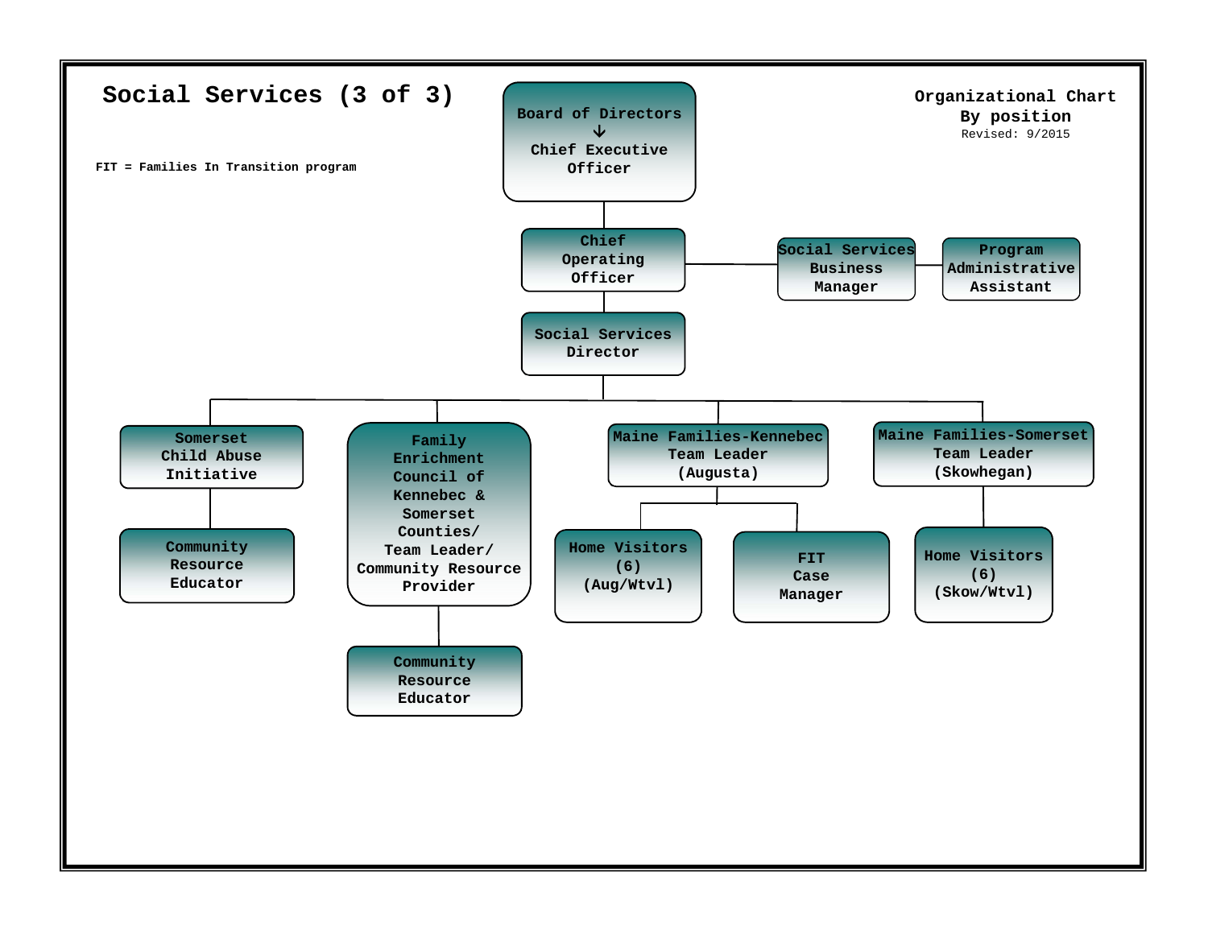# Social Services (3 of 3)

FIT = Families In Transition program

Organizational Chart
By position
Revised: 9/2015

- Board of Directors → Chief Executive Officer
  - Chief Operating Officer
    - Social Services Business Manager
      - Program Administrative Assistant
    - Social Services Director
      - Somerset Child Abuse Initiative
        - Community Resource Educator
      - Family Enrichment Council of Kennebec & Somerset Counties/ Team Leader/ Community Resource Provider
        - Community Resource Educator
      - Maine Families-Kennebec Team Leader (Augusta)
        - Home Visitors (6) (Aug/Wtvl)
        - FIT Case Manager
      - Maine Families-Somerset Team Leader (Skowhegan)
        - Home Visitors (6) (Skow/Wtvl)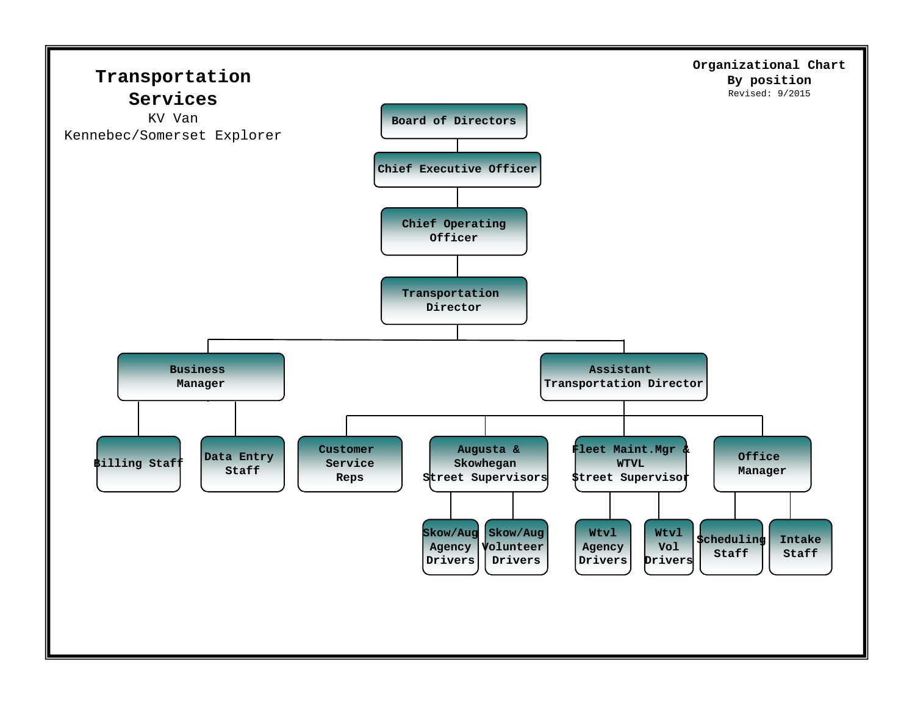# Transportation Services

KV Van
Kennebec/Somerset Explorer

**Organizational Chart**
**By position**
Revised: 9/2015

- **Board of Directors**
  - **Chief Executive Officer**
    - **Chief Operating Officer**
      - **Transportation Director**
        - **Business Manager**
          - Billing Staff
          - Data Entry Staff
        - **Assistant Transportation Director**
          - Customer Service Reps
          - Augusta & Skowhegan Street Supervisors
            - Skow/Aug Agency Drivers
            - Skow/Aug Volunteer Drivers
          - Fleet Maint.Mgr & WTVL Street Supervisor
            - Wtvl Agency Drivers
            - Wtvl Vol Drivers
          - Office Manager
            - Scheduling Staff
            - Intake Staff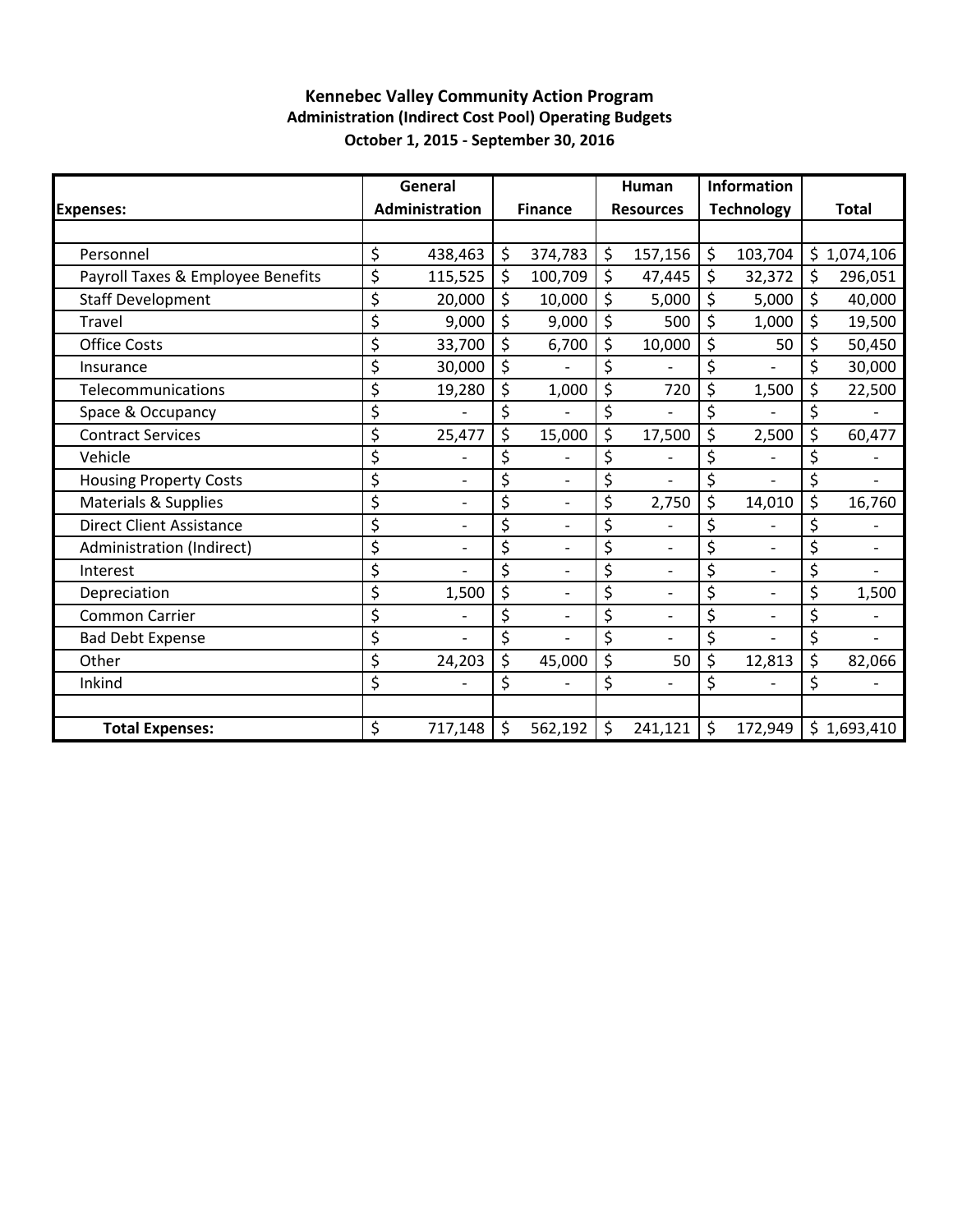**Kennebec Valley Community Action Program**
**Administration (Indirect Cost Pool) Operating Budgets**
**October 1, 2015 - September 30, 2016**

| Expenses: | General Administration | Finance | Human Resources | Information Technology | Total |
|---|---|---|---|---|---|
| Personnel | $ 438,463 | $ 374,783 | $ 157,156 | $ 103,704 | $ 1,074,106 |
| Payroll Taxes & Employee Benefits | $ 115,525 | $ 100,709 | $ 47,445 | $ 32,372 | $ 296,051 |
| Staff Development | $ 20,000 | $ 10,000 | $ 5,000 | $ 5,000 | $ 40,000 |
| Travel | $ 9,000 | $ 9,000 | $ 500 | $ 1,000 | $ 19,500 |
| Office Costs | $ 33,700 | $ 6,700 | $ 10,000 | $ 50 | $ 50,450 |
| Insurance | $ 30,000 | $ - | $ - | $ - | $ 30,000 |
| Telecommunications | $ 19,280 | $ 1,000 | $ 720 | $ 1,500 | $ 22,500 |
| Space & Occupancy | $ - | $ - | $ - | $ - | $ - |
| Contract Services | $ 25,477 | $ 15,000 | $ 17,500 | $ 2,500 | $ 60,477 |
| Vehicle | $ - | $ - | $ - | $ - | $ - |
| Housing Property Costs | $ - | $ - | $ - | $ - | $ - |
| Materials & Supplies | $ - | $ - | $ 2,750 | $ 14,010 | $ 16,760 |
| Direct Client Assistance | $ - | $ - | $ - | $ - | $ - |
| Administration (Indirect) | $ - | $ - | $ - | $ - | $ - |
| Interest | $ - | $ - | $ - | $ - | $ - |
| Depreciation | $ 1,500 | $ - | $ - | $ - | $ 1,500 |
| Common Carrier | $ - | $ - | $ - | $ - | $ - |
| Bad Debt Expense | $ - | $ - | $ - | $ - | $ - |
| Other | $ 24,203 | $ 45,000 | $ 50 | $ 12,813 | $ 82,066 |
| Inkind | $ - | $ - | $ - | $ - | $ - |
| **Total Expenses:** | $ 717,148 | $ 562,192 | $ 241,121 | $ 172,949 | $ 1,693,410 |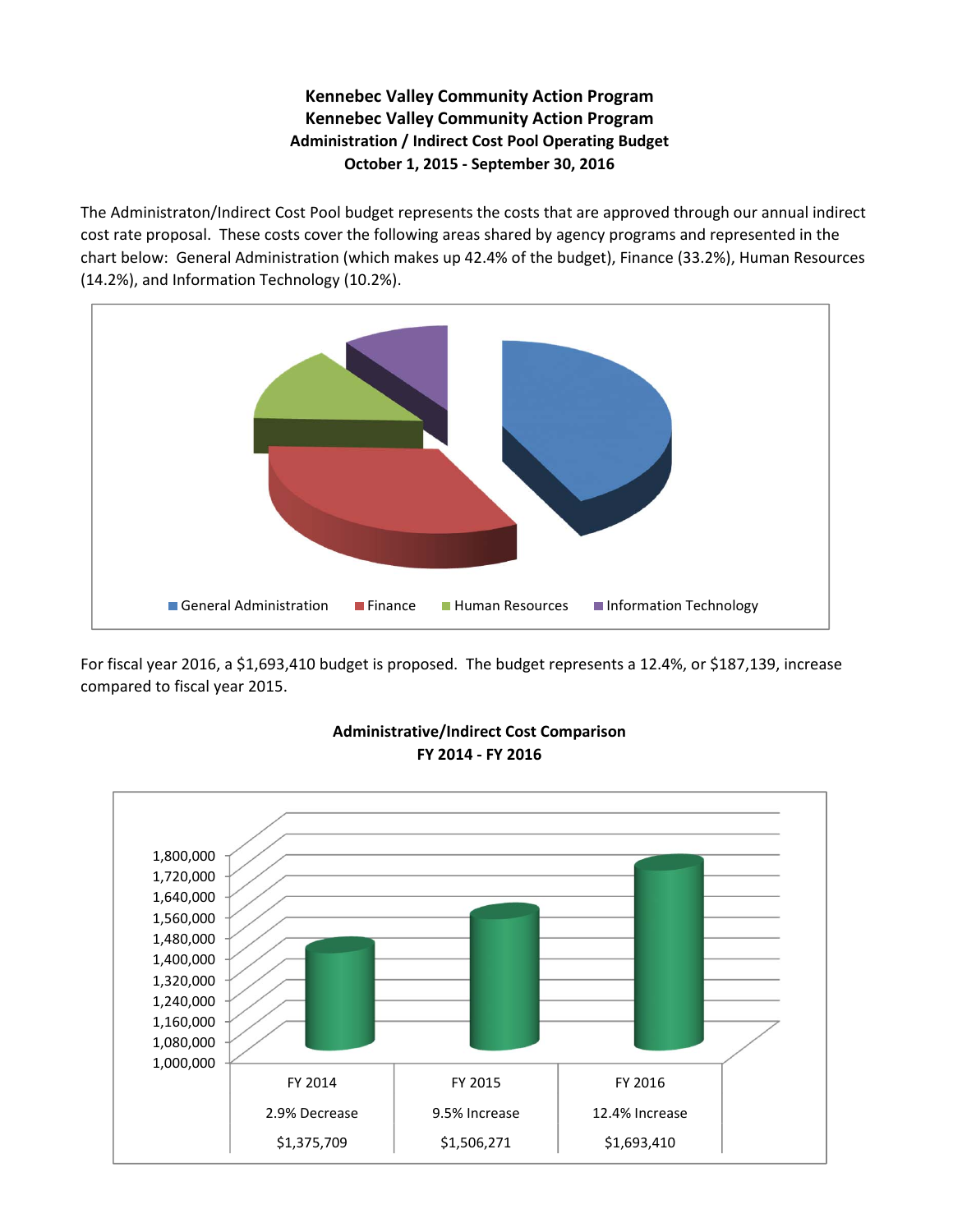**Kennebec Valley Community Action Program**
**Kennebec Valley Community Action Program**
**Administration / Indirect Cost Pool Operating Budget**
**October 1, 2015 - September 30, 2016**

The Administraton/Indirect Cost Pool budget represents the costs that are approved through our annual indirect cost rate proposal. These costs cover the following areas shared by agency programs and represented in the chart below: General Administration (which makes up 42.4% of the budget), Finance (33.2%), Human Resources (14.2%), and Information Technology (10.2%).

General Administration | Finance | Human Resources | Information Technology

For fiscal year 2016, a $1,693,410 budget is proposed. The budget represents a 12.4%, or $187,139, increase compared to fiscal year 2015.

**Administrative/Indirect Cost Comparison**
**FY 2014 - FY 2016**

| FY 2014 | FY 2015 | FY 2016 |
|---|---|---|
| 2.9% Decrease | 9.5% Increase | 12.4% Increase |
| $1,375,709 | $1,506,271 | $1,693,410 |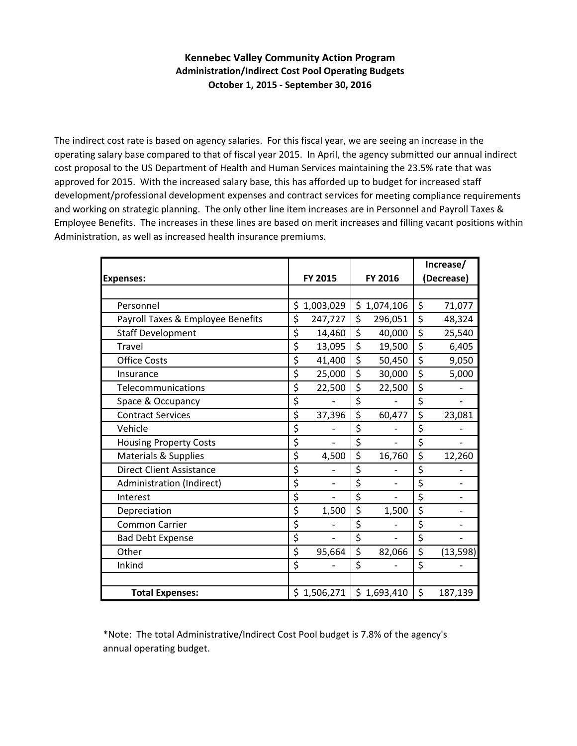# Kennebec Valley Community Action Program

## Administration/Indirect Cost Pool Operating Budgets

### October 1, 2015 - September 30, 2016

The indirect cost rate is based on agency salaries. For this fiscal year, we are seeing an increase in the operating salary base compared to that of fiscal year 2015. In April, the agency submitted our annual indirect cost proposal to the US Department of Health and Human Services maintaining the 23.5% rate that was approved for 2015. With the increased salary base, this has afforded up to budget for increased staff development/professional development expenses and contract services for meeting compliance requirements and working on strategic planning. The only other line item increases are in Personnel and Payroll Taxes & Employee Benefits. The increases in these lines are based on merit increases and filling vacant positions within Administration, as well as increased health insurance premiums.

| Expenses: | FY 2015 | FY 2016 | Increase/ (Decrease) |
|---|---|---|---|
| Personnel | $ 1,003,029 | $ 1,074,106 | $ 71,077 |
| Payroll Taxes & Employee Benefits | $ 247,727 | $ 296,051 | $ 48,324 |
| Staff Development | $ 14,460 | $ 40,000 | $ 25,540 |
| Travel | $ 13,095 | $ 19,500 | $ 6,405 |
| Office Costs | $ 41,400 | $ 50,450 | $ 9,050 |
| Insurance | $ 25,000 | $ 30,000 | $ 5,000 |
| Telecommunications | $ 22,500 | $ 22,500 | $ - |
| Space & Occupancy | $ - | $ - | $ - |
| Contract Services | $ 37,396 | $ 60,477 | $ 23,081 |
| Vehicle | $ - | $ - | $ - |
| Housing Property Costs | $ - | $ - | $ - |
| Materials & Supplies | $ 4,500 | $ 16,760 | $ 12,260 |
| Direct Client Assistance | $ - | $ - | $ - |
| Administration (Indirect) | $ - | $ - | $ - |
| Interest | $ - | $ - | $ - |
| Depreciation | $ 1,500 | $ 1,500 | $ - |
| Common Carrier | $ - | $ - | $ - |
| Bad Debt Expense | $ - | $ - | $ - |
| Other | $ 95,664 | $ 82,066 | $ (13,598) |
| Inkind | $ - | $ - | $ - |
| **Total Expenses:** | $ 1,506,271 | $ 1,693,410 | $ 187,139 |

*Note: The total Administrative/Indirect Cost Pool budget is 7.8% of the agency's annual operating budget.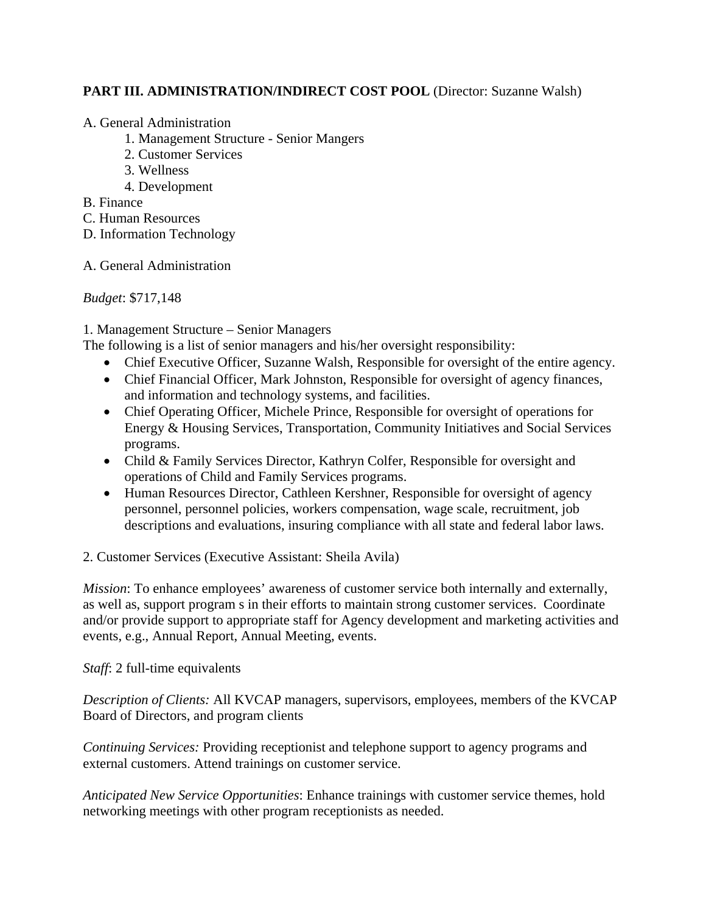**PART III. ADMINISTRATION/INDIRECT COST POOL** (Director: Suzanne Walsh)

A. General Administration
    1. Management Structure - Senior Mangers
    2. Customer Services
    3. Wellness
    4. Development
B. Finance
C. Human Resources
D. Information Technology

A. General Administration

*Budget*: $717,148

1. Management Structure – Senior Managers
The following is a list of senior managers and his/her oversight responsibility:

- Chief Executive Officer, Suzanne Walsh, Responsible for oversight of the entire agency.
- Chief Financial Officer, Mark Johnston, Responsible for oversight of agency finances, and information and technology systems, and facilities.
- Chief Operating Officer, Michele Prince, Responsible for oversight of operations for Energy & Housing Services, Transportation, Community Initiatives and Social Services programs.
- Child & Family Services Director, Kathryn Colfer, Responsible for oversight and operations of Child and Family Services programs.
- Human Resources Director, Cathleen Kershner, Responsible for oversight of agency personnel, personnel policies, workers compensation, wage scale, recruitment, job descriptions and evaluations, insuring compliance with all state and federal labor laws.

2. Customer Services (Executive Assistant: Sheila Avila)

*Mission*: To enhance employees' awareness of customer service both internally and externally, as well as, support program s in their efforts to maintain strong customer services. Coordinate and/or provide support to appropriate staff for Agency development and marketing activities and events, e.g., Annual Report, Annual Meeting, events.

*Staff*: 2 full-time equivalents

*Description of Clients:* All KVCAP managers, supervisors, employees, members of the KVCAP Board of Directors, and program clients

*Continuing Services:* Providing receptionist and telephone support to agency programs and external customers. Attend trainings on customer service.

*Anticipated New Service Opportunities*: Enhance trainings with customer service themes, hold networking meetings with other program receptionists as needed.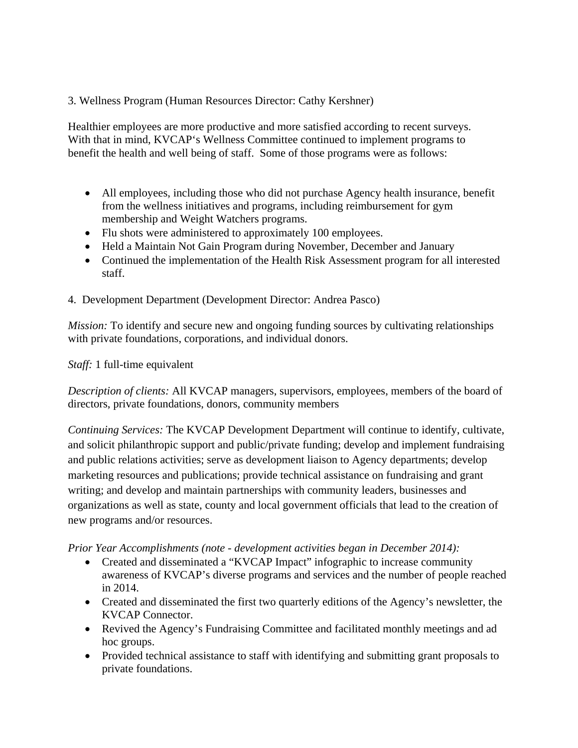3. Wellness Program (Human Resources Director: Cathy Kershner)

Healthier employees are more productive and more satisfied according to recent surveys. With that in mind, KVCAP's Wellness Committee continued to implement programs to benefit the health and well being of staff. Some of those programs were as follows:

- All employees, including those who did not purchase Agency health insurance, benefit from the wellness initiatives and programs, including reimbursement for gym membership and Weight Watchers programs.
- Flu shots were administered to approximately 100 employees.
- Held a Maintain Not Gain Program during November, December and January
- Continued the implementation of the Health Risk Assessment program for all interested staff.

4. Development Department (Development Director: Andrea Pasco)

*Mission:* To identify and secure new and ongoing funding sources by cultivating relationships with private foundations, corporations, and individual donors.

*Staff:* 1 full-time equivalent

*Description of clients:* All KVCAP managers, supervisors, employees, members of the board of directors, private foundations, donors, community members

*Continuing Services:* The KVCAP Development Department will continue to identify, cultivate, and solicit philanthropic support and public/private funding; develop and implement fundraising and public relations activities; serve as development liaison to Agency departments; develop marketing resources and publications; provide technical assistance on fundraising and grant writing; and develop and maintain partnerships with community leaders, businesses and organizations as well as state, county and local government officials that lead to the creation of new programs and/or resources.

*Prior Year Accomplishments (note - development activities began in December 2014):*

- Created and disseminated a "KVCAP Impact" infographic to increase community awareness of KVCAP's diverse programs and services and the number of people reached in 2014.
- Created and disseminated the first two quarterly editions of the Agency's newsletter, the KVCAP Connector.
- Revived the Agency's Fundraising Committee and facilitated monthly meetings and ad hoc groups.
- Provided technical assistance to staff with identifying and submitting grant proposals to private foundations.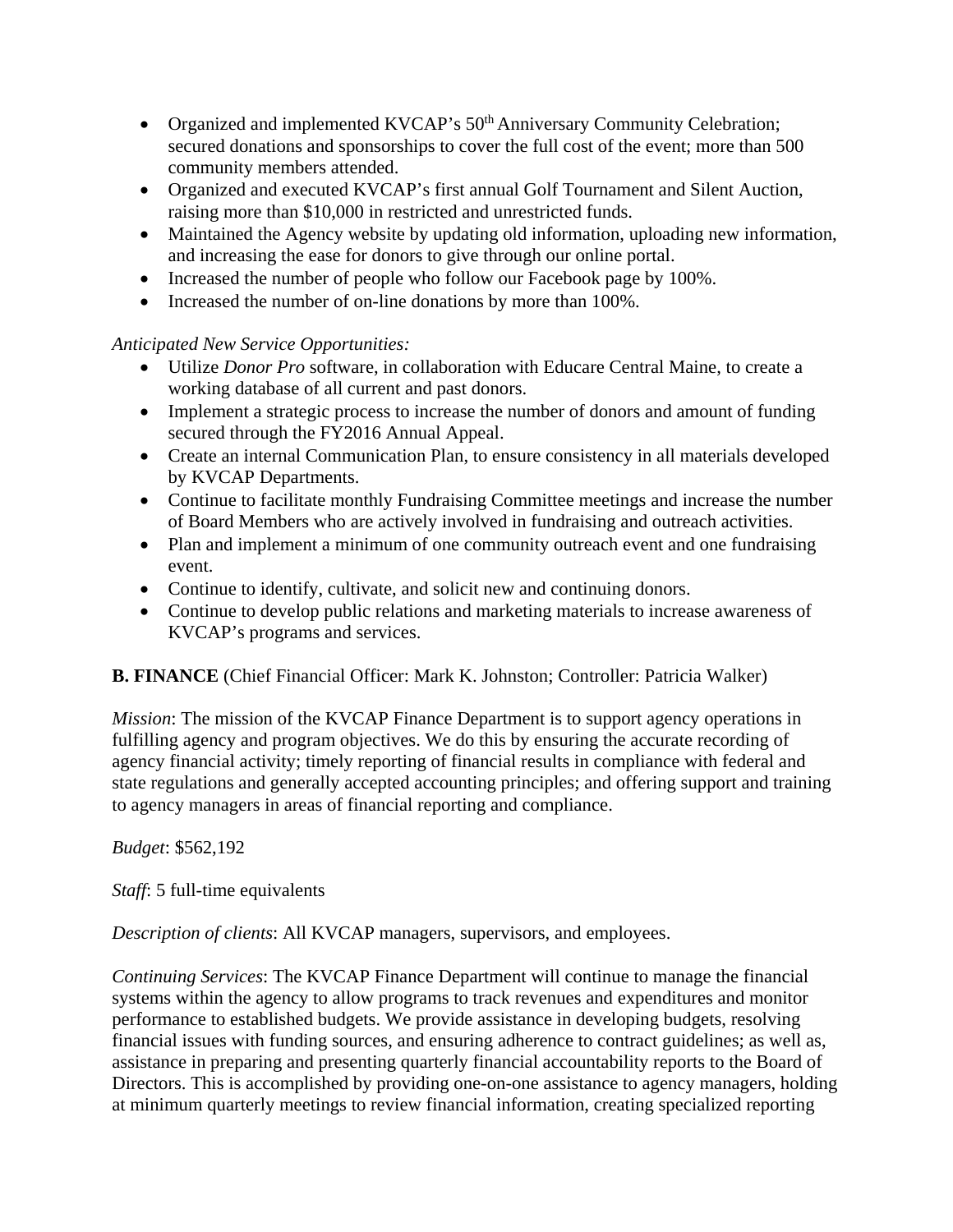- Organized and implemented KVCAP's 50th Anniversary Community Celebration; secured donations and sponsorships to cover the full cost of the event; more than 500 community members attended.
- Organized and executed KVCAP's first annual Golf Tournament and Silent Auction, raising more than $10,000 in restricted and unrestricted funds.
- Maintained the Agency website by updating old information, uploading new information, and increasing the ease for donors to give through our online portal.
- Increased the number of people who follow our Facebook page by 100%.
- Increased the number of on-line donations by more than 100%.

*Anticipated New Service Opportunities:*

- Utilize *Donor Pro* software, in collaboration with Educare Central Maine, to create a working database of all current and past donors.
- Implement a strategic process to increase the number of donors and amount of funding secured through the FY2016 Annual Appeal.
- Create an internal Communication Plan, to ensure consistency in all materials developed by KVCAP Departments.
- Continue to facilitate monthly Fundraising Committee meetings and increase the number of Board Members who are actively involved in fundraising and outreach activities.
- Plan and implement a minimum of one community outreach event and one fundraising event.
- Continue to identify, cultivate, and solicit new and continuing donors.
- Continue to develop public relations and marketing materials to increase awareness of KVCAP's programs and services.

**B. FINANCE** (Chief Financial Officer: Mark K. Johnston; Controller: Patricia Walker)

*Mission*: The mission of the KVCAP Finance Department is to support agency operations in fulfilling agency and program objectives. We do this by ensuring the accurate recording of agency financial activity; timely reporting of financial results in compliance with federal and state regulations and generally accepted accounting principles; and offering support and training to agency managers in areas of financial reporting and compliance.

*Budget*: $562,192

*Staff*: 5 full-time equivalents

*Description of clients*: All KVCAP managers, supervisors, and employees.

*Continuing Services*: The KVCAP Finance Department will continue to manage the financial systems within the agency to allow programs to track revenues and expenditures and monitor performance to established budgets. We provide assistance in developing budgets, resolving financial issues with funding sources, and ensuring adherence to contract guidelines; as well as, assistance in preparing and presenting quarterly financial accountability reports to the Board of Directors. This is accomplished by providing one-on-one assistance to agency managers, holding at minimum quarterly meetings to review financial information, creating specialized reporting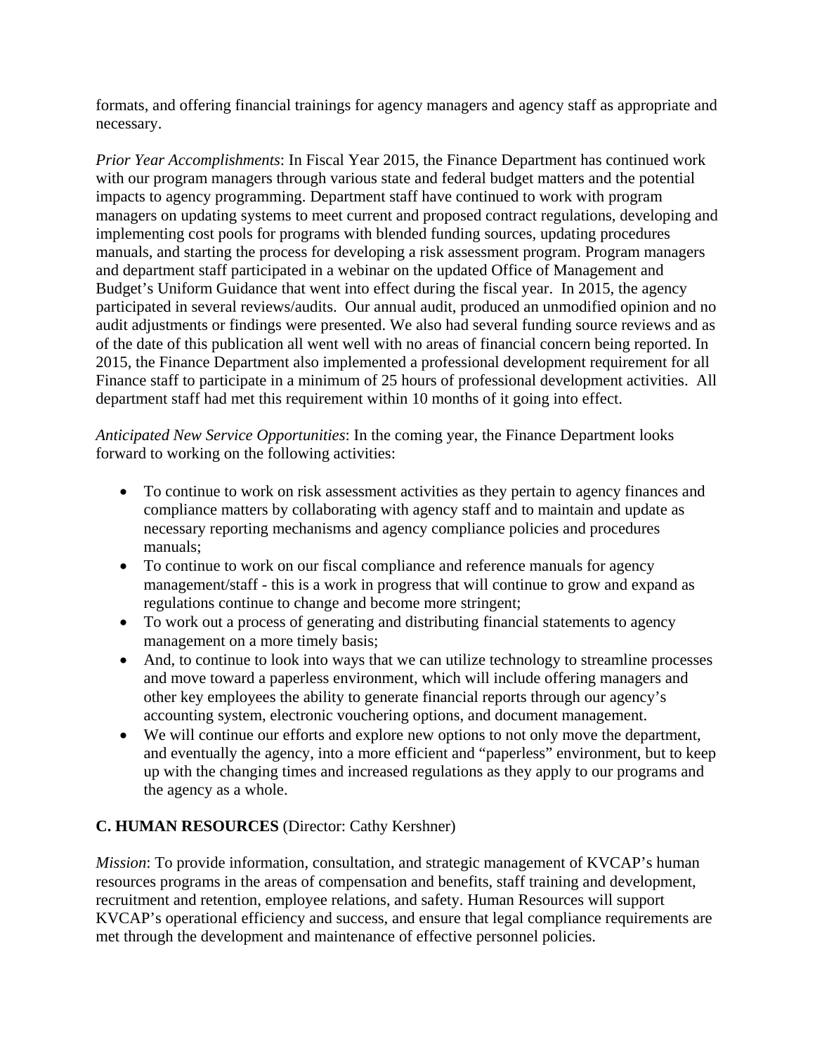formats, and offering financial trainings for agency managers and agency staff as appropriate and necessary.

*Prior Year Accomplishments*: In Fiscal Year 2015, the Finance Department has continued work with our program managers through various state and federal budget matters and the potential impacts to agency programming. Department staff have continued to work with program managers on updating systems to meet current and proposed contract regulations, developing and implementing cost pools for programs with blended funding sources, updating procedures manuals, and starting the process for developing a risk assessment program. Program managers and department staff participated in a webinar on the updated Office of Management and Budget's Uniform Guidance that went into effect during the fiscal year. In 2015, the agency participated in several reviews/audits. Our annual audit, produced an unmodified opinion and no audit adjustments or findings were presented. We also had several funding source reviews and as of the date of this publication all went well with no areas of financial concern being reported. In 2015, the Finance Department also implemented a professional development requirement for all Finance staff to participate in a minimum of 25 hours of professional development activities. All department staff had met this requirement within 10 months of it going into effect.

*Anticipated New Service Opportunities*: In the coming year, the Finance Department looks forward to working on the following activities:

- To continue to work on risk assessment activities as they pertain to agency finances and compliance matters by collaborating with agency staff and to maintain and update as necessary reporting mechanisms and agency compliance policies and procedures manuals;
- To continue to work on our fiscal compliance and reference manuals for agency management/staff - this is a work in progress that will continue to grow and expand as regulations continue to change and become more stringent;
- To work out a process of generating and distributing financial statements to agency management on a more timely basis;
- And, to continue to look into ways that we can utilize technology to streamline processes and move toward a paperless environment, which will include offering managers and other key employees the ability to generate financial reports through our agency's accounting system, electronic vouchering options, and document management.
- We will continue our efforts and explore new options to not only move the department, and eventually the agency, into a more efficient and "paperless" environment, but to keep up with the changing times and increased regulations as they apply to our programs and the agency as a whole.

**C. HUMAN RESOURCES** (Director: Cathy Kershner)

*Mission*: To provide information, consultation, and strategic management of KVCAP's human resources programs in the areas of compensation and benefits, staff training and development, recruitment and retention, employee relations, and safety. Human Resources will support KVCAP's operational efficiency and success, and ensure that legal compliance requirements are met through the development and maintenance of effective personnel policies.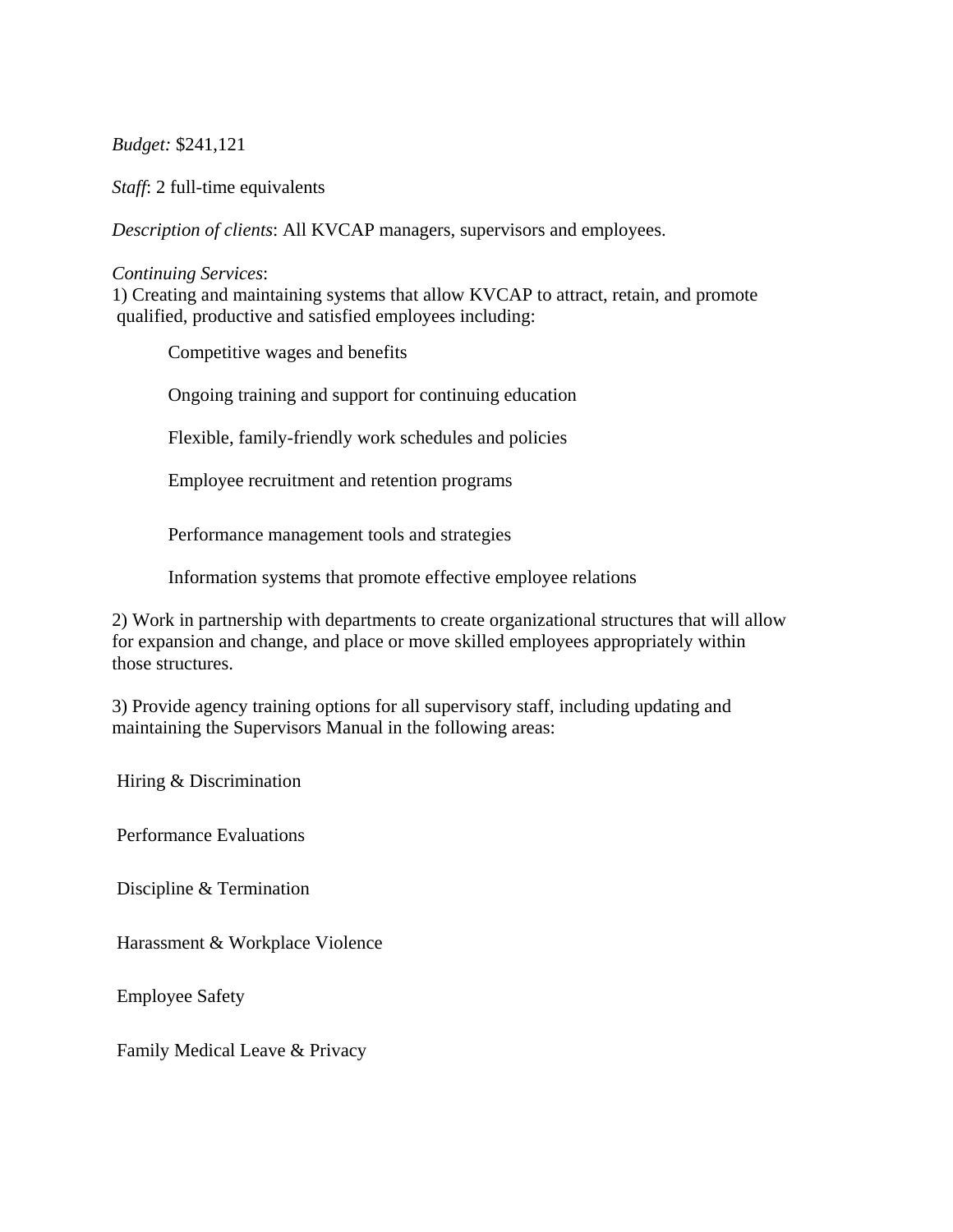*Budget:* $241,121

*Staff*: 2 full-time equivalents

*Description of clients*: All KVCAP managers, supervisors and employees.

*Continuing Services*:

1) Creating and maintaining systems that allow KVCAP to attract, retain, and promote qualified, productive and satisfied employees including:

- Competitive wages and benefits
- Ongoing training and support for continuing education
- Flexible, family-friendly work schedules and policies
- Employee recruitment and retention programs
- Performance management tools and strategies
- Information systems that promote effective employee relations

2) Work in partnership with departments to create organizational structures that will allow for expansion and change, and place or move skilled employees appropriately within those structures.

3) Provide agency training options for all supervisory staff, including updating and maintaining the Supervisors Manual in the following areas:

- Hiring & Discrimination
- Performance Evaluations
- Discipline & Termination
- Harassment & Workplace Violence
- Employee Safety
- Family Medical Leave & Privacy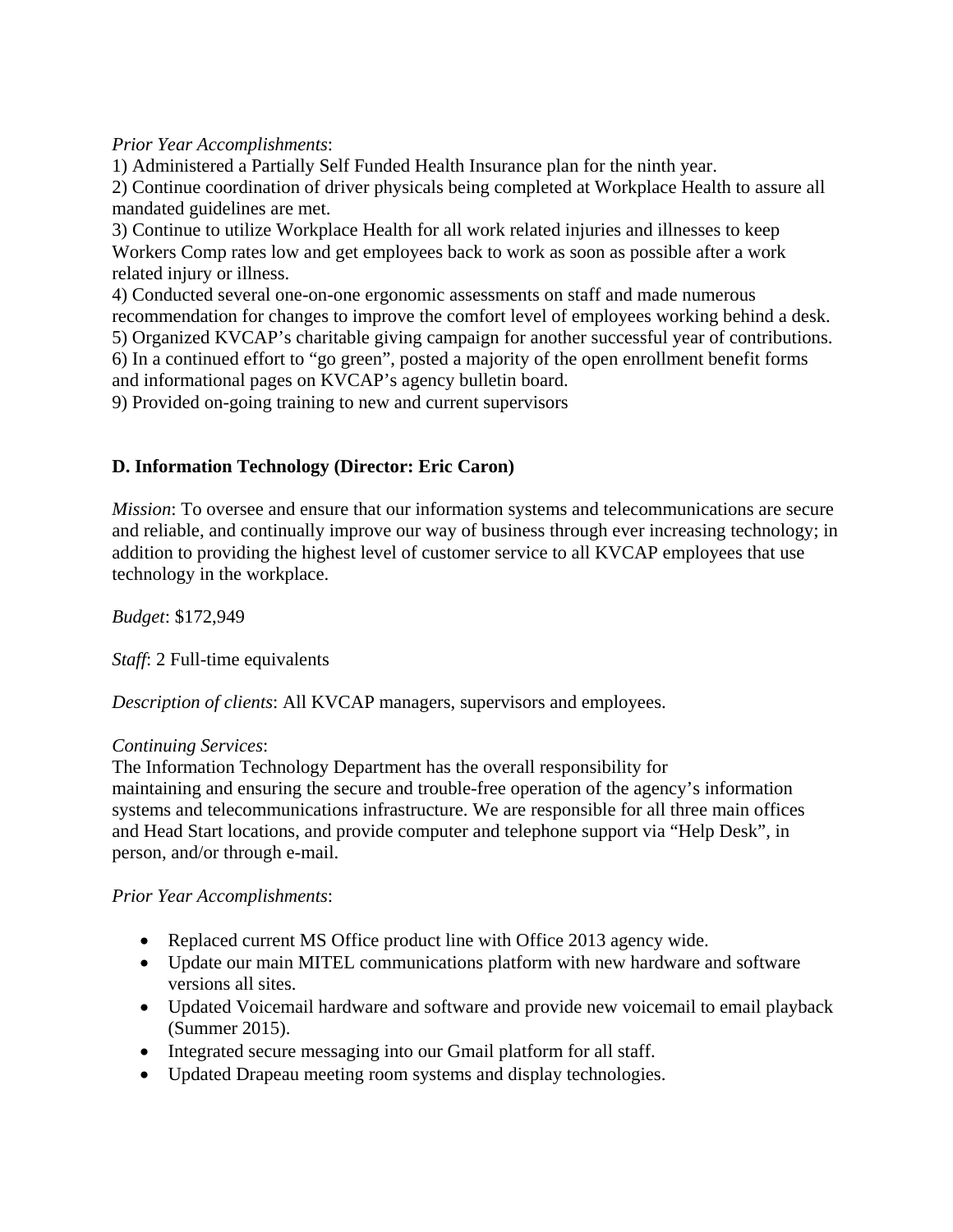*Prior Year Accomplishments*:

1) Administered a Partially Self Funded Health Insurance plan for the ninth year.
2) Continue coordination of driver physicals being completed at Workplace Health to assure all mandated guidelines are met.
3) Continue to utilize Workplace Health for all work related injuries and illnesses to keep Workers Comp rates low and get employees back to work as soon as possible after a work related injury or illness.
4) Conducted several one-on-one ergonomic assessments on staff and made numerous recommendation for changes to improve the comfort level of employees working behind a desk.
5) Organized KVCAP's charitable giving campaign for another successful year of contributions.
6) In a continued effort to "go green", posted a majority of the open enrollment benefit forms and informational pages on KVCAP's agency bulletin board.
9) Provided on-going training to new and current supervisors

**D. Information Technology (Director: Eric Caron)**

*Mission*: To oversee and ensure that our information systems and telecommunications are secure and reliable, and continually improve our way of business through ever increasing technology; in addition to providing the highest level of customer service to all KVCAP employees that use technology in the workplace.

*Budget*: $172,949

*Staff*: 2 Full-time equivalents

*Description of clients*: All KVCAP managers, supervisors and employees.

*Continuing Services*:
The Information Technology Department has the overall responsibility for maintaining and ensuring the secure and trouble-free operation of the agency's information systems and telecommunications infrastructure. We are responsible for all three main offices and Head Start locations, and provide computer and telephone support via "Help Desk", in person, and/or through e-mail.

*Prior Year Accomplishments*:

- Replaced current MS Office product line with Office 2013 agency wide.
- Update our main MITEL communications platform with new hardware and software versions all sites.
- Updated Voicemail hardware and software and provide new voicemail to email playback (Summer 2015).
- Integrated secure messaging into our Gmail platform for all staff.
- Updated Drapeau meeting room systems and display technologies.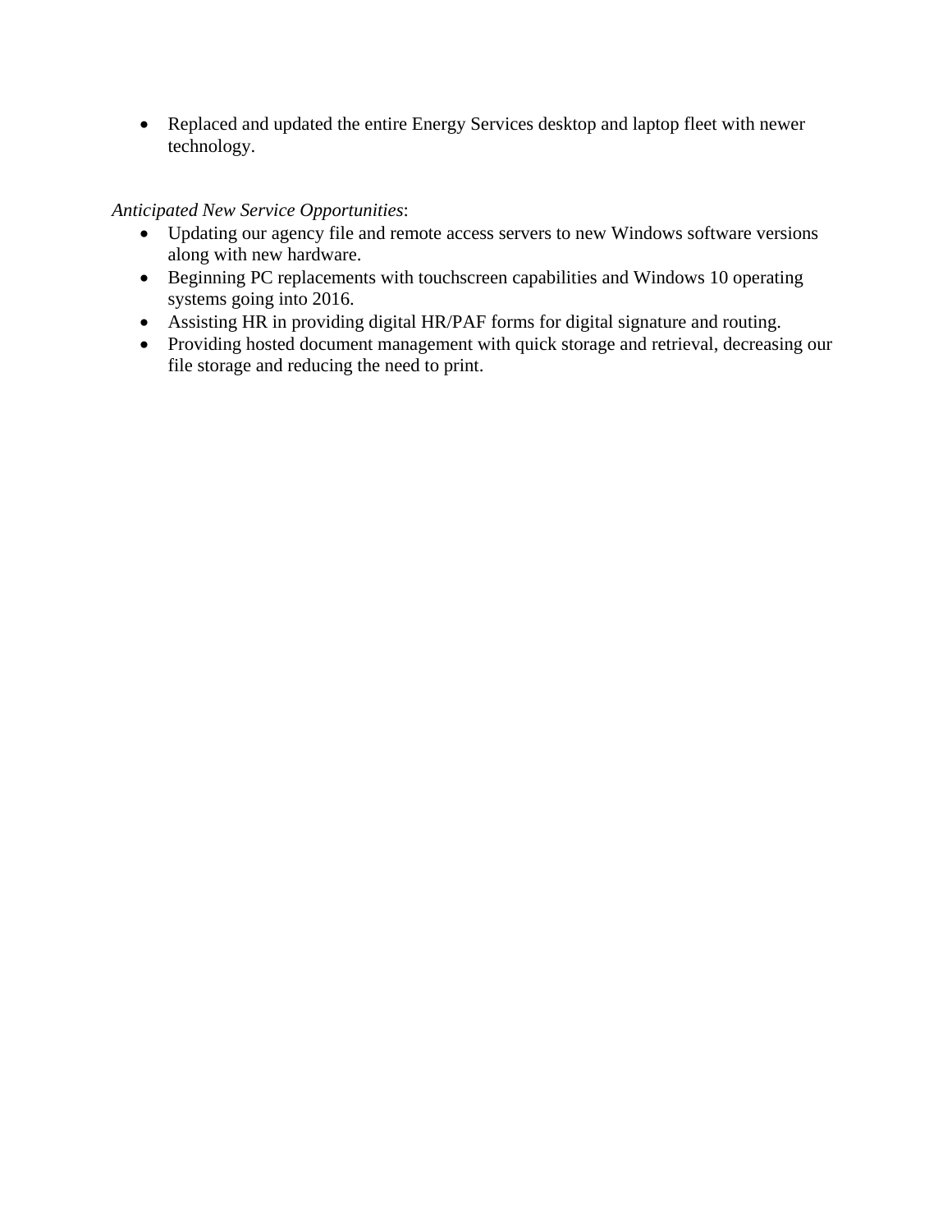- Replaced and updated the entire Energy Services desktop and laptop fleet with newer technology.

*Anticipated New Service Opportunities*:

- Updating our agency file and remote access servers to new Windows software versions along with new hardware.
- Beginning PC replacements with touchscreen capabilities and Windows 10 operating systems going into 2016.
- Assisting HR in providing digital HR/PAF forms for digital signature and routing.
- Providing hosted document management with quick storage and retrieval, decreasing our file storage and reducing the need to print.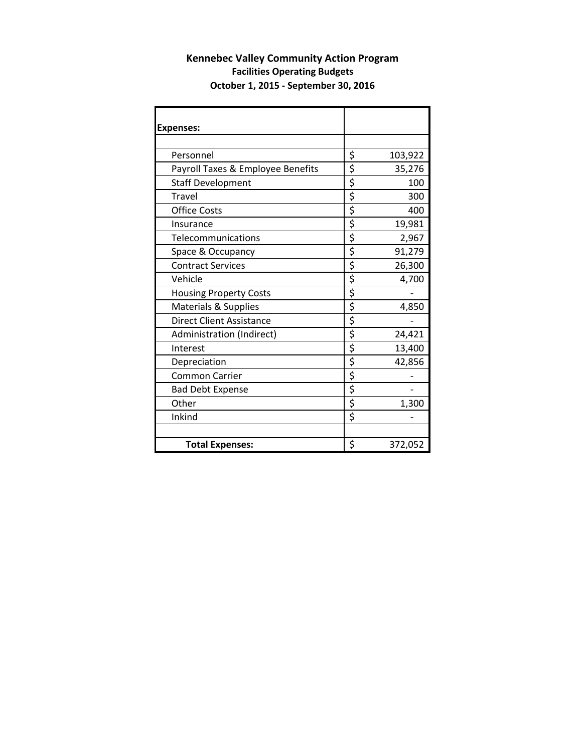# Kennebec Valley Community Action Program

## Facilities Operating Budgets

## October 1, 2015 - September 30, 2016

| Expenses: | |
|---|---|
| | |
| Personnel | $ 103,922 |
| Payroll Taxes & Employee Benefits | $ 35,276 |
| Staff Development | $ 100 |
| Travel | $ 300 |
| Office Costs | $ 400 |
| Insurance | $ 19,981 |
| Telecommunications | $ 2,967 |
| Space & Occupancy | $ 91,279 |
| Contract Services | $ 26,300 |
| Vehicle | $ 4,700 |
| Housing Property Costs | $ - |
| Materials & Supplies | $ 4,850 |
| Direct Client Assistance | $ - |
| Administration (Indirect) | $ 24,421 |
| Interest | $ 13,400 |
| Depreciation | $ 42,856 |
| Common Carrier | $ - |
| Bad Debt Expense | $ - |
| Other | $ 1,300 |
| Inkind | $ - |
| | |
| **Total Expenses:** | $ 372,052 |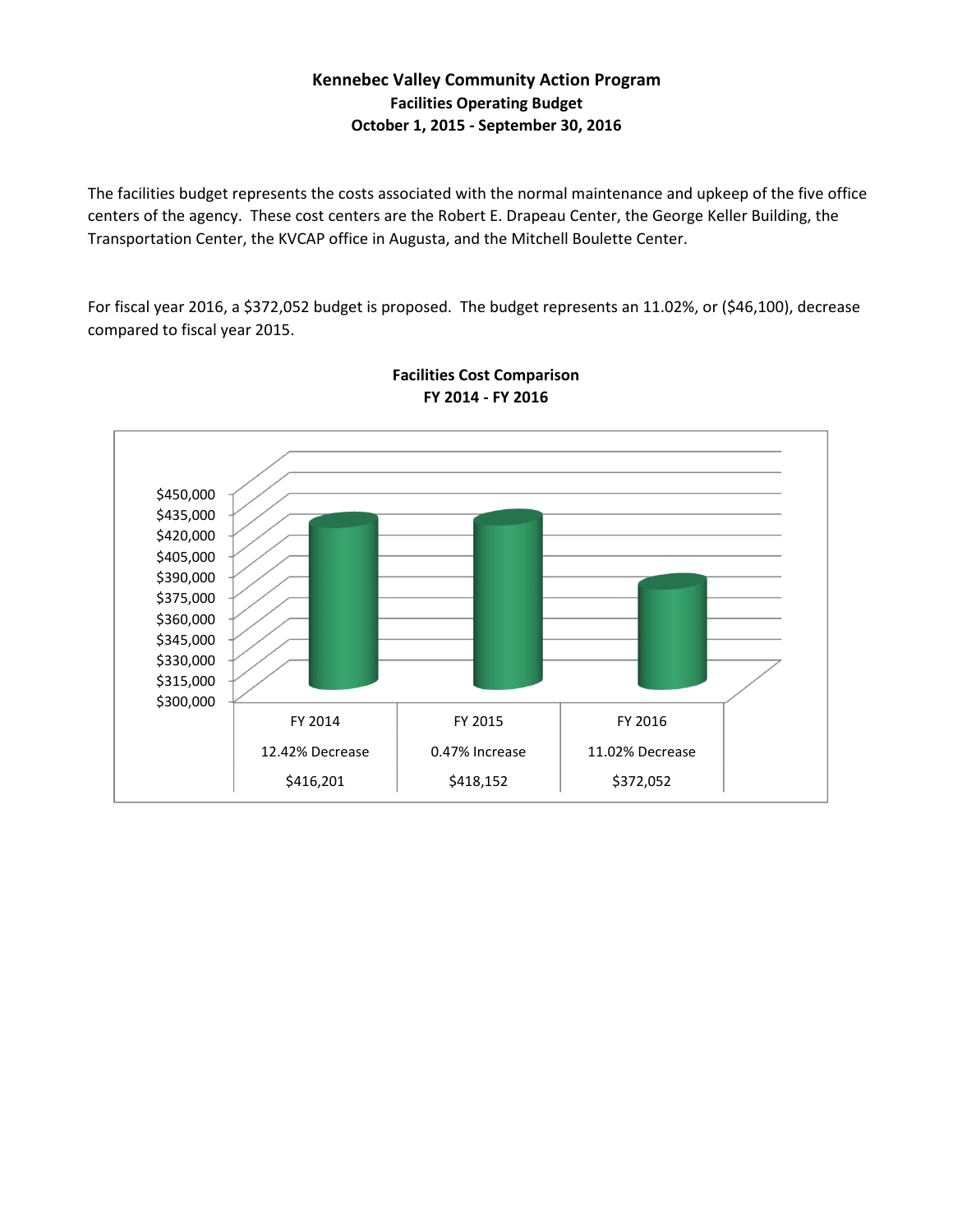# Kennebec Valley Community Action Program

## Facilities Operating Budget

### October 1, 2015 - September 30, 2016

The facilities budget represents the costs associated with the normal maintenance and upkeep of the five office centers of the agency. These cost centers are the Robert E. Drapeau Center, the George Keller Building, the Transportation Center, the KVCAP office in Augusta, and the Mitchell Boulette Center.

For fiscal year 2016, a $372,052 budget is proposed. The budget represents an 11.02%, or ($46,100), decrease compared to fiscal year 2015.

**Facilities Cost Comparison**
**FY 2014 - FY 2016**

| FY 2014 | FY 2015 | FY 2016 |
|---|---|---|
| 12.42% Decrease | 0.47% Increase | 11.02% Decrease |
| $416,201 | $418,152 | $372,052 |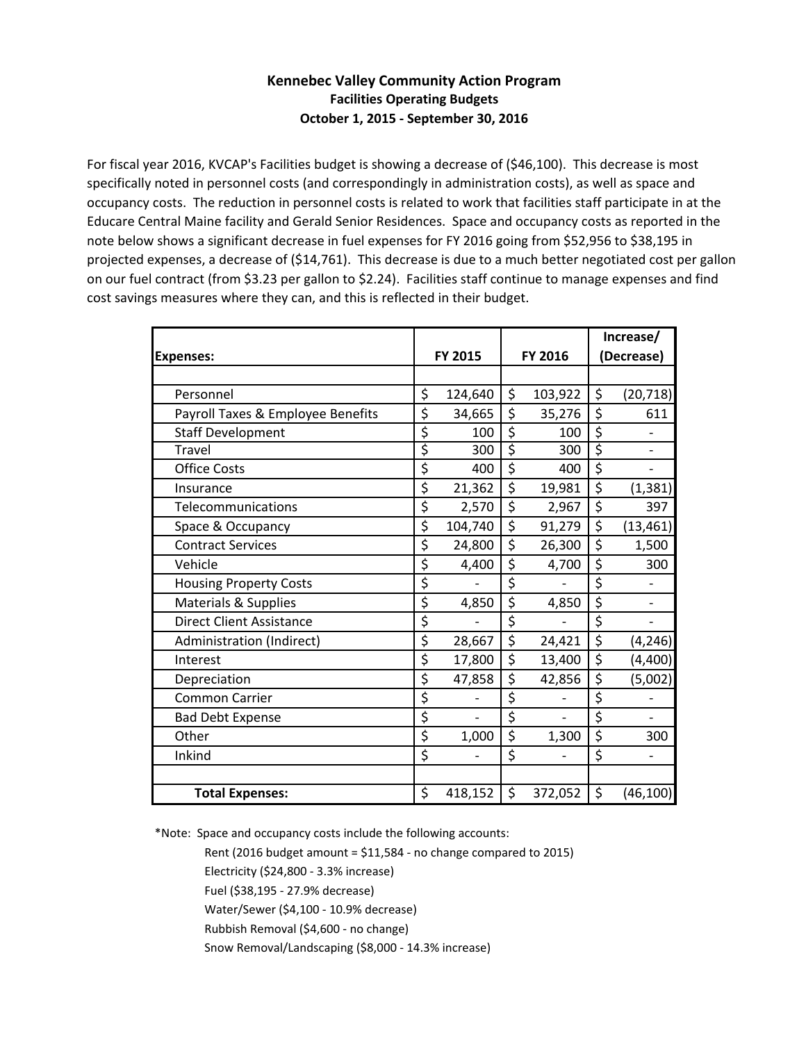# Kennebec Valley Community Action Program

## Facilities Operating Budgets

### October 1, 2015 - September 30, 2016

For fiscal year 2016, KVCAP's Facilities budget is showing a decrease of ($46,100). This decrease is most specifically noted in personnel costs (and correspondingly in administration costs), as well as space and occupancy costs. The reduction in personnel costs is related to work that facilities staff participate in at the Educare Central Maine facility and Gerald Senior Residences. Space and occupancy costs as reported in the note below shows a significant decrease in fuel expenses for FY 2016 going from $52,956 to $38,195 in projected expenses, a decrease of ($14,761). This decrease is due to a much better negotiated cost per gallon on our fuel contract (from $3.23 per gallon to $2.24). Facilities staff continue to manage expenses and find cost savings measures where they can, and this is reflected in their budget.

| Expenses: | FY 2015 | FY 2016 | Increase/ (Decrease) |
|---|---|---|---|
| Personnel | $ 124,640 | $ 103,922 | $ (20,718) |
| Payroll Taxes & Employee Benefits | $ 34,665 | $ 35,276 | $ 611 |
| Staff Development | $ 100 | $ 100 | $ - |
| Travel | $ 300 | $ 300 | $ - |
| Office Costs | $ 400 | $ 400 | $ - |
| Insurance | $ 21,362 | $ 19,981 | $ (1,381) |
| Telecommunications | $ 2,570 | $ 2,967 | $ 397 |
| Space & Occupancy | $ 104,740 | $ 91,279 | $ (13,461) |
| Contract Services | $ 24,800 | $ 26,300 | $ 1,500 |
| Vehicle | $ 4,400 | $ 4,700 | $ 300 |
| Housing Property Costs | $ - | $ - | $ - |
| Materials & Supplies | $ 4,850 | $ 4,850 | $ - |
| Direct Client Assistance | $ - | $ - | $ - |
| Administration (Indirect) | $ 28,667 | $ 24,421 | $ (4,246) |
| Interest | $ 17,800 | $ 13,400 | $ (4,400) |
| Depreciation | $ 47,858 | $ 42,856 | $ (5,002) |
| Common Carrier | $ - | $ - | $ - |
| Bad Debt Expense | $ - | $ - | $ - |
| Other | $ 1,000 | $ 1,300 | $ 300 |
| Inkind | $ - | $ - | $ - |
| **Total Expenses:** | $ 418,152 | $ 372,052 | $ (46,100) |

*Note: Space and occupancy costs include the following accounts:

- Rent (2016 budget amount = $11,584 - no change compared to 2015)
- Electricity ($24,800 - 3.3% increase)
- Fuel ($38,195 - 27.9% decrease)
- Water/Sewer ($4,100 - 10.9% decrease)
- Rubbish Removal ($4,600 - no change)
- Snow Removal/Landscaping ($8,000 - 14.3% increase)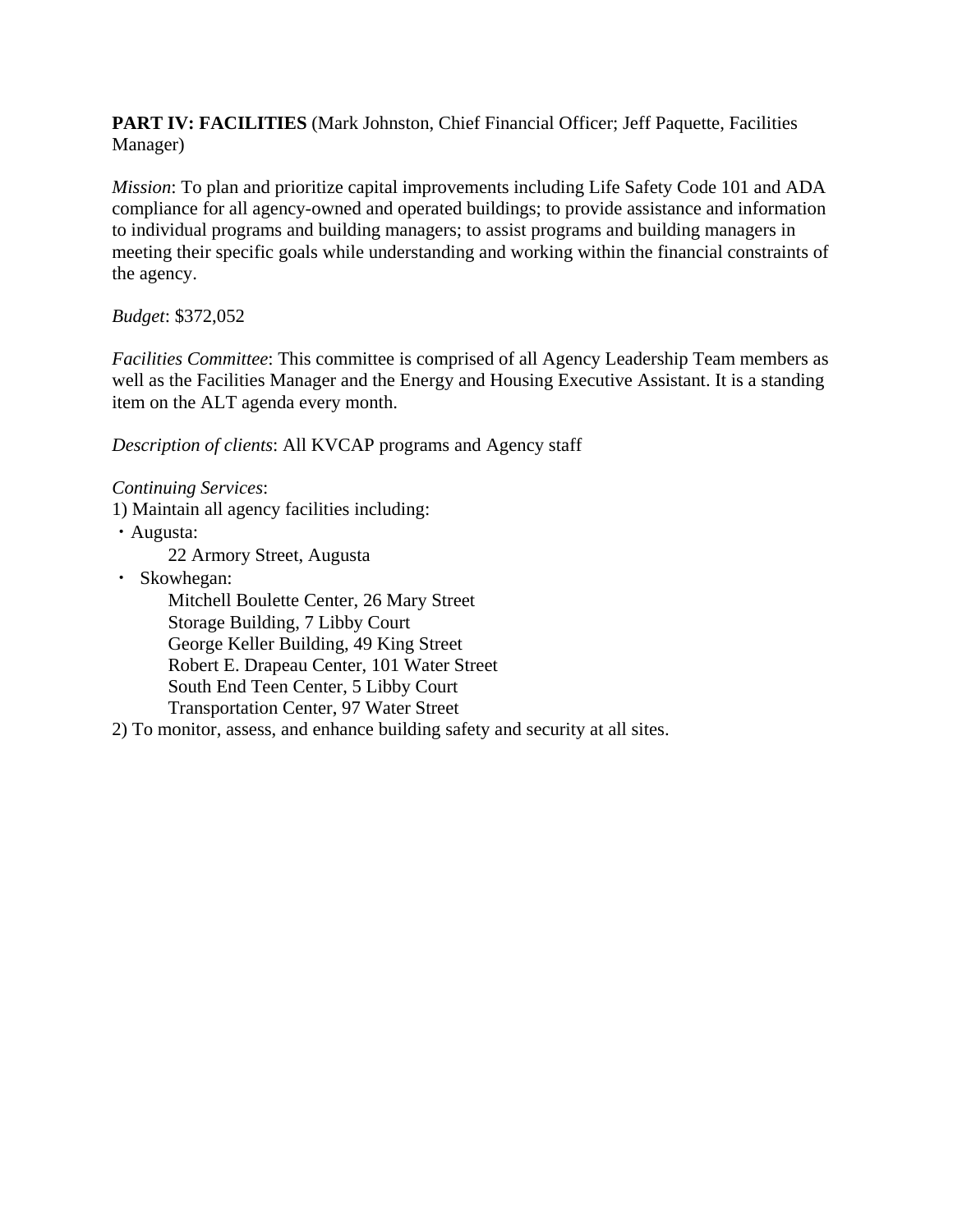**PART IV: FACILITIES** (Mark Johnston, Chief Financial Officer; Jeff Paquette, Facilities Manager)

*Mission*: To plan and prioritize capital improvements including Life Safety Code 101 and ADA compliance for all agency-owned and operated buildings; to provide assistance and information to individual programs and building managers; to assist programs and building managers in meeting their specific goals while understanding and working within the financial constraints of the agency.

*Budget*: $372,052

*Facilities Committee*: This committee is comprised of all Agency Leadership Team members as well as the Facilities Manager and the Energy and Housing Executive Assistant. It is a standing item on the ALT agenda every month.

*Description of clients*: All KVCAP programs and Agency staff

*Continuing Services*:

1) Maintain all agency facilities including:

- Augusta:
  - 22 Armory Street, Augusta
- Skowhegan:
  - Mitchell Boulette Center, 26 Mary Street
  - Storage Building, 7 Libby Court
  - George Keller Building, 49 King Street
  - Robert E. Drapeau Center, 101 Water Street
  - South End Teen Center, 5 Libby Court
  - Transportation Center, 97 Water Street

2) To monitor, assess, and enhance building safety and security at all sites.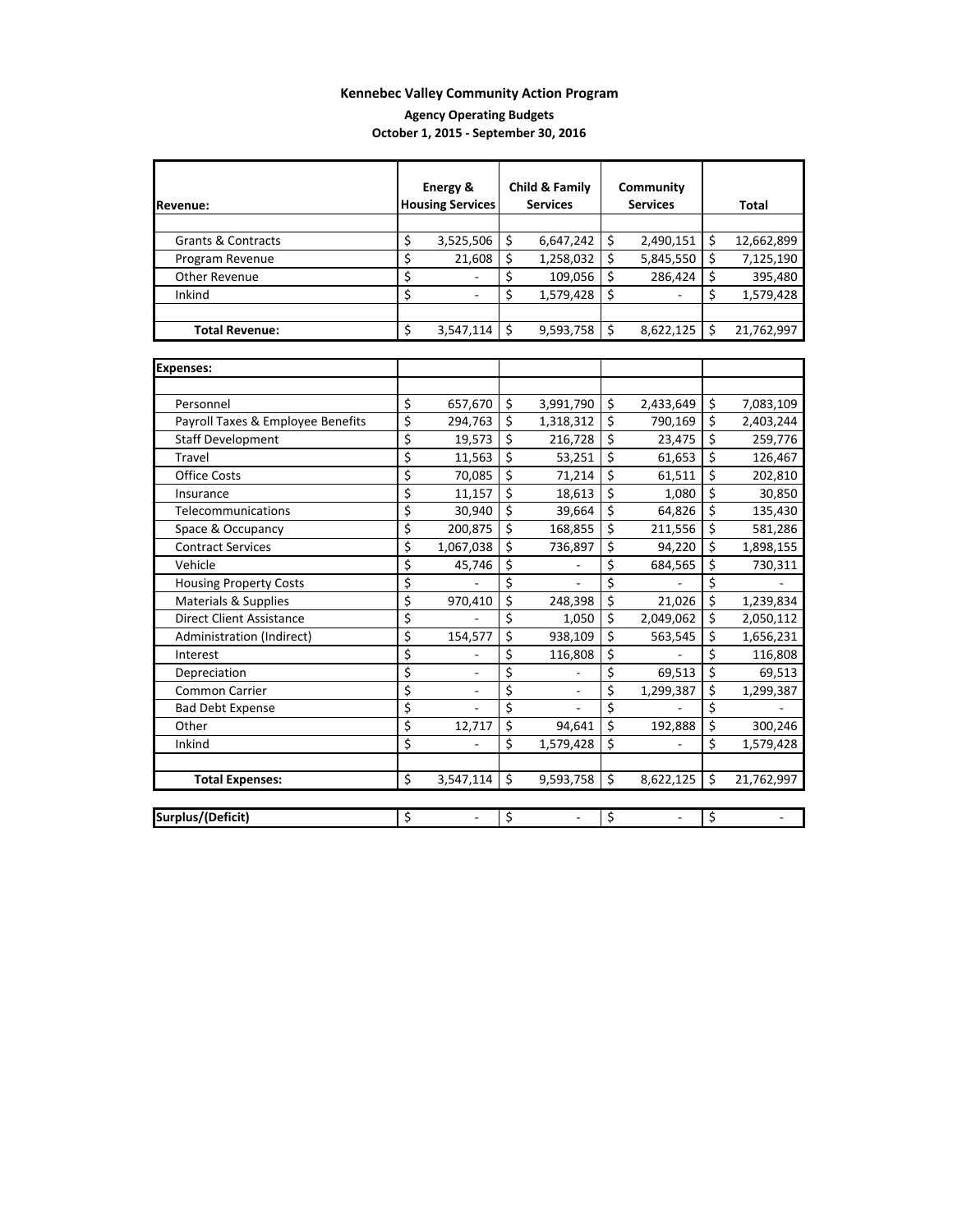## Kennebec Valley Community Action Program

### Agency Operating Budgets

### October 1, 2015 - September 30, 2016

| Revenue: | Energy & Housing Services | Child & Family Services | Community Services | Total |
|---|---|---|---|---|
| Grants & Contracts | $ 3,525,506 | $ 6,647,242 | $ 2,490,151 | $ 12,662,899 |
| Program Revenue | $ 21,608 | $ 1,258,032 | $ 5,845,550 | $ 7,125,190 |
| Other Revenue | $ - | $ 109,056 | $ 286,424 | $ 395,480 |
| Inkind | $ - | $ 1,579,428 | $ - | $ 1,579,428 |
| **Total Revenue:** | $ 3,547,114 | $ 9,593,758 | $ 8,622,125 | $ 21,762,997 |

| Expenses: | Energy & Housing Services | Child & Family Services | Community Services | Total |
|---|---|---|---|---|
| Personnel | $ 657,670 | $ 3,991,790 | $ 2,433,649 | $ 7,083,109 |
| Payroll Taxes & Employee Benefits | $ 294,763 | $ 1,318,312 | $ 790,169 | $ 2,403,244 |
| Staff Development | $ 19,573 | $ 216,728 | $ 23,475 | $ 259,776 |
| Travel | $ 11,563 | $ 53,251 | $ 61,653 | $ 126,467 |
| Office Costs | $ 70,085 | $ 71,214 | $ 61,511 | $ 202,810 |
| Insurance | $ 11,157 | $ 18,613 | $ 1,080 | $ 30,850 |
| Telecommunications | $ 30,940 | $ 39,664 | $ 64,826 | $ 135,430 |
| Space & Occupancy | $ 200,875 | $ 168,855 | $ 211,556 | $ 581,286 |
| Contract Services | $ 1,067,038 | $ 736,897 | $ 94,220 | $ 1,898,155 |
| Vehicle | $ 45,746 | $ - | $ 684,565 | $ 730,311 |
| Housing Property Costs | $ - | $ - | $ - | $ - |
| Materials & Supplies | $ 970,410 | $ 248,398 | $ 21,026 | $ 1,239,834 |
| Direct Client Assistance | $ - | $ 1,050 | $ 2,049,062 | $ 2,050,112 |
| Administration (Indirect) | $ 154,577 | $ 938,109 | $ 563,545 | $ 1,656,231 |
| Interest | $ - | $ 116,808 | $ - | $ 116,808 |
| Depreciation | $ - | $ - | $ 69,513 | $ 69,513 |
| Common Carrier | $ - | $ - | $ 1,299,387 | $ 1,299,387 |
| Bad Debt Expense | $ - | $ - | $ - | $ - |
| Other | $ 12,717 | $ 94,641 | $ 192,888 | $ 300,246 |
| Inkind | $ - | $ 1,579,428 | $ - | $ 1,579,428 |
| **Total Expenses:** | $ 3,547,114 | $ 9,593,758 | $ 8,622,125 | $ 21,762,997 |
| **Surplus/(Deficit)** | $ - | $ - | $ - | $ - |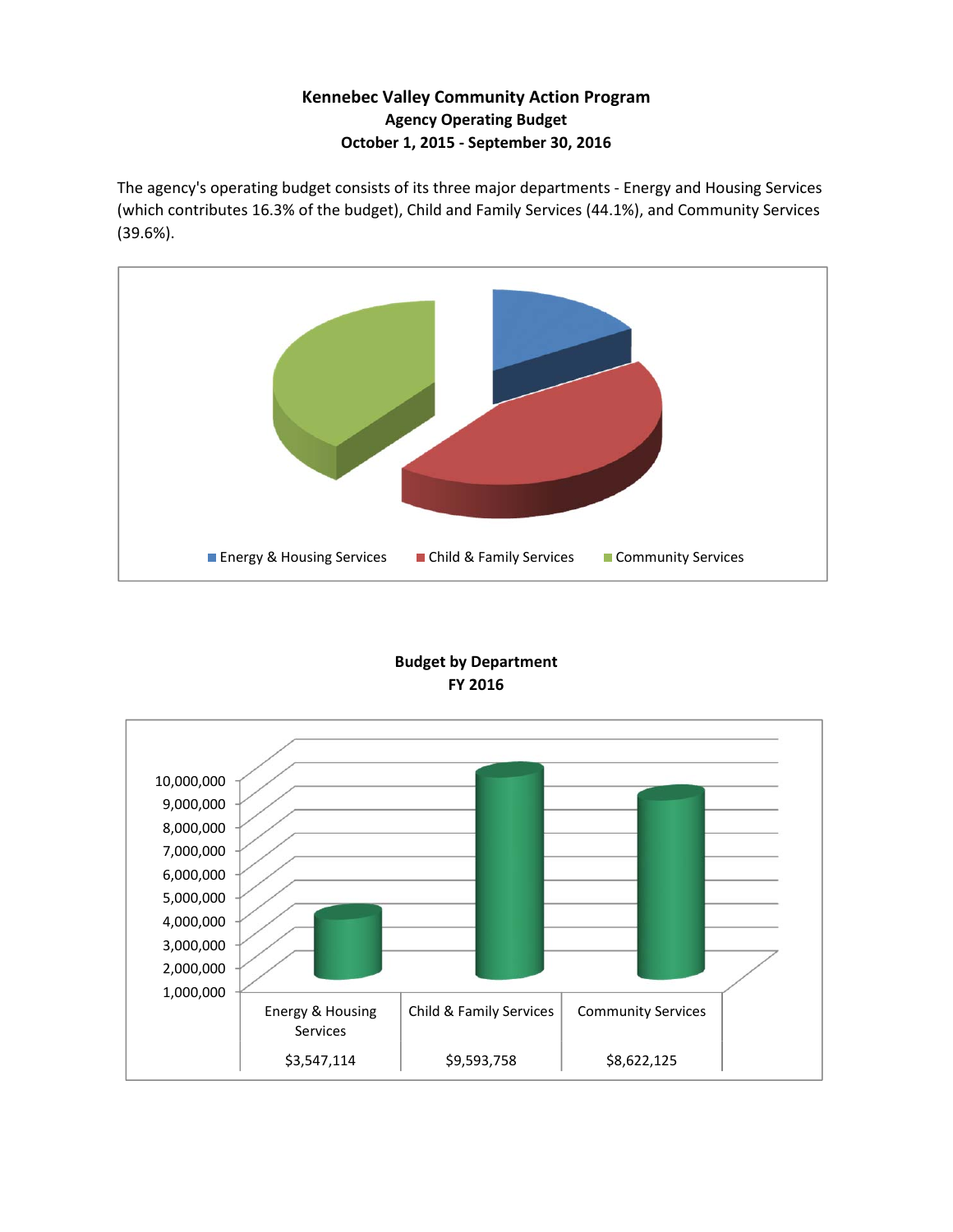**Kennebec Valley Community Action Program**
**Agency Operating Budget**
**October 1, 2015 - September 30, 2016**

The agency's operating budget consists of its three major departments - Energy and Housing Services (which contributes 16.3% of the budget), Child and Family Services (44.1%), and Community Services (39.6%).

Energy & Housing Services | Child & Family Services | Community Services

**Budget by Department**
**FY 2016**

| Energy & Housing Services | Child & Family Services | Community Services |
|---|---|---|
| $3,547,114 | $9,593,758 | $8,622,125 |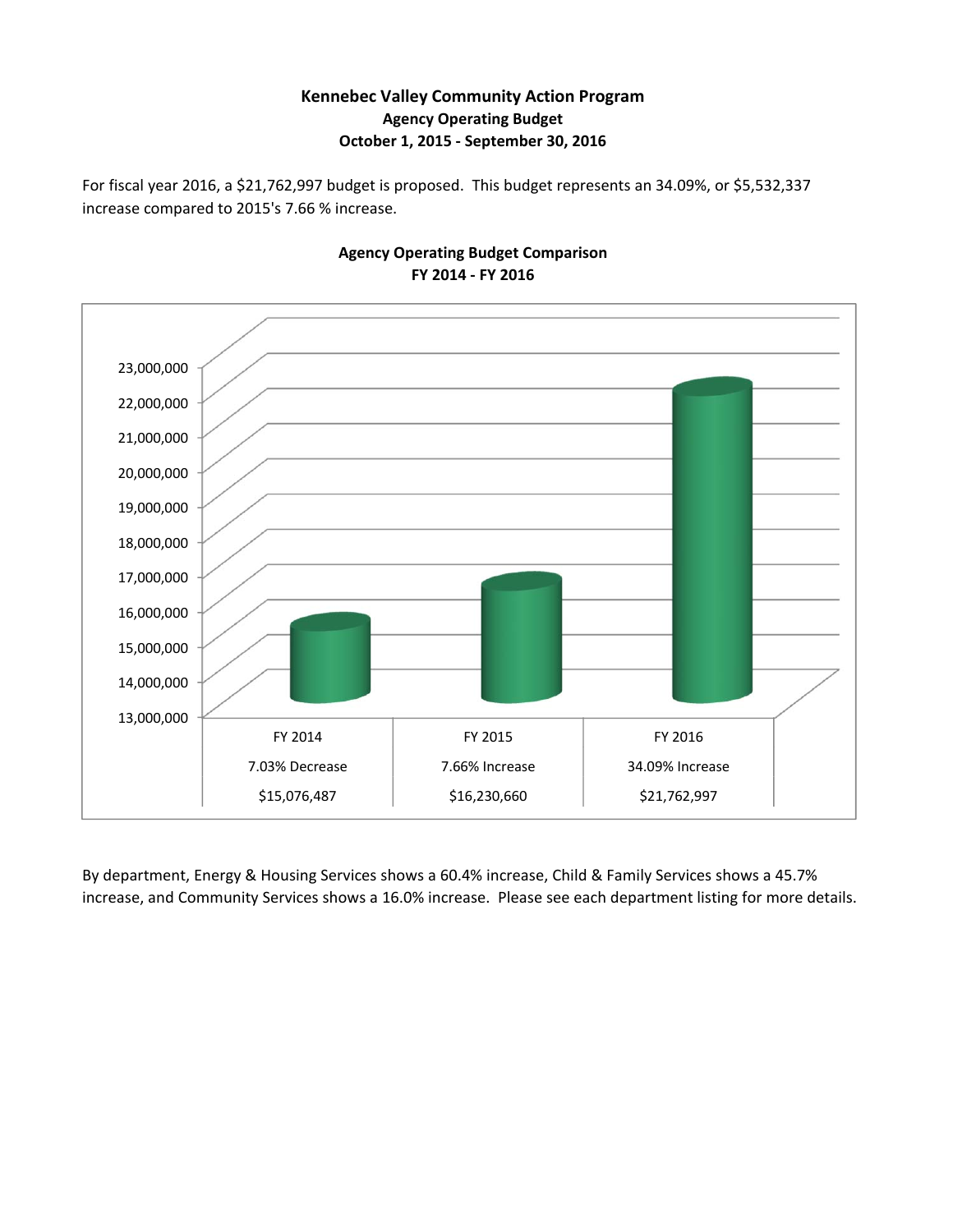**Kennebec Valley Community Action Program**
**Agency Operating Budget**
**October 1, 2015 - September 30, 2016**

For fiscal year 2016, a $21,762,997 budget is proposed. This budget represents an 34.09%, or $5,532,337 increase compared to 2015's 7.66 % increase.

**Agency Operating Budget Comparison**
**FY 2014 - FY 2016**

| FY 2014 | FY 2015 | FY 2016 |
|---|---|---|
| 7.03% Decrease | 7.66% Increase | 34.09% Increase |
| $15,076,487 | $16,230,660 | $21,762,997 |

By department, Energy & Housing Services shows a 60.4% increase, Child & Family Services shows a 45.7% increase, and Community Services shows a 16.0% increase. Please see each department listing for more details.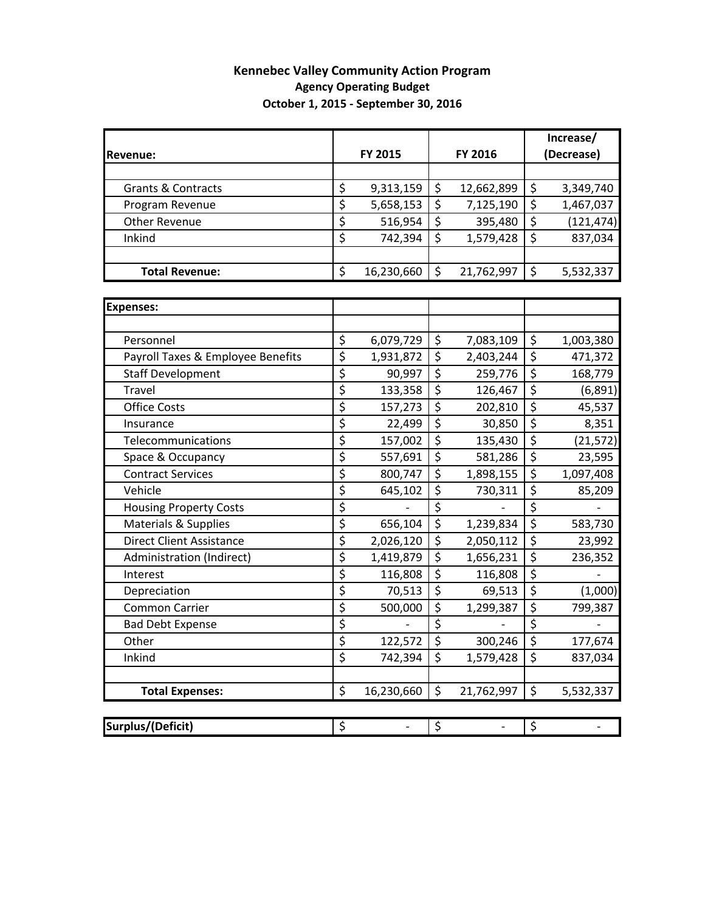# Kennebec Valley Community Action Program

## Agency Operating Budget

### October 1, 2015 - September 30, 2016

| Revenue: | FY 2015 | FY 2016 | Increase/ (Decrease) |
|---|---|---|---|
| Grants & Contracts | $ 9,313,159 | $ 12,662,899 | $ 3,349,740 |
| Program Revenue | $ 5,658,153 | $ 7,125,190 | $ 1,467,037 |
| Other Revenue | $ 516,954 | $ 395,480 | $ (121,474) |
| Inkind | $ 742,394 | $ 1,579,428 | $ 837,034 |
| **Total Revenue:** | $ 16,230,660 | $ 21,762,997 | $ 5,532,337 |

| Expenses: | FY 2015 | FY 2016 | Increase/ (Decrease) |
|---|---|---|---|
| Personnel | $ 6,079,729 | $ 7,083,109 | $ 1,003,380 |
| Payroll Taxes & Employee Benefits | $ 1,931,872 | $ 2,403,244 | $ 471,372 |
| Staff Development | $ 90,997 | $ 259,776 | $ 168,779 |
| Travel | $ 133,358 | $ 126,467 | $ (6,891) |
| Office Costs | $ 157,273 | $ 202,810 | $ 45,537 |
| Insurance | $ 22,499 | $ 30,850 | $ 8,351 |
| Telecommunications | $ 157,002 | $ 135,430 | $ (21,572) |
| Space & Occupancy | $ 557,691 | $ 581,286 | $ 23,595 |
| Contract Services | $ 800,747 | $ 1,898,155 | $ 1,097,408 |
| Vehicle | $ 645,102 | $ 730,311 | $ 85,209 |
| Housing Property Costs | $ - | $ - | $ - |
| Materials & Supplies | $ 656,104 | $ 1,239,834 | $ 583,730 |
| Direct Client Assistance | $ 2,026,120 | $ 2,050,112 | $ 23,992 |
| Administration (Indirect) | $ 1,419,879 | $ 1,656,231 | $ 236,352 |
| Interest | $ 116,808 | $ 116,808 | $ - |
| Depreciation | $ 70,513 | $ 69,513 | $ (1,000) |
| Common Carrier | $ 500,000 | $ 1,299,387 | $ 799,387 |
| Bad Debt Expense | $ - | $ - | $ - |
| Other | $ 122,572 | $ 300,246 | $ 177,674 |
| Inkind | $ 742,394 | $ 1,579,428 | $ 837,034 |
| **Total Expenses:** | $ 16,230,660 | $ 21,762,997 | $ 5,532,337 |

| **Surplus/(Deficit)** | $ - | $ - | $ - |
|---|---|---|---|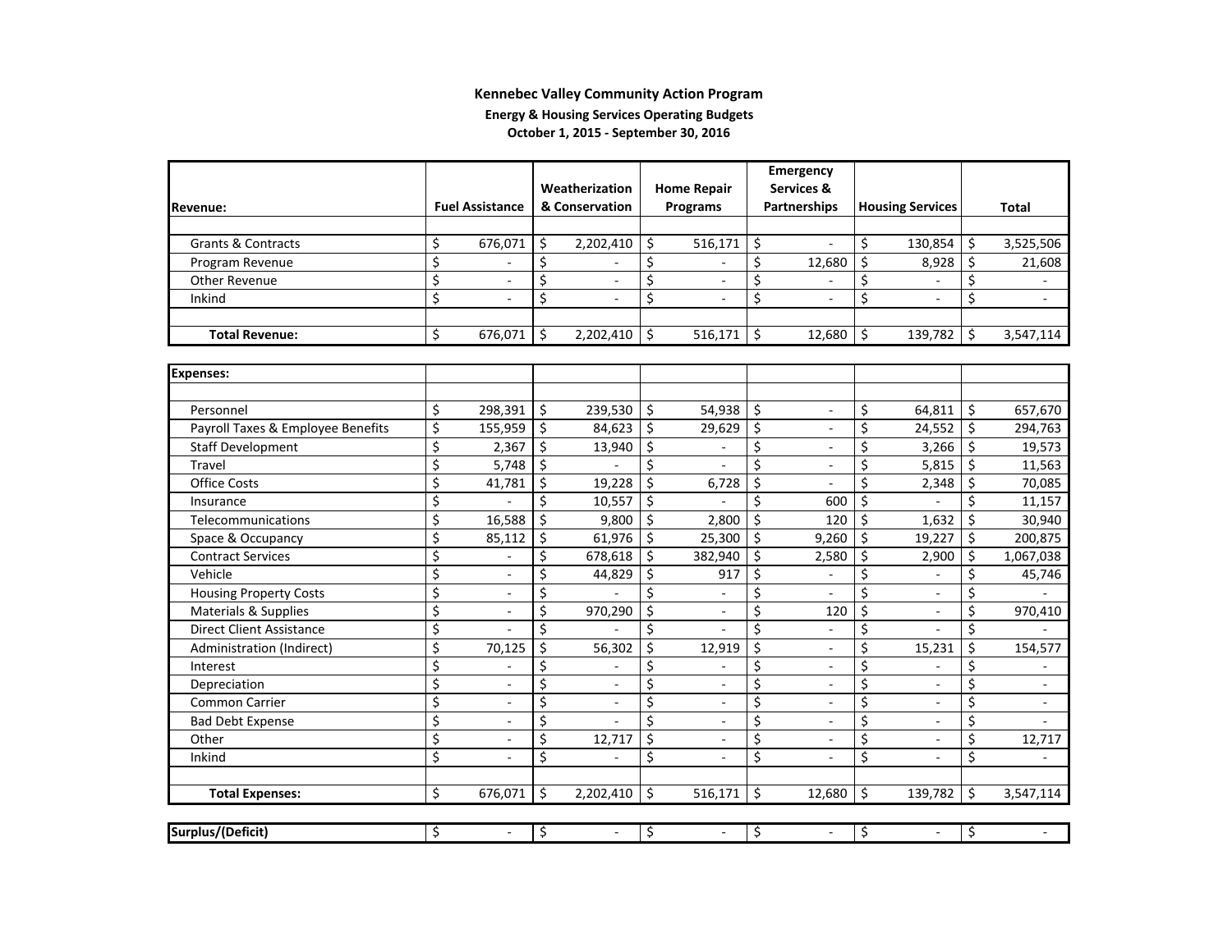**Kennebec Valley Community Action Program**

**Energy & Housing Services Operating Budgets**

**October 1, 2015 - September 30, 2016**

| Revenue: | Fuel Assistance | Weatherization & Conservation | Home Repair Programs | Emergency Services & Partnerships | Housing Services | Total |
|---|---|---|---|---|---|---|
| Grants & Contracts | $ 676,071 | $ 2,202,410 | $ 516,171 | $ - | $ 130,854 | $ 3,525,506 |
| Program Revenue | $ - | $ - | $ - | $ 12,680 | $ 8,928 | $ 21,608 |
| Other Revenue | $ - | $ - | $ - | $ - | $ - | $ - |
| Inkind | $ - | $ - | $ - | $ - | $ - | $ - |
| **Total Revenue:** | $ 676,071 | $ 2,202,410 | $ 516,171 | $ 12,680 | $ 139,782 | $ 3,547,114 |

| Expenses: | Fuel Assistance | Weatherization & Conservation | Home Repair Programs | Emergency Services & Partnerships | Housing Services | Total |
|---|---|---|---|---|---|---|
| Personnel | $ 298,391 | $ 239,530 | $ 54,938 | $ - | $ 64,811 | $ 657,670 |
| Payroll Taxes & Employee Benefits | $ 155,959 | $ 84,623 | $ 29,629 | $ - | $ 24,552 | $ 294,763 |
| Staff Development | $ 2,367 | $ 13,940 | $ - | $ - | $ 3,266 | $ 19,573 |
| Travel | $ 5,748 | $ - | $ - | $ - | $ 5,815 | $ 11,563 |
| Office Costs | $ 41,781 | $ 19,228 | $ 6,728 | $ - | $ 2,348 | $ 70,085 |
| Insurance | $ - | $ 10,557 | $ - | $ 600 | $ - | $ 11,157 |
| Telecommunications | $ 16,588 | $ 9,800 | $ 2,800 | $ 120 | $ 1,632 | $ 30,940 |
| Space & Occupancy | $ 85,112 | $ 61,976 | $ 25,300 | $ 9,260 | $ 19,227 | $ 200,875 |
| Contract Services | $ - | $ 678,618 | $ 382,940 | $ 2,580 | $ 2,900 | $ 1,067,038 |
| Vehicle | $ - | $ 44,829 | $ 917 | $ - | $ - | $ 45,746 |
| Housing Property Costs | $ - | $ - | $ - | $ - | $ - | $ - |
| Materials & Supplies | $ - | $ 970,290 | $ - | $ 120 | $ - | $ 970,410 |
| Direct Client Assistance | $ - | $ - | $ - | $ - | $ - | $ - |
| Administration (Indirect) | $ 70,125 | $ 56,302 | $ 12,919 | $ - | $ 15,231 | $ 154,577 |
| Interest | $ - | $ - | $ - | $ - | $ - | $ - |
| Depreciation | $ - | $ - | $ - | $ - | $ - | $ - |
| Common Carrier | $ - | $ - | $ - | $ - | $ - | $ - |
| Bad Debt Expense | $ - | $ - | $ - | $ - | $ - | $ - |
| Other | $ - | $ 12,717 | $ - | $ - | $ - | $ 12,717 |
| Inkind | $ - | $ - | $ - | $ - | $ - | $ - |
| **Total Expenses:** | $ 676,071 | $ 2,202,410 | $ 516,171 | $ 12,680 | $ 139,782 | $ 3,547,114 |

| **Surplus/(Deficit)** | $ - | $ - | $ - | $ - | $ - | $ - |
|---|---|---|---|---|---|---|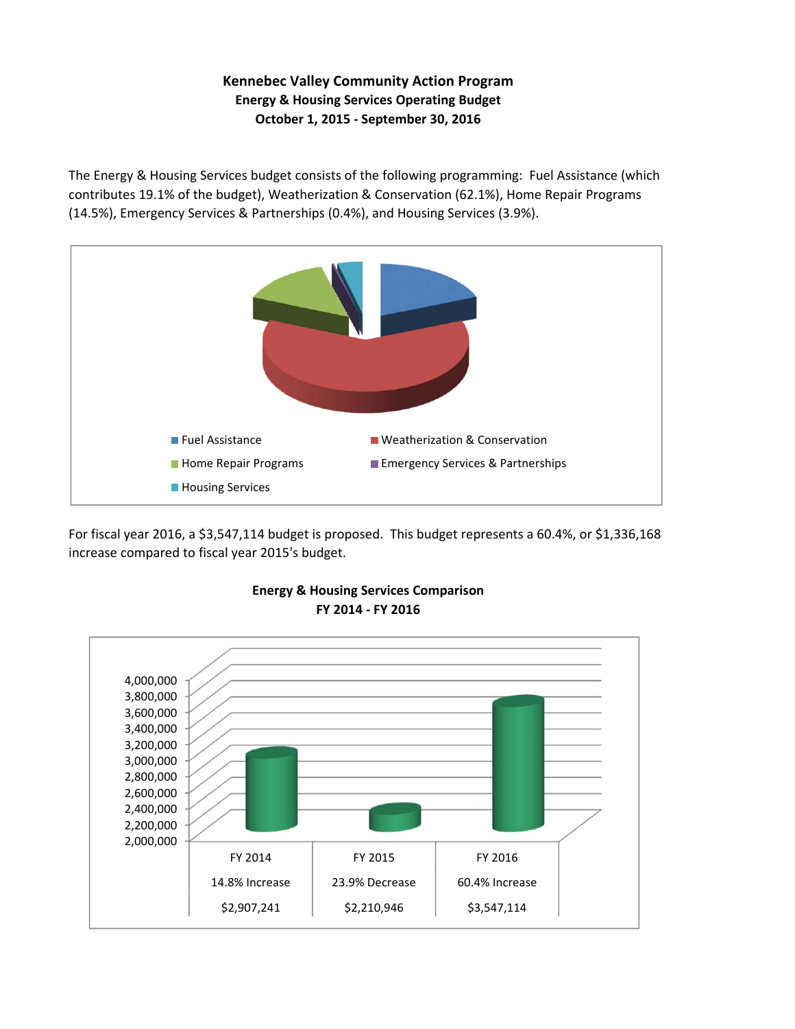**Kennebec Valley Community Action Program**
**Energy & Housing Services Operating Budget**
**October 1, 2015 - September 30, 2016**

The Energy & Housing Services budget consists of the following programming: Fuel Assistance (which contributes 19.1% of the budget), Weatherization & Conservation (62.1%), Home Repair Programs (14.5%), Emergency Services & Partnerships (0.4%), and Housing Services (3.9%).

- Fuel Assistance
- Weatherization & Conservation
- Home Repair Programs
- Emergency Services & Partnerships
- Housing Services

For fiscal year 2016, a $3,547,114 budget is proposed. This budget represents a 60.4%, or $1,336,168 increase compared to fiscal year 2015's budget.

**Energy & Housing Services Comparison**
**FY 2014 - FY 2016**

| FY 2014 | FY 2015 | FY 2016 |
|---|---|---|
| 14.8% Increase | 23.9% Decrease | 60.4% Increase |
| $2,907,241 | $2,210,946 | $3,547,114 |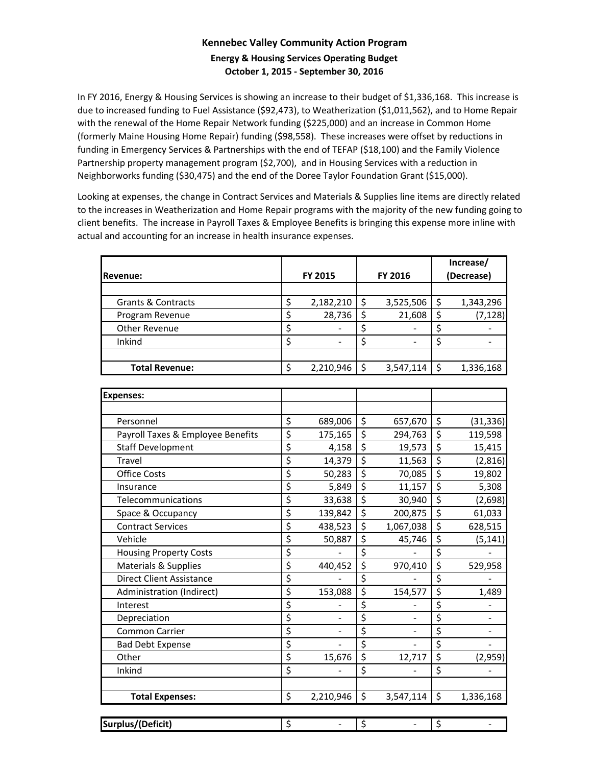# Kennebec Valley Community Action Program

## Energy & Housing Services Operating Budget

## October 1, 2015 - September 30, 2016

In FY 2016, Energy & Housing Services is showing an increase to their budget of $1,336,168. This increase is due to increased funding to Fuel Assistance ($92,473), to Weatherization ($1,011,562), and to Home Repair with the renewal of the Home Repair Network funding ($225,000) and an increase in Common Home (formerly Maine Housing Home Repair) funding ($98,558). These increases were offset by reductions in funding in Emergency Services & Partnerships with the end of TEFAP ($18,100) and the Family Violence Partnership property management program ($2,700), and in Housing Services with a reduction in Neighborworks funding ($30,475) and the end of the Doree Taylor Foundation Grant ($15,000).

Looking at expenses, the change in Contract Services and Materials & Supplies line items are directly related to the increases in Weatherization and Home Repair programs with the majority of the new funding going to client benefits. The increase in Payroll Taxes & Employee Benefits is bringing this expense more inline with actual and accounting for an increase in health insurance expenses.

| **Revenue:** | **FY 2015** | **FY 2016** | **Increase/ (Decrease)** |
|---|---|---|---|
| Grants & Contracts | $ 2,182,210 | $ 3,525,506 | $ 1,343,296 |
| Program Revenue | $ 28,736 | $ 21,608 | $ (7,128) |
| Other Revenue | $ - | $ - | $ - |
| Inkind | $ - | $ - | $ - |
| **Total Revenue:** | $ 2,210,946 | $ 3,547,114 | $ 1,336,168 |

| **Expenses:** | | | |
|---|---|---|---|
| Personnel | $ 689,006 | $ 657,670 | $ (31,336) |
| Payroll Taxes & Employee Benefits | $ 175,165 | $ 294,763 | $ 119,598 |
| Staff Development | $ 4,158 | $ 19,573 | $ 15,415 |
| Travel | $ 14,379 | $ 11,563 | $ (2,816) |
| Office Costs | $ 50,283 | $ 70,085 | $ 19,802 |
| Insurance | $ 5,849 | $ 11,157 | $ 5,308 |
| Telecommunications | $ 33,638 | $ 30,940 | $ (2,698) |
| Space & Occupancy | $ 139,842 | $ 200,875 | $ 61,033 |
| Contract Services | $ 438,523 | $ 1,067,038 | $ 628,515 |
| Vehicle | $ 50,887 | $ 45,746 | $ (5,141) |
| Housing Property Costs | $ - | $ - | $ - |
| Materials & Supplies | $ 440,452 | $ 970,410 | $ 529,958 |
| Direct Client Assistance | $ - | $ - | $ - |
| Administration (Indirect) | $ 153,088 | $ 154,577 | $ 1,489 |
| Interest | $ - | $ - | $ - |
| Depreciation | $ - | $ - | $ - |
| Common Carrier | $ - | $ - | $ - |
| Bad Debt Expense | $ - | $ - | $ - |
| Other | $ 15,676 | $ 12,717 | $ (2,959) |
| Inkind | $ - | $ - | $ - |
| **Total Expenses:** | $ 2,210,946 | $ 3,547,114 | $ 1,336,168 |

| **Surplus/(Deficit)** | $ - | $ - | $ - |
|---|---|---|---|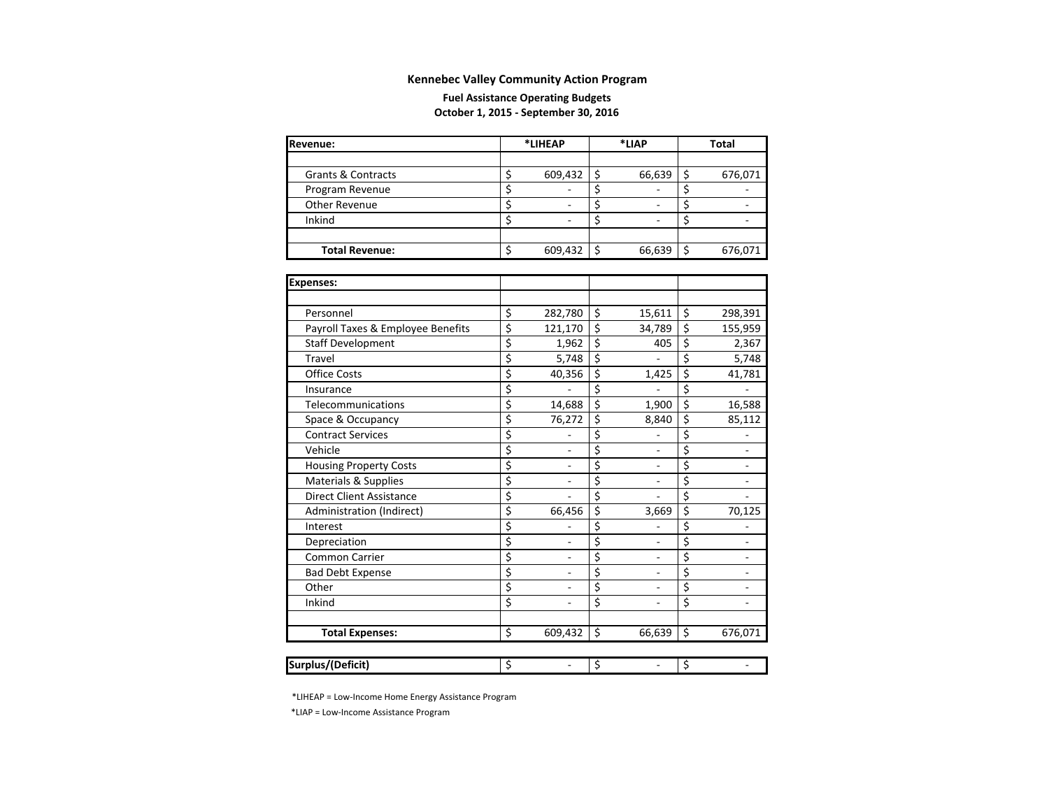**Kennebec Valley Community Action Program**

**Fuel Assistance Operating Budgets**

**October 1, 2015 - September 30, 2016**

| **Revenue:** | ***LIHEAP** | ***LIAP** | **Total** |
|---|---|---|---|
| | | | |
| Grants & Contracts | $ 609,432 | $ 66,639 | $ 676,071 |
| Program Revenue | $ - | $ - | $ - |
| Other Revenue | $ - | $ - | $ - |
| Inkind | $ - | $ - | $ - |
| | | | |
| **Total Revenue:** | $ 609,432 | $ 66,639 | $ 676,071 |

| **Expenses:** | | | |
|---|---|---|---|
| | | | |
| Personnel | $ 282,780 | $ 15,611 | $ 298,391 |
| Payroll Taxes & Employee Benefits | $ 121,170 | $ 34,789 | $ 155,959 |
| Staff Development | $ 1,962 | $ 405 | $ 2,367 |
| Travel | $ 5,748 | $ - | $ 5,748 |
| Office Costs | $ 40,356 | $ 1,425 | $ 41,781 |
| Insurance | $ - | $ - | $ - |
| Telecommunications | $ 14,688 | $ 1,900 | $ 16,588 |
| Space & Occupancy | $ 76,272 | $ 8,840 | $ 85,112 |
| Contract Services | $ - | $ - | $ - |
| Vehicle | $ - | $ - | $ - |
| Housing Property Costs | $ - | $ - | $ - |
| Materials & Supplies | $ - | $ - | $ - |
| Direct Client Assistance | $ - | $ - | $ - |
| Administration (Indirect) | $ 66,456 | $ 3,669 | $ 70,125 |
| Interest | $ - | $ - | $ - |
| Depreciation | $ - | $ - | $ - |
| Common Carrier | $ - | $ - | $ - |
| Bad Debt Expense | $ - | $ - | $ - |
| Other | $ - | $ - | $ - |
| Inkind | $ - | $ - | $ - |
| | | | |
| **Total Expenses:** | $ 609,432 | $ 66,639 | $ 676,071 |

| **Surplus/(Deficit)** | $ - | $ - | $ - |
|---|---|---|---|

*LIHEAP = Low-Income Home Energy Assistance Program

*LIAP = Low-Income Assistance Program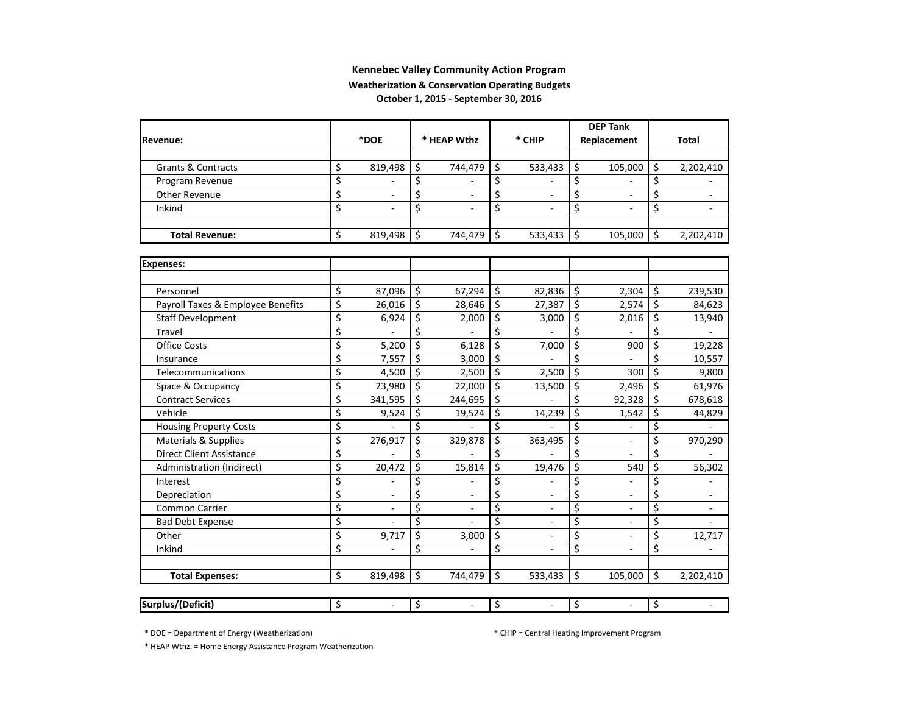# Kennebec Valley Community Action Program

## Weatherization & Conservation Operating Budgets

### October 1, 2015 - September 30, 2016

| Revenue: | *DOE | * HEAP Wthz | * CHIP | DEP Tank Replacement | Total |
|---|---|---|---|---|---|
| Grants & Contracts | $ 819,498 | $ 744,479 | $ 533,433 | $ 105,000 | $ 2,202,410 |
| Program Revenue | $ - | $ - | $ - | $ - | $ - |
| Other Revenue | $ - | $ - | $ - | $ - | $ - |
| Inkind | $ - | $ - | $ - | $ - | $ - |
| **Total Revenue:** | $ 819,498 | $ 744,479 | $ 533,433 | $ 105,000 | $ 2,202,410 |

| Expenses: | *DOE | * HEAP Wthz | * CHIP | DEP Tank Replacement | Total |
|---|---|---|---|---|---|
| Personnel | $ 87,096 | $ 67,294 | $ 82,836 | $ 2,304 | $ 239,530 |
| Payroll Taxes & Employee Benefits | $ 26,016 | $ 28,646 | $ 27,387 | $ 2,574 | $ 84,623 |
| Staff Development | $ 6,924 | $ 2,000 | $ 3,000 | $ 2,016 | $ 13,940 |
| Travel | $ - | $ - | $ - | $ - | $ - |
| Office Costs | $ 5,200 | $ 6,128 | $ 7,000 | $ 900 | $ 19,228 |
| Insurance | $ 7,557 | $ 3,000 | $ - | $ - | $ 10,557 |
| Telecommunications | $ 4,500 | $ 2,500 | $ 2,500 | $ 300 | $ 9,800 |
| Space & Occupancy | $ 23,980 | $ 22,000 | $ 13,500 | $ 2,496 | $ 61,976 |
| Contract Services | $ 341,595 | $ 244,695 | $ - | $ 92,328 | $ 678,618 |
| Vehicle | $ 9,524 | $ 19,524 | $ 14,239 | $ 1,542 | $ 44,829 |
| Housing Property Costs | $ - | $ - | $ - | $ - | $ - |
| Materials & Supplies | $ 276,917 | $ 329,878 | $ 363,495 | $ - | $ 970,290 |
| Direct Client Assistance | $ - | $ - | $ - | $ - | $ - |
| Administration (Indirect) | $ 20,472 | $ 15,814 | $ 19,476 | $ 540 | $ 56,302 |
| Interest | $ - | $ - | $ - | $ - | $ - |
| Depreciation | $ - | $ - | $ - | $ - | $ - |
| Common Carrier | $ - | $ - | $ - | $ - | $ - |
| Bad Debt Expense | $ - | $ - | $ - | $ - | $ - |
| Other | $ 9,717 | $ 3,000 | $ - | $ - | $ 12,717 |
| Inkind | $ - | $ - | $ - | $ - | $ - |
| **Total Expenses:** | $ 819,498 | $ 744,479 | $ 533,433 | $ 105,000 | $ 2,202,410 |
| **Surplus/(Deficit)** | $ - | $ - | $ - | $ - | $ - |

* DOE = Department of Energy (Weatherization)

* HEAP Wthz. = Home Energy Assistance Program Weatherization

* CHIP = Central Heating Improvement Program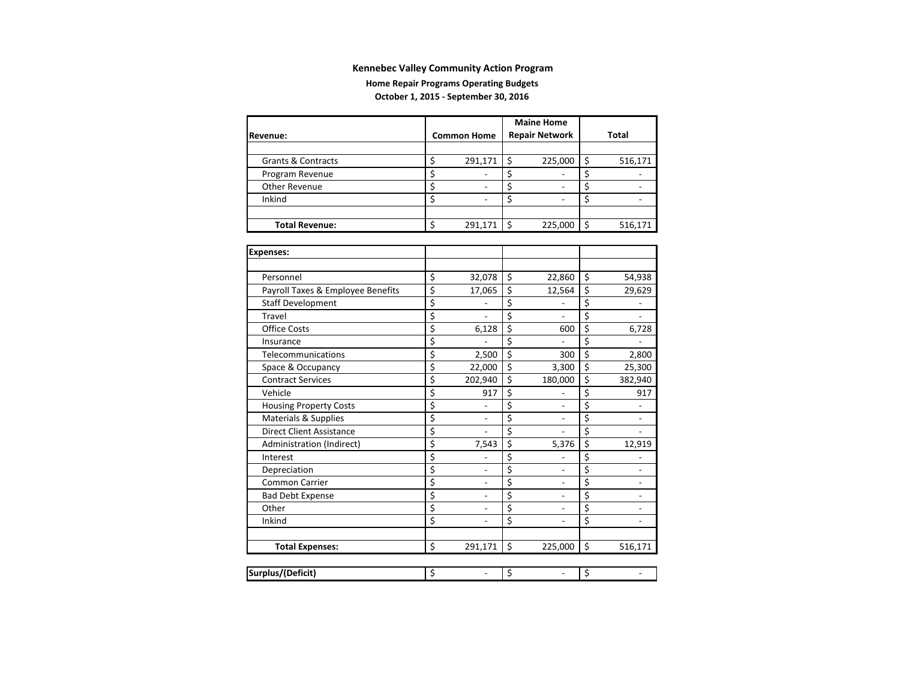**Kennebec Valley Community Action Program**

**Home Repair Programs Operating Budgets**

**October 1, 2015 - September 30, 2016**

| Revenue: | Common Home | Maine Home Repair Network | Total |
|---|---|---|---|
| Grants & Contracts | $ 291,171 | $ 225,000 | $ 516,171 |
| Program Revenue | $ - | $ - | $ - |
| Other Revenue | $ - | $ - | $ - |
| Inkind | $ - | $ - | $ - |
| **Total Revenue:** | $ 291,171 | $ 225,000 | $ 516,171 |

| Expenses: | | | |
|---|---|---|---|
| Personnel | $ 32,078 | $ 22,860 | $ 54,938 |
| Payroll Taxes & Employee Benefits | $ 17,065 | $ 12,564 | $ 29,629 |
| Staff Development | $ - | $ - | $ - |
| Travel | $ - | $ - | $ - |
| Office Costs | $ 6,128 | $ 600 | $ 6,728 |
| Insurance | $ - | $ - | $ - |
| Telecommunications | $ 2,500 | $ 300 | $ 2,800 |
| Space & Occupancy | $ 22,000 | $ 3,300 | $ 25,300 |
| Contract Services | $ 202,940 | $ 180,000 | $ 382,940 |
| Vehicle | $ 917 | $ - | $ 917 |
| Housing Property Costs | $ - | $ - | $ - |
| Materials & Supplies | $ - | $ - | $ - |
| Direct Client Assistance | $ - | $ - | $ - |
| Administration (Indirect) | $ 7,543 | $ 5,376 | $ 12,919 |
| Interest | $ - | $ - | $ - |
| Depreciation | $ - | $ - | $ - |
| Common Carrier | $ - | $ - | $ - |
| Bad Debt Expense | $ - | $ - | $ - |
| Other | $ - | $ - | $ - |
| Inkind | $ - | $ - | $ - |
| **Total Expenses:** | $ 291,171 | $ 225,000 | $ 516,171 |

| **Surplus/(Deficit)** | $ - | $ - | $ - |
|---|---|---|---|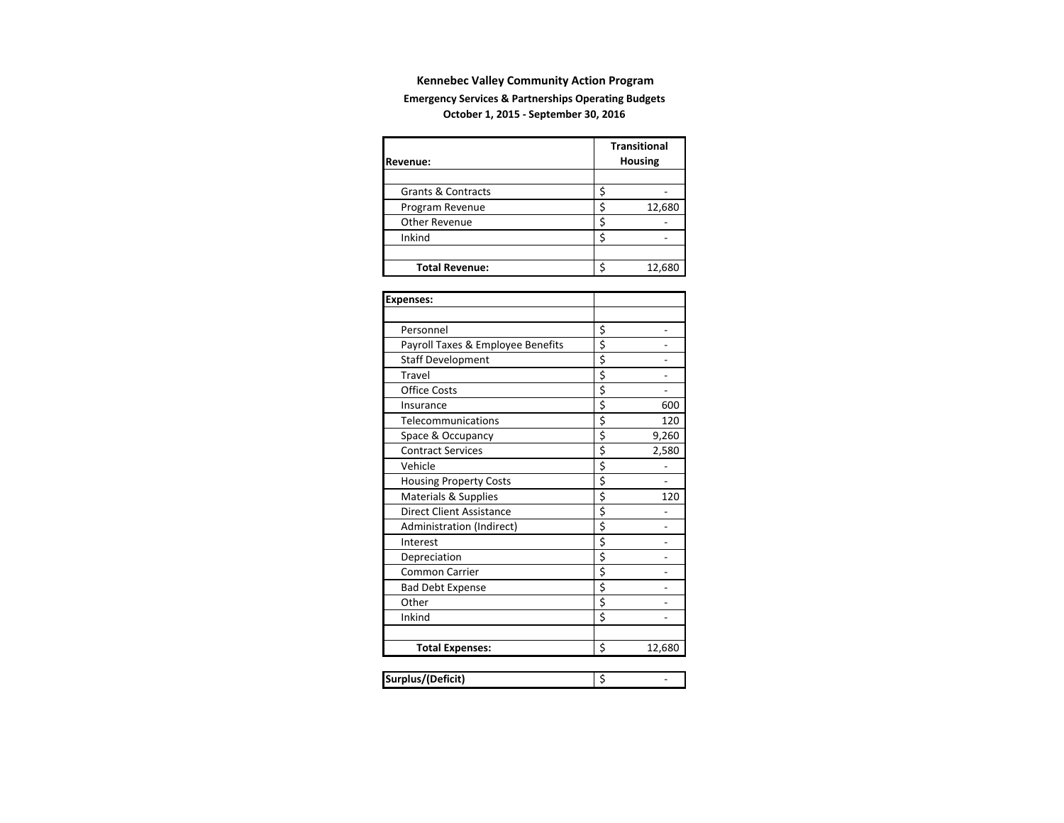**Kennebec Valley Community Action Program**

**Emergency Services & Partnerships Operating Budgets**

**October 1, 2015 - September 30, 2016**

| **Revenue:** | **Transitional Housing** |
|---|---|
| | |
| Grants & Contracts | $ - |
| Program Revenue | $ 12,680 |
| Other Revenue | $ - |
| Inkind | $ - |
| | |
| **Total Revenue:** | $ 12,680 |

| **Expenses:** | |
|---|---|
| | |
| Personnel | $ - |
| Payroll Taxes & Employee Benefits | $ - |
| Staff Development | $ - |
| Travel | $ - |
| Office Costs | $ - |
| Insurance | $ 600 |
| Telecommunications | $ 120 |
| Space & Occupancy | $ 9,260 |
| Contract Services | $ 2,580 |
| Vehicle | $ - |
| Housing Property Costs | $ - |
| Materials & Supplies | $ 120 |
| Direct Client Assistance | $ - |
| Administration (Indirect) | $ - |
| Interest | $ - |
| Depreciation | $ - |
| Common Carrier | $ - |
| Bad Debt Expense | $ - |
| Other | $ - |
| Inkind | $ - |
| | |
| **Total Expenses:** | $ 12,680 |

| **Surplus/(Deficit)** | $ - |
|---|---|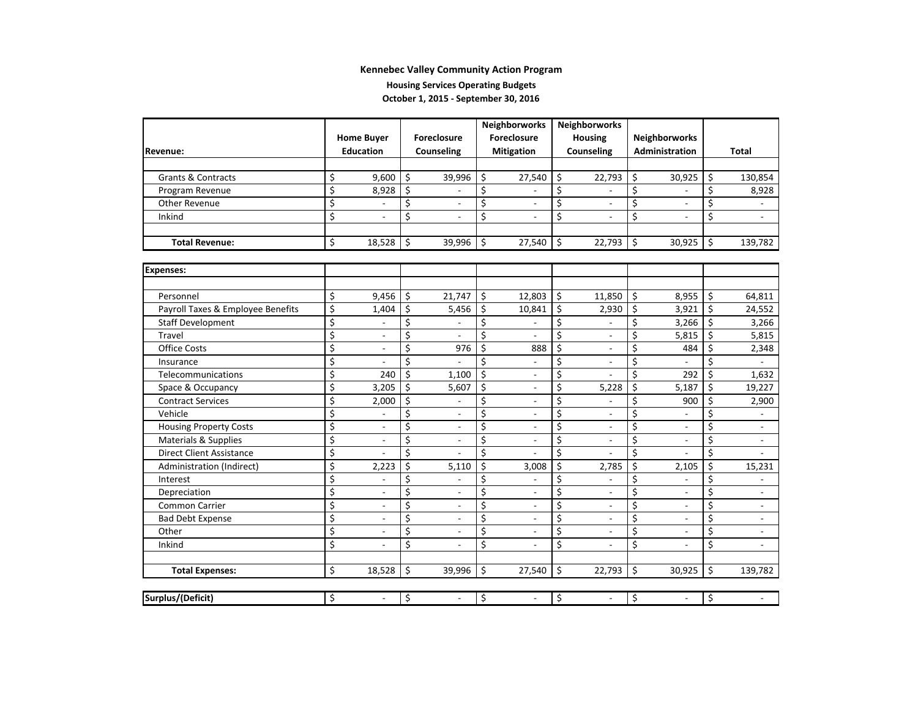**Kennebec Valley Community Action Program**

**Housing Services Operating Budgets**

**October 1, 2015 - September 30, 2016**

| Revenue: | Home Buyer Education | Foreclosure Counseling | Neighborworks Foreclosure Mitigation | Neighborworks Housing Counseling | Neighborworks Administration | Total |
|---|---|---|---|---|---|---|
| Grants & Contracts | $ 9,600 | $ 39,996 | $ 27,540 | $ 22,793 | $ 30,925 | $ 130,854 |
| Program Revenue | $ 8,928 | $ - | $ - | $ - | $ - | $ 8,928 |
| Other Revenue | $ - | $ - | $ - | $ - | $ - | $ - |
| Inkind | $ - | $ - | $ - | $ - | $ - | $ - |
| **Total Revenue:** | $ 18,528 | $ 39,996 | $ 27,540 | $ 22,793 | $ 30,925 | $ 139,782 |

| Expenses: | | | | | | |
|---|---|---|---|---|---|---|
| Personnel | $ 9,456 | $ 21,747 | $ 12,803 | $ 11,850 | $ 8,955 | $ 64,811 |
| Payroll Taxes & Employee Benefits | $ 1,404 | $ 5,456 | $ 10,841 | $ 2,930 | $ 3,921 | $ 24,552 |
| Staff Development | $ - | $ - | $ - | $ - | $ 3,266 | $ 3,266 |
| Travel | $ - | $ - | $ - | $ - | $ 5,815 | $ 5,815 |
| Office Costs | $ - | $ 976 | $ 888 | $ - | $ 484 | $ 2,348 |
| Insurance | $ - | $ - | $ - | $ - | $ - | $ - |
| Telecommunications | $ 240 | $ 1,100 | $ - | $ - | $ 292 | $ 1,632 |
| Space & Occupancy | $ 3,205 | $ 5,607 | $ - | $ 5,228 | $ 5,187 | $ 19,227 |
| Contract Services | $ 2,000 | $ - | $ - | $ - | $ 900 | $ 2,900 |
| Vehicle | $ - | $ - | $ - | $ - | $ - | $ - |
| Housing Property Costs | $ - | $ - | $ - | $ - | $ - | $ - |
| Materials & Supplies | $ - | $ - | $ - | $ - | $ - | $ - |
| Direct Client Assistance | $ - | $ - | $ - | $ - | $ - | $ - |
| Administration (Indirect) | $ 2,223 | $ 5,110 | $ 3,008 | $ 2,785 | $ 2,105 | $ 15,231 |
| Interest | $ - | $ - | $ - | $ - | $ - | $ - |
| Depreciation | $ - | $ - | $ - | $ - | $ - | $ - |
| Common Carrier | $ - | $ - | $ - | $ - | $ - | $ - |
| Bad Debt Expense | $ - | $ - | $ - | $ - | $ - | $ - |
| Other | $ - | $ - | $ - | $ - | $ - | $ - |
| Inkind | $ - | $ - | $ - | $ - | $ - | $ - |
| **Total Expenses:** | $ 18,528 | $ 39,996 | $ 27,540 | $ 22,793 | $ 30,925 | $ 139,782 |

| **Surplus/(Deficit)** | $ - | $ - | $ - | $ - | $ - | $ - |
|---|---|---|---|---|---|---|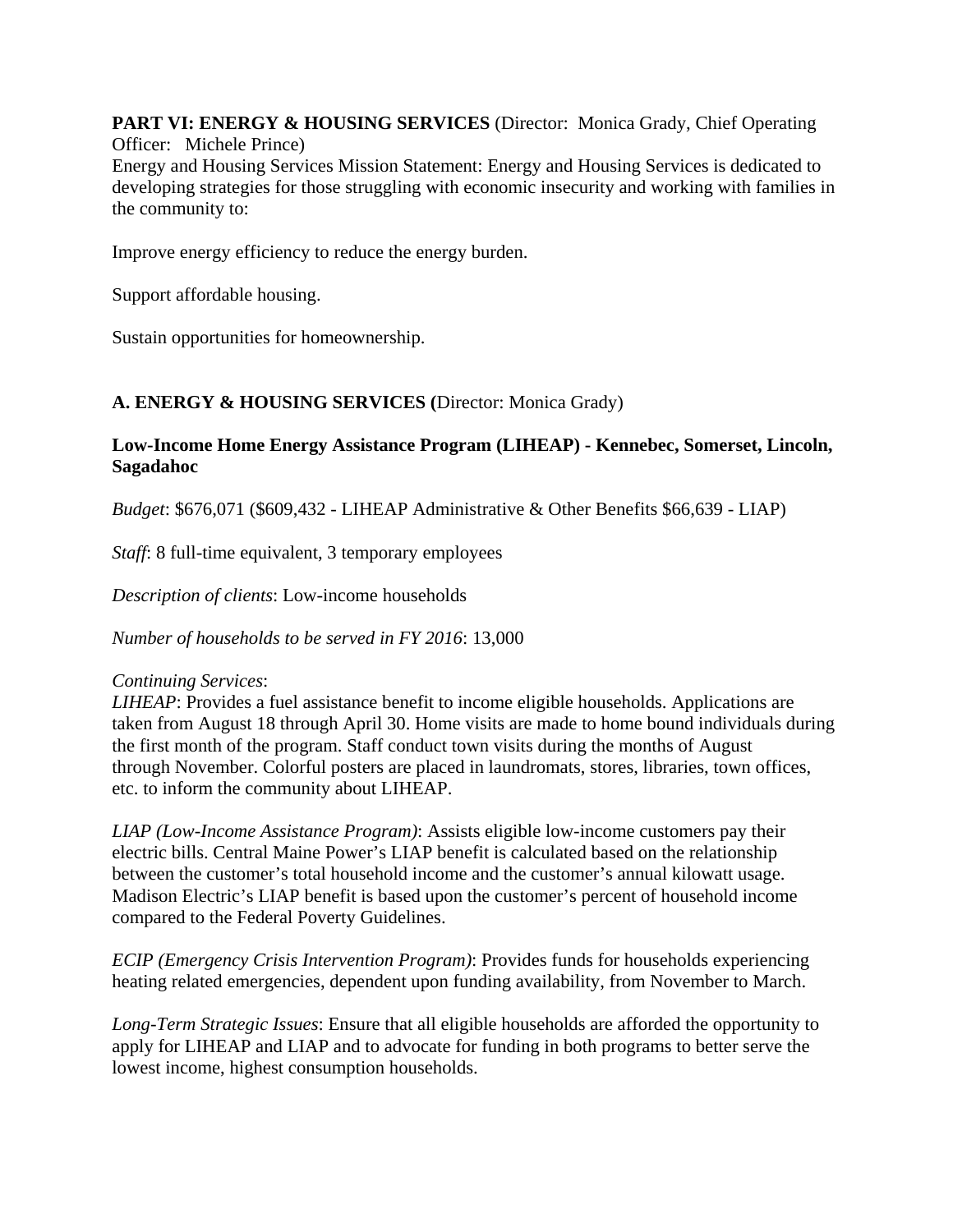**PART VI: ENERGY & HOUSING SERVICES** (Director: Monica Grady, Chief Operating Officer: Michele Prince)

Energy and Housing Services Mission Statement: Energy and Housing Services is dedicated to developing strategies for those struggling with economic insecurity and working with families in the community to:

Improve energy efficiency to reduce the energy burden.

Support affordable housing.

Sustain opportunities for homeownership.

**A. ENERGY & HOUSING SERVICES (**Director: Monica Grady)

**Low-Income Home Energy Assistance Program (LIHEAP) - Kennebec, Somerset, Lincoln, Sagadahoc**

*Budget*: $676,071 ($609,432 - LIHEAP Administrative & Other Benefits $66,639 - LIAP)

*Staff*: 8 full-time equivalent, 3 temporary employees

*Description of clients*: Low-income households

*Number of households to be served in FY 2016*: 13,000

*Continuing Services*:
*LIHEAP*: Provides a fuel assistance benefit to income eligible households. Applications are taken from August 18 through April 30. Home visits are made to home bound individuals during the first month of the program. Staff conduct town visits during the months of August through November. Colorful posters are placed in laundromats, stores, libraries, town offices, etc. to inform the community about LIHEAP.

*LIAP (Low-Income Assistance Program)*: Assists eligible low-income customers pay their electric bills. Central Maine Power's LIAP benefit is calculated based on the relationship between the customer's total household income and the customer's annual kilowatt usage. Madison Electric's LIAP benefit is based upon the customer's percent of household income compared to the Federal Poverty Guidelines.

*ECIP (Emergency Crisis Intervention Program)*: Provides funds for households experiencing heating related emergencies, dependent upon funding availability, from November to March.

*Long-Term Strategic Issues*: Ensure that all eligible households are afforded the opportunity to apply for LIHEAP and LIAP and to advocate for funding in both programs to better serve the lowest income, highest consumption households.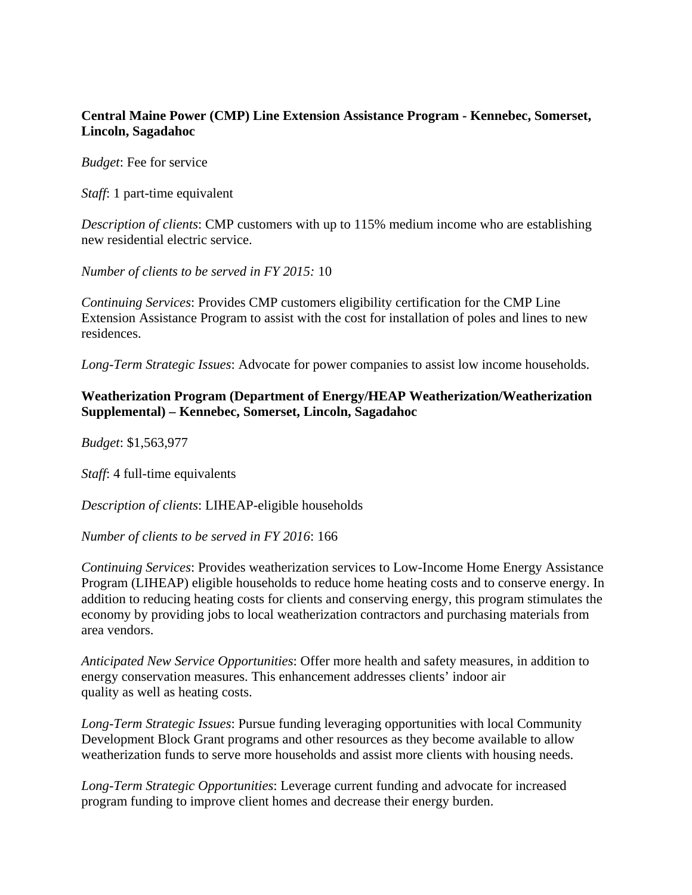**Central Maine Power (CMP) Line Extension Assistance Program - Kennebec, Somerset, Lincoln, Sagadahoc**

*Budget*: Fee for service

*Staff*: 1 part-time equivalent

*Description of clients*: CMP customers with up to 115% medium income who are establishing new residential electric service.

*Number of clients to be served in FY 2015:* 10

*Continuing Services*: Provides CMP customers eligibility certification for the CMP Line Extension Assistance Program to assist with the cost for installation of poles and lines to new residences.

*Long-Term Strategic Issues*: Advocate for power companies to assist low income households.

**Weatherization Program (Department of Energy/HEAP Weatherization/Weatherization Supplemental) – Kennebec, Somerset, Lincoln, Sagadahoc**

*Budget*: $1,563,977

*Staff*: 4 full-time equivalents

*Description of clients*: LIHEAP-eligible households

*Number of clients to be served in FY 2016*: 166

*Continuing Services*: Provides weatherization services to Low-Income Home Energy Assistance Program (LIHEAP) eligible households to reduce home heating costs and to conserve energy. In addition to reducing heating costs for clients and conserving energy, this program stimulates the economy by providing jobs to local weatherization contractors and purchasing materials from area vendors.

*Anticipated New Service Opportunities*: Offer more health and safety measures, in addition to energy conservation measures. This enhancement addresses clients' indoor air quality as well as heating costs.

*Long-Term Strategic Issues*: Pursue funding leveraging opportunities with local Community Development Block Grant programs and other resources as they become available to allow weatherization funds to serve more households and assist more clients with housing needs.

*Long-Term Strategic Opportunities*: Leverage current funding and advocate for increased program funding to improve client homes and decrease their energy burden.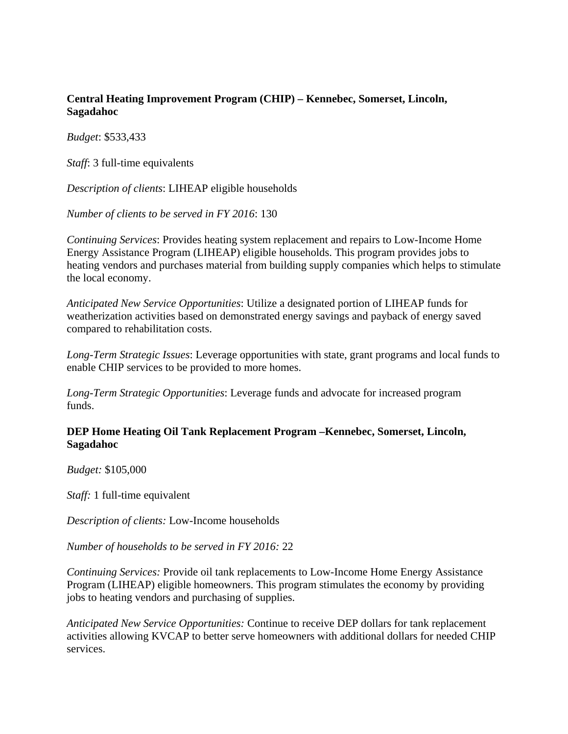**Central Heating Improvement Program (CHIP) – Kennebec, Somerset, Lincoln, Sagadahoc**

*Budget*: $533,433

*Staff*: 3 full-time equivalents

*Description of clients*: LIHEAP eligible households

*Number of clients to be served in FY 2016*: 130

*Continuing Services*: Provides heating system replacement and repairs to Low-Income Home Energy Assistance Program (LIHEAP) eligible households. This program provides jobs to heating vendors and purchases material from building supply companies which helps to stimulate the local economy.

*Anticipated New Service Opportunities*: Utilize a designated portion of LIHEAP funds for weatherization activities based on demonstrated energy savings and payback of energy saved compared to rehabilitation costs.

*Long-Term Strategic Issues*: Leverage opportunities with state, grant programs and local funds to enable CHIP services to be provided to more homes.

*Long-Term Strategic Opportunities*: Leverage funds and advocate for increased program funds.

**DEP Home Heating Oil Tank Replacement Program –Kennebec, Somerset, Lincoln, Sagadahoc**

*Budget:* $105,000

*Staff:* 1 full-time equivalent

*Description of clients:* Low-Income households

*Number of households to be served in FY 2016:* 22

*Continuing Services:* Provide oil tank replacements to Low-Income Home Energy Assistance Program (LIHEAP) eligible homeowners. This program stimulates the economy by providing jobs to heating vendors and purchasing of supplies.

*Anticipated New Service Opportunities:* Continue to receive DEP dollars for tank replacement activities allowing KVCAP to better serve homeowners with additional dollars for needed CHIP services.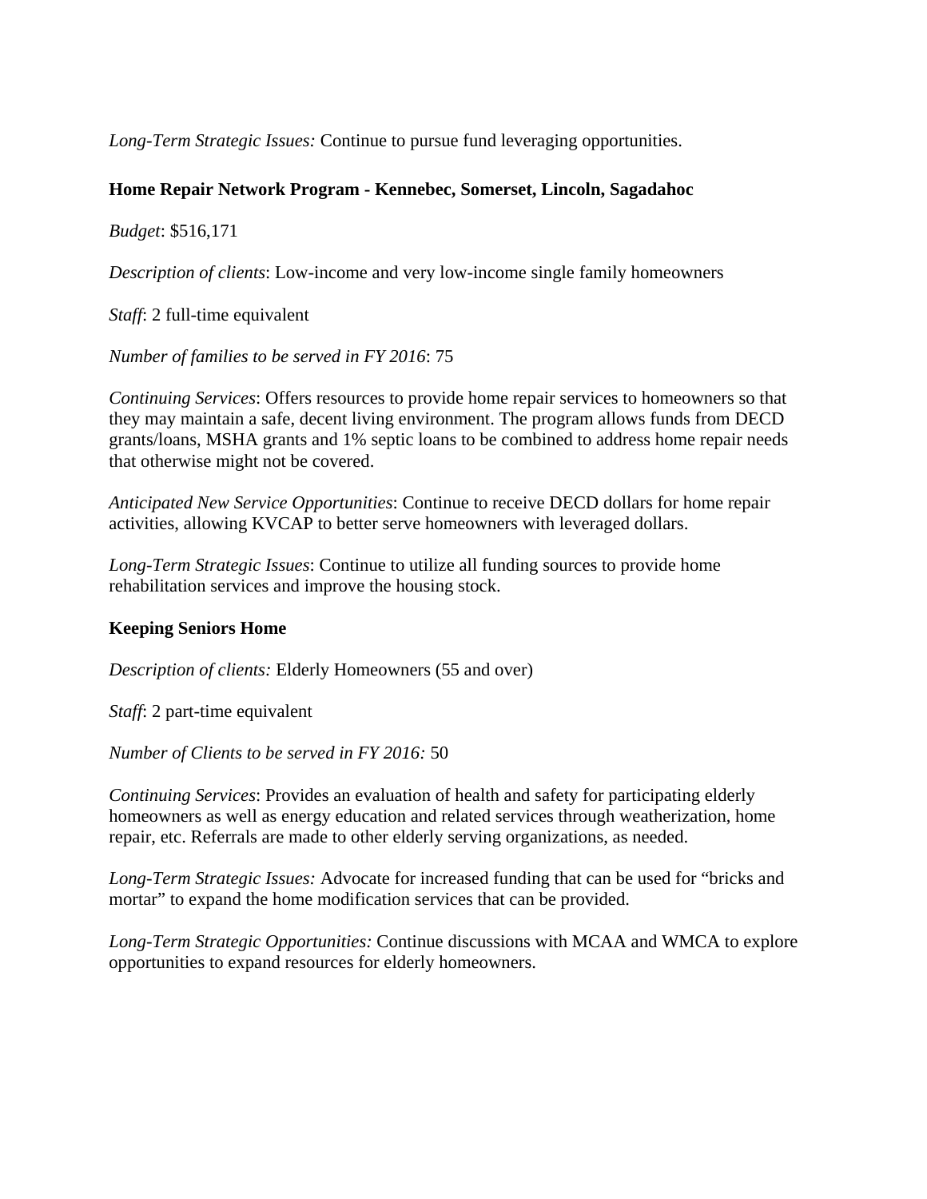*Long-Term Strategic Issues:* Continue to pursue fund leveraging opportunities.

**Home Repair Network Program - Kennebec, Somerset, Lincoln, Sagadahoc**

*Budget*: $516,171

*Description of clients*: Low-income and very low-income single family homeowners

*Staff*: 2 full-time equivalent

*Number of families to be served in FY 2016*: 75

*Continuing Services*: Offers resources to provide home repair services to homeowners so that they may maintain a safe, decent living environment. The program allows funds from DECD grants/loans, MSHA grants and 1% septic loans to be combined to address home repair needs that otherwise might not be covered.

*Anticipated New Service Opportunities*: Continue to receive DECD dollars for home repair activities, allowing KVCAP to better serve homeowners with leveraged dollars.

*Long-Term Strategic Issues*: Continue to utilize all funding sources to provide home rehabilitation services and improve the housing stock.

**Keeping Seniors Home**

*Description of clients:* Elderly Homeowners (55 and over)

*Staff*: 2 part-time equivalent

*Number of Clients to be served in FY 2016:* 50

*Continuing Services*: Provides an evaluation of health and safety for participating elderly homeowners as well as energy education and related services through weatherization, home repair, etc. Referrals are made to other elderly serving organizations, as needed.

*Long-Term Strategic Issues:* Advocate for increased funding that can be used for "bricks and mortar" to expand the home modification services that can be provided.

*Long-Term Strategic Opportunities:* Continue discussions with MCAA and WMCA to explore opportunities to expand resources for elderly homeowners.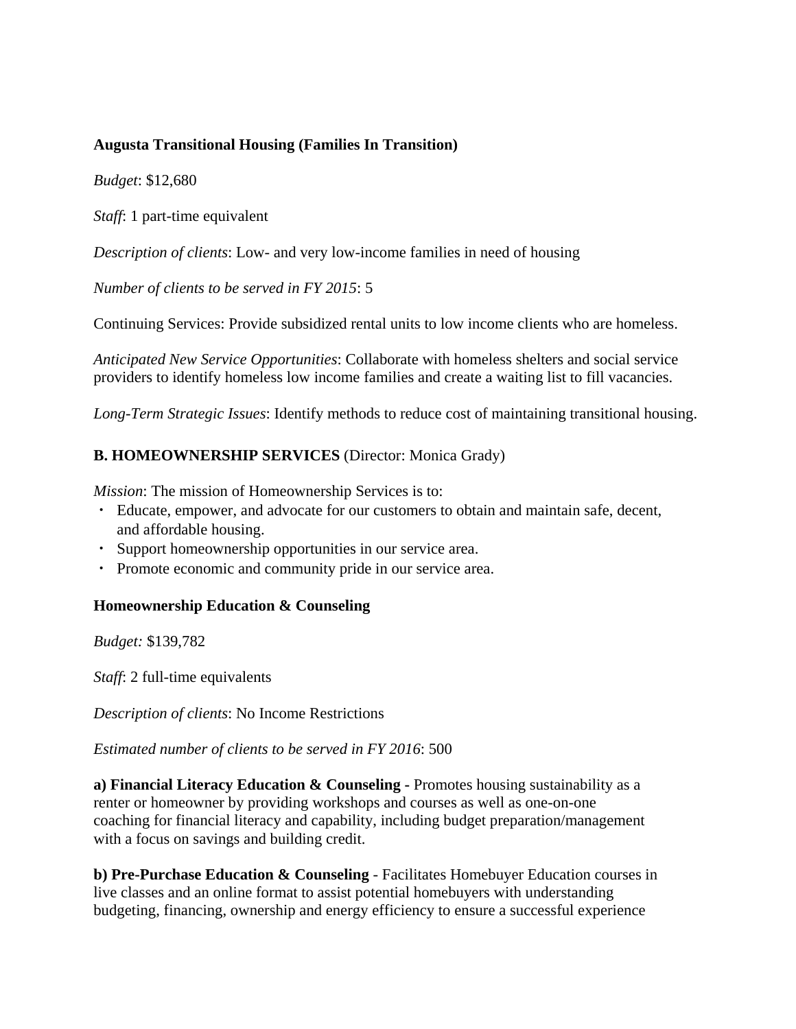**Augusta Transitional Housing (Families In Transition)**

*Budget*: $12,680

*Staff*: 1 part-time equivalent

*Description of clients*: Low- and very low-income families in need of housing

*Number of clients to be served in FY 2015*: 5

Continuing Services: Provide subsidized rental units to low income clients who are homeless.

*Anticipated New Service Opportunities*: Collaborate with homeless shelters and social service providers to identify homeless low income families and create a waiting list to fill vacancies.

*Long-Term Strategic Issues*: Identify methods to reduce cost of maintaining transitional housing.

**B. HOMEOWNERSHIP SERVICES** (Director: Monica Grady)

*Mission*: The mission of Homeownership Services is to:

- Educate, empower, and advocate for our customers to obtain and maintain safe, decent, and affordable housing.
- Support homeownership opportunities in our service area.
- Promote economic and community pride in our service area.

**Homeownership Education & Counseling**

*Budget:* $139,782

*Staff*: 2 full-time equivalents

*Description of clients*: No Income Restrictions

*Estimated number of clients to be served in FY 2016*: 500

**a) Financial Literacy Education & Counseling -** Promotes housing sustainability as a renter or homeowner by providing workshops and courses as well as one-on-one coaching for financial literacy and capability, including budget preparation/management with a focus on savings and building credit.

**b) Pre-Purchase Education & Counseling** - Facilitates Homebuyer Education courses in live classes and an online format to assist potential homebuyers with understanding budgeting, financing, ownership and energy efficiency to ensure a successful experience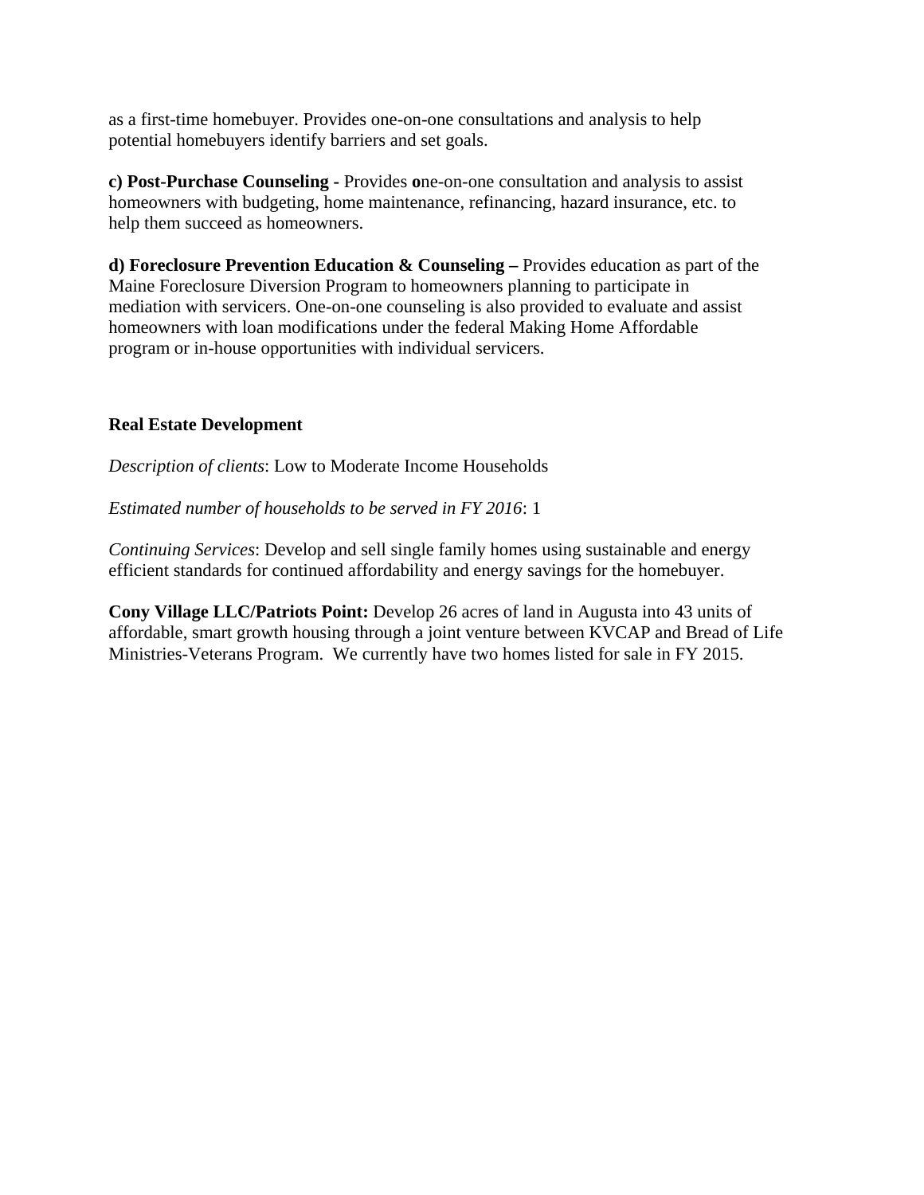as a first-time homebuyer. Provides one-on-one consultations and analysis to help potential homebuyers identify barriers and set goals.

**c) Post-Purchase Counseling -** Provides **o**ne-on-one consultation and analysis to assist homeowners with budgeting, home maintenance, refinancing, hazard insurance, etc. to help them succeed as homeowners.

**d) Foreclosure Prevention Education & Counseling –** Provides education as part of the Maine Foreclosure Diversion Program to homeowners planning to participate in mediation with servicers. One-on-one counseling is also provided to evaluate and assist homeowners with loan modifications under the federal Making Home Affordable program or in-house opportunities with individual servicers.

**Real Estate Development**

*Description of clients*: Low to Moderate Income Households

*Estimated number of households to be served in FY 2016*: 1

*Continuing Services*: Develop and sell single family homes using sustainable and energy efficient standards for continued affordability and energy savings for the homebuyer.

**Cony Village LLC/Patriots Point:** Develop 26 acres of land in Augusta into 43 units of affordable, smart growth housing through a joint venture between KVCAP and Bread of Life Ministries-Veterans Program. We currently have two homes listed for sale in FY 2015.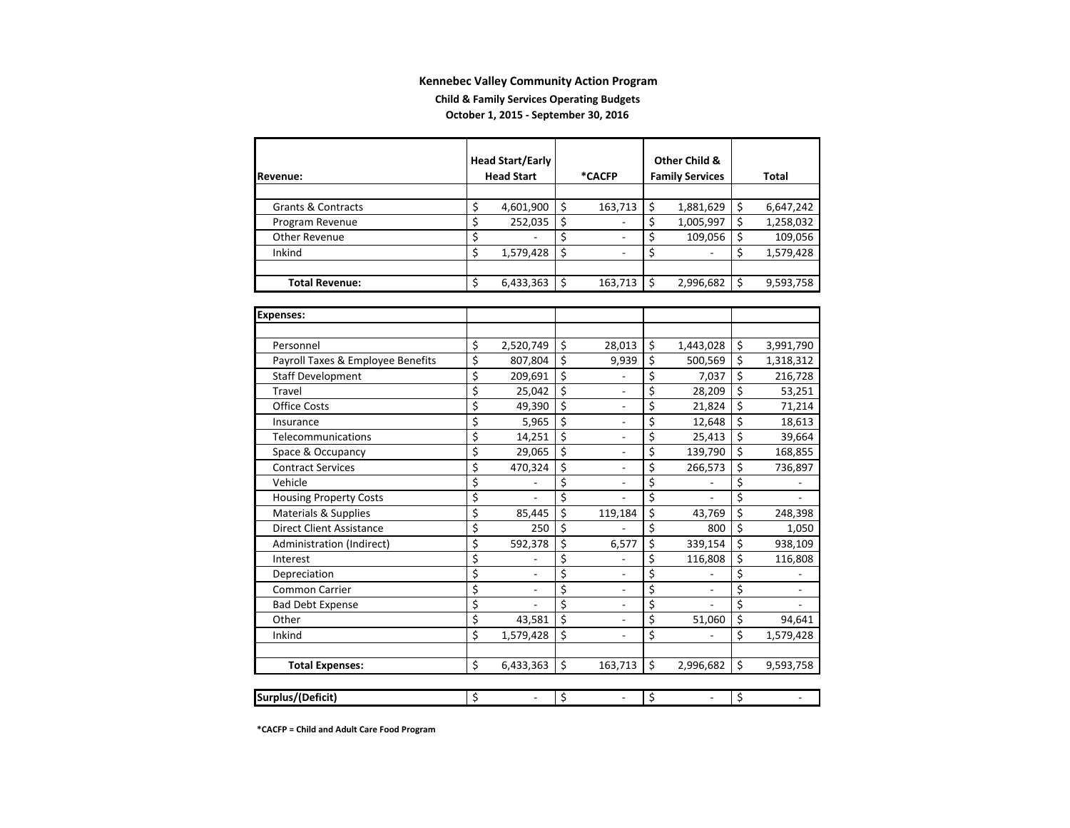**Kennebec Valley Community Action Program**

**Child & Family Services Operating Budgets**

**October 1, 2015 - September 30, 2016**

| **Revenue:** | **Head Start/Early Head Start** | ***CACFP** | **Other Child & Family Services** | **Total** |
|---|---|---|---|---|
| Grants & Contracts | $ 4,601,900 | $ 163,713 | $ 1,881,629 | $ 6,647,242 |
| Program Revenue | $ 252,035 | $ - | $ 1,005,997 | $ 1,258,032 |
| Other Revenue | $ - | $ - | $ 109,056 | $ 109,056 |
| Inkind | $ 1,579,428 | $ - | $ - | $ 1,579,428 |
| **Total Revenue:** | $ 6,433,363 | $ 163,713 | $ 2,996,682 | $ 9,593,758 |

| **Expenses:** | | | | |
|---|---|---|---|---|
| Personnel | $ 2,520,749 | $ 28,013 | $ 1,443,028 | $ 3,991,790 |
| Payroll Taxes & Employee Benefits | $ 807,804 | $ 9,939 | $ 500,569 | $ 1,318,312 |
| Staff Development | $ 209,691 | $ - | $ 7,037 | $ 216,728 |
| Travel | $ 25,042 | $ - | $ 28,209 | $ 53,251 |
| Office Costs | $ 49,390 | $ - | $ 21,824 | $ 71,214 |
| Insurance | $ 5,965 | $ - | $ 12,648 | $ 18,613 |
| Telecommunications | $ 14,251 | $ - | $ 25,413 | $ 39,664 |
| Space & Occupancy | $ 29,065 | $ - | $ 139,790 | $ 168,855 |
| Contract Services | $ 470,324 | $ - | $ 266,573 | $ 736,897 |
| Vehicle | $ - | $ - | $ - | $ - |
| Housing Property Costs | $ - | $ - | $ - | $ - |
| Materials & Supplies | $ 85,445 | $ 119,184 | $ 43,769 | $ 248,398 |
| Direct Client Assistance | $ 250 | $ - | $ 800 | $ 1,050 |
| Administration (Indirect) | $ 592,378 | $ 6,577 | $ 339,154 | $ 938,109 |
| Interest | $ - | $ - | $ 116,808 | $ 116,808 |
| Depreciation | $ - | $ - | $ - | $ - |
| Common Carrier | $ - | $ - | $ - | $ - |
| Bad Debt Expense | $ - | $ - | $ - | $ - |
| Other | $ 43,581 | $ - | $ 51,060 | $ 94,641 |
| Inkind | $ 1,579,428 | $ - | $ - | $ 1,579,428 |
| **Total Expenses:** | $ 6,433,363 | $ 163,713 | $ 2,996,682 | $ 9,593,758 |

| **Surplus/(Deficit)** | $ - | $ - | $ - | $ - |
|---|---|---|---|---|

***CACFP = Child and Adult Care Food Program**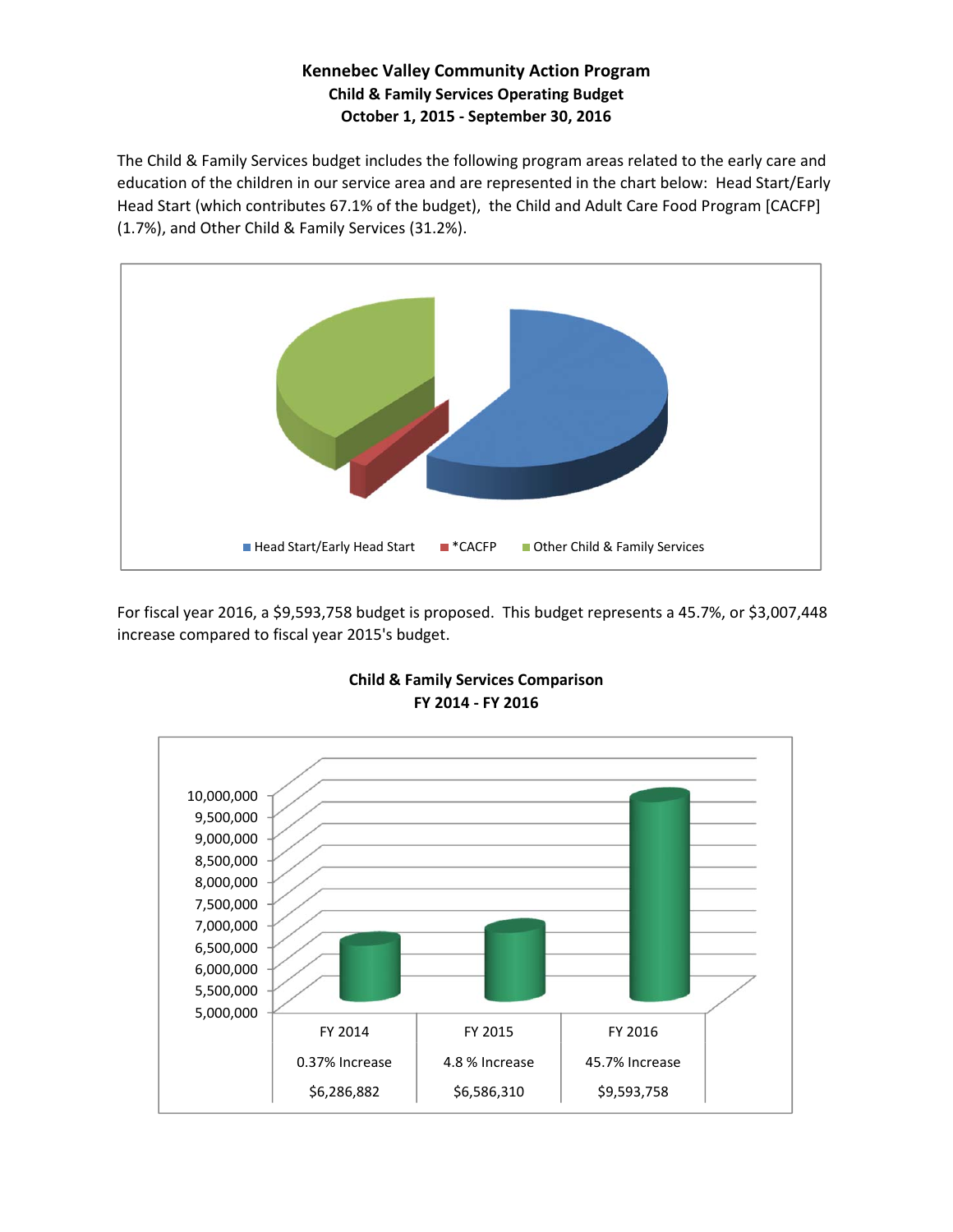# Kennebec Valley Community Action Program
## Child & Family Services Operating Budget
## October 1, 2015 - September 30, 2016

The Child & Family Services budget includes the following program areas related to the early care and education of the children in our service area and are represented in the chart below: Head Start/Early Head Start (which contributes 67.1% of the budget), the Child and Adult Care Food Program [CACFP] (1.7%), and Other Child & Family Services (31.2%).

Head Start/Early Head Start | *CACFP | Other Child & Family Services

For fiscal year 2016, a $9,593,758 budget is proposed. This budget represents a 45.7%, or $3,007,448 increase compared to fiscal year 2015's budget.

**Child & Family Services Comparison**
**FY 2014 - FY 2016**

| FY 2014 | FY 2015 | FY 2016 |
|---|---|---|
| 0.37% Increase | 4.8 % Increase | 45.7% Increase |
| $6,286,882 | $6,586,310 | $9,593,758 |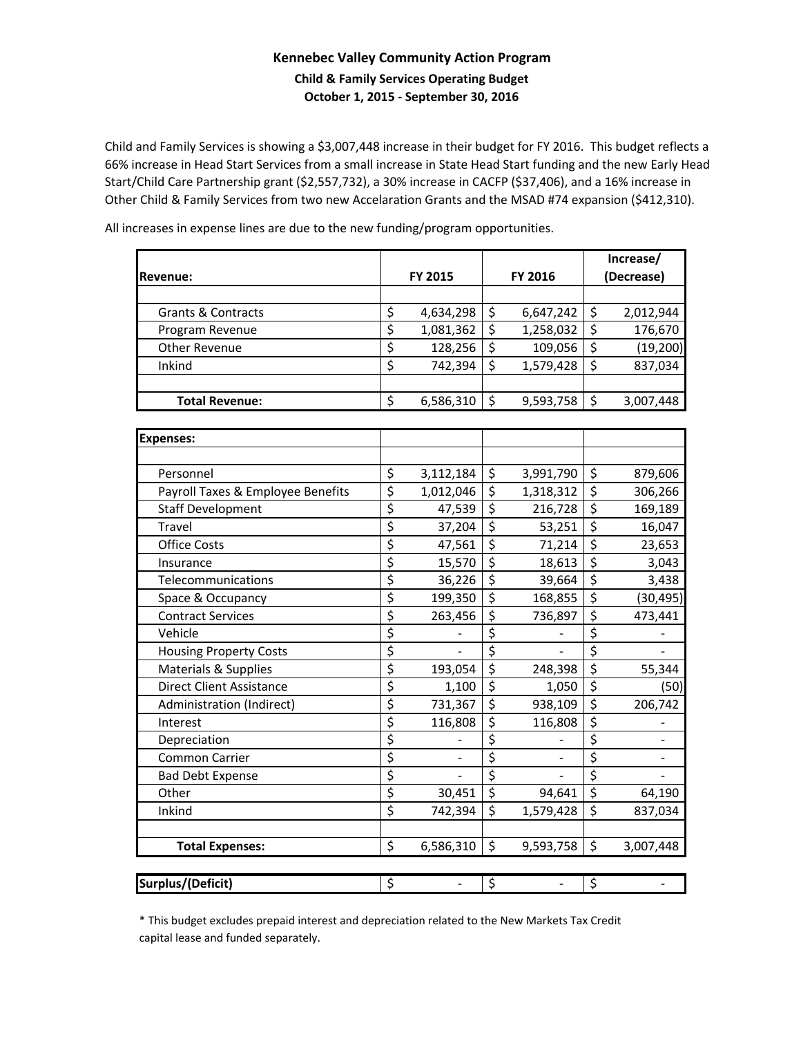# Kennebec Valley Community Action Program

## Child & Family Services Operating Budget

### October 1, 2015 - September 30, 2016

Child and Family Services is showing a $3,007,448 increase in their budget for FY 2016. This budget reflects a 66% increase in Head Start Services from a small increase in State Head Start funding and the new Early Head Start/Child Care Partnership grant ($2,557,732), a 30% increase in CACFP ($37,406), and a 16% increase in Other Child & Family Services from two new Accelaration Grants and the MSAD #74 expansion ($412,310).

All increases in expense lines are due to the new funding/program opportunities.

| Revenue: | FY 2015 | FY 2016 | Increase/ (Decrease) |
|---|---|---|---|
| Grants & Contracts | $ 4,634,298 | $ 6,647,242 | $ 2,012,944 |
| Program Revenue | $ 1,081,362 | $ 1,258,032 | $ 176,670 |
| Other Revenue | $ 128,256 | $ 109,056 | $ (19,200) |
| Inkind | $ 742,394 | $ 1,579,428 | $ 837,034 |
| **Total Revenue:** | $ 6,586,310 | $ 9,593,758 | $ 3,007,448 |

| Expenses: | | | |
|---|---|---|---|
| Personnel | $ 3,112,184 | $ 3,991,790 | $ 879,606 |
| Payroll Taxes & Employee Benefits | $ 1,012,046 | $ 1,318,312 | $ 306,266 |
| Staff Development | $ 47,539 | $ 216,728 | $ 169,189 |
| Travel | $ 37,204 | $ 53,251 | $ 16,047 |
| Office Costs | $ 47,561 | $ 71,214 | $ 23,653 |
| Insurance | $ 15,570 | $ 18,613 | $ 3,043 |
| Telecommunications | $ 36,226 | $ 39,664 | $ 3,438 |
| Space & Occupancy | $ 199,350 | $ 168,855 | $ (30,495) |
| Contract Services | $ 263,456 | $ 736,897 | $ 473,441 |
| Vehicle | $ - | $ - | $ - |
| Housing Property Costs | $ - | $ - | $ - |
| Materials & Supplies | $ 193,054 | $ 248,398 | $ 55,344 |
| Direct Client Assistance | $ 1,100 | $ 1,050 | $ (50) |
| Administration (Indirect) | $ 731,367 | $ 938,109 | $ 206,742 |
| Interest | $ 116,808 | $ 116,808 | $ - |
| Depreciation | $ - | $ - | $ - |
| Common Carrier | $ - | $ - | $ - |
| Bad Debt Expense | $ - | $ - | $ - |
| Other | $ 30,451 | $ 94,641 | $ 64,190 |
| Inkind | $ 742,394 | $ 1,579,428 | $ 837,034 |
| **Total Expenses:** | $ 6,586,310 | $ 9,593,758 | $ 3,007,448 |

| **Surplus/(Deficit)** | $ - | $ - | $ - |
|---|---|---|---|

* This budget excludes prepaid interest and depreciation related to the New Markets Tax Credit capital lease and funded separately.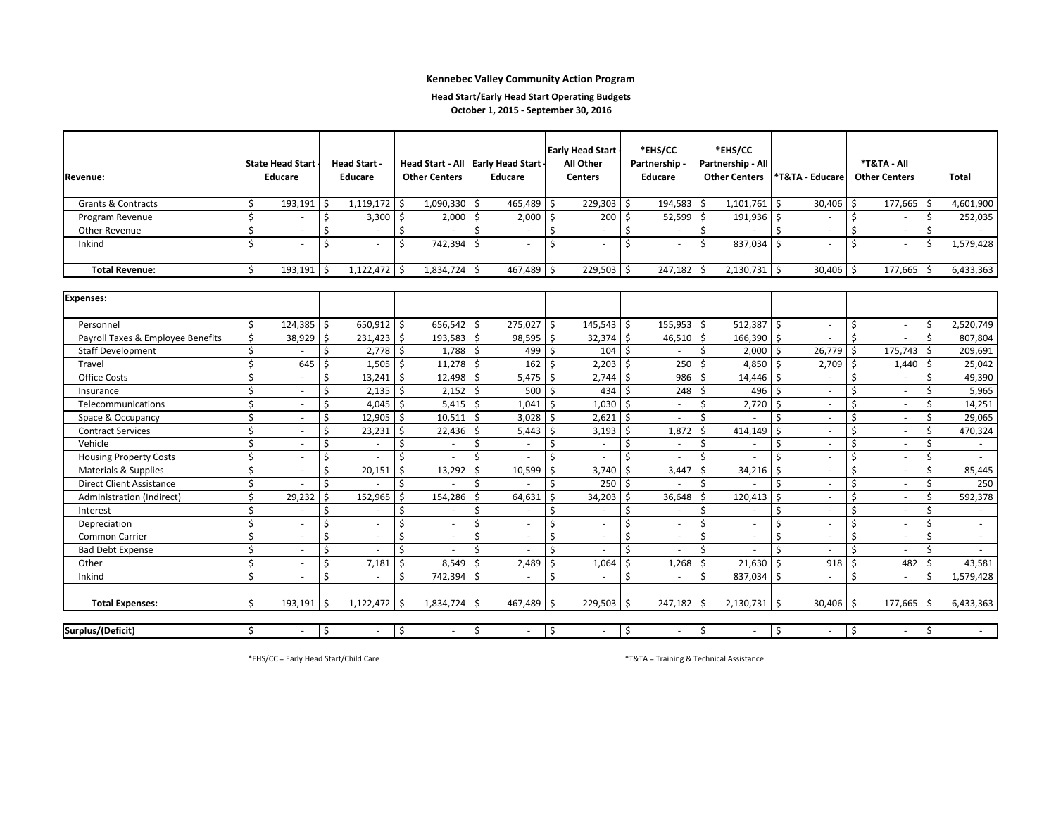**Kennebec Valley Community Action Program**

**Head Start/Early Head Start Operating Budgets**

**October 1, 2015 - September 30, 2016**

| Revenue: | State Head Start - Educare | Head Start - Educare | Head Start - All Other Centers | Early Head Start - Educare | Early Head Start - All Other Centers | *EHS/CC Partnership - Educare | *EHS/CC Partnership - All Other Centers | *T&TA - Educare | *T&TA - All Other Centers | Total |
|---|---|---|---|---|---|---|---|---|---|---|
| Grants & Contracts | $ 193,191 | $ 1,119,172 | $ 1,090,330 | $ 465,489 | $ 229,303 | $ 194,583 | $ 1,101,761 | $ 30,406 | $ 177,665 | $ 4,601,900 |
| Program Revenue | $ - | $ 3,300 | $ 2,000 | $ 2,000 | $ 200 | $ 52,599 | $ 191,936 | $ - | $ - | $ 252,035 |
| Other Revenue | $ - | $ - | $ - | $ - | $ - | $ - | $ - | $ - | $ - | $ - |
| Inkind | $ - | $ - | $ 742,394 | $ - | $ - | $ - | $ 837,034 | $ - | $ - | $ 1,579,428 |
| **Total Revenue:** | $ 193,191 | $ 1,122,472 | $ 1,834,724 | $ 467,489 | $ 229,503 | $ 247,182 | $ 2,130,731 | $ 30,406 | $ 177,665 | $ 6,433,363 |
| **Expenses:** | | | | | | | | | | |
| Personnel | $ 124,385 | $ 650,912 | $ 656,542 | $ 275,027 | $ 145,543 | $ 155,953 | $ 512,387 | $ - | $ - | $ 2,520,749 |
| Payroll Taxes & Employee Benefits | $ 38,929 | $ 231,423 | $ 193,583 | $ 98,595 | $ 32,374 | $ 46,510 | $ 166,390 | $ - | $ - | $ 807,804 |
| Staff Development | $ - | $ 2,778 | $ 1,788 | $ 499 | $ 104 | $ - | $ 2,000 | $ 26,779 | $ 175,743 | $ 209,691 |
| Travel | $ 645 | $ 1,505 | $ 11,278 | $ 162 | $ 2,203 | $ 250 | $ 4,850 | $ 2,709 | $ 1,440 | $ 25,042 |
| Office Costs | $ - | $ 13,241 | $ 12,498 | $ 5,475 | $ 2,744 | $ 986 | $ 14,446 | $ - | $ - | $ 49,390 |
| Insurance | $ - | $ 2,135 | $ 2,152 | $ 500 | $ 434 | $ 248 | $ 496 | $ - | $ - | $ 5,965 |
| Telecommunications | $ - | $ 4,045 | $ 5,415 | $ 1,041 | $ 1,030 | $ - | $ 2,720 | $ - | $ - | $ 14,251 |
| Space & Occupancy | $ - | $ 12,905 | $ 10,511 | $ 3,028 | $ 2,621 | $ - | $ - | $ - | $ - | $ 29,065 |
| Contract Services | $ - | $ 23,231 | $ 22,436 | $ 5,443 | $ 3,193 | $ 1,872 | $ 414,149 | $ - | $ - | $ 470,324 |
| Vehicle | $ - | $ - | $ - | $ - | $ - | $ - | $ - | $ - | $ - | $ - |
| Housing Property Costs | $ - | $ - | $ - | $ - | $ - | $ - | $ - | $ - | $ - | $ - |
| Materials & Supplies | $ - | $ 20,151 | $ 13,292 | $ 10,599 | $ 3,740 | $ 3,447 | $ 34,216 | $ - | $ - | $ 85,445 |
| Direct Client Assistance | $ - | $ - | $ - | $ - | $ 250 | $ - | $ - | $ - | $ - | $ 250 |
| Administration (Indirect) | $ 29,232 | $ 152,965 | $ 154,286 | $ 64,631 | $ 34,203 | $ 36,648 | $ 120,413 | $ - | $ - | $ 592,378 |
| Interest | $ - | $ - | $ - | $ - | $ - | $ - | $ - | $ - | $ - | $ - |
| Depreciation | $ - | $ - | $ - | $ - | $ - | $ - | $ - | $ - | $ - | $ - |
| Common Carrier | $ - | $ - | $ - | $ - | $ - | $ - | $ - | $ - | $ - | $ - |
| Bad Debt Expense | $ - | $ - | $ - | $ - | $ - | $ - | $ - | $ - | $ - | $ - |
| Other | $ - | $ 7,181 | $ 8,549 | $ 2,489 | $ 1,064 | $ 1,268 | $ 21,630 | $ 918 | $ 482 | $ 43,581 |
| Inkind | $ - | $ - | $ 742,394 | $ - | $ - | $ - | $ 837,034 | $ - | $ - | $ 1,579,428 |
| **Total Expenses:** | $ 193,191 | $ 1,122,472 | $ 1,834,724 | $ 467,489 | $ 229,503 | $ 247,182 | $ 2,130,731 | $ 30,406 | $ 177,665 | $ 6,433,363 |
| **Surplus/(Deficit)** | $ - | $ - | $ - | $ - | $ - | $ - | $ - | $ - | $ - | $ - |

*EHS/CC = Early Head Start/Child Care

*T&TA = Training & Technical Assistance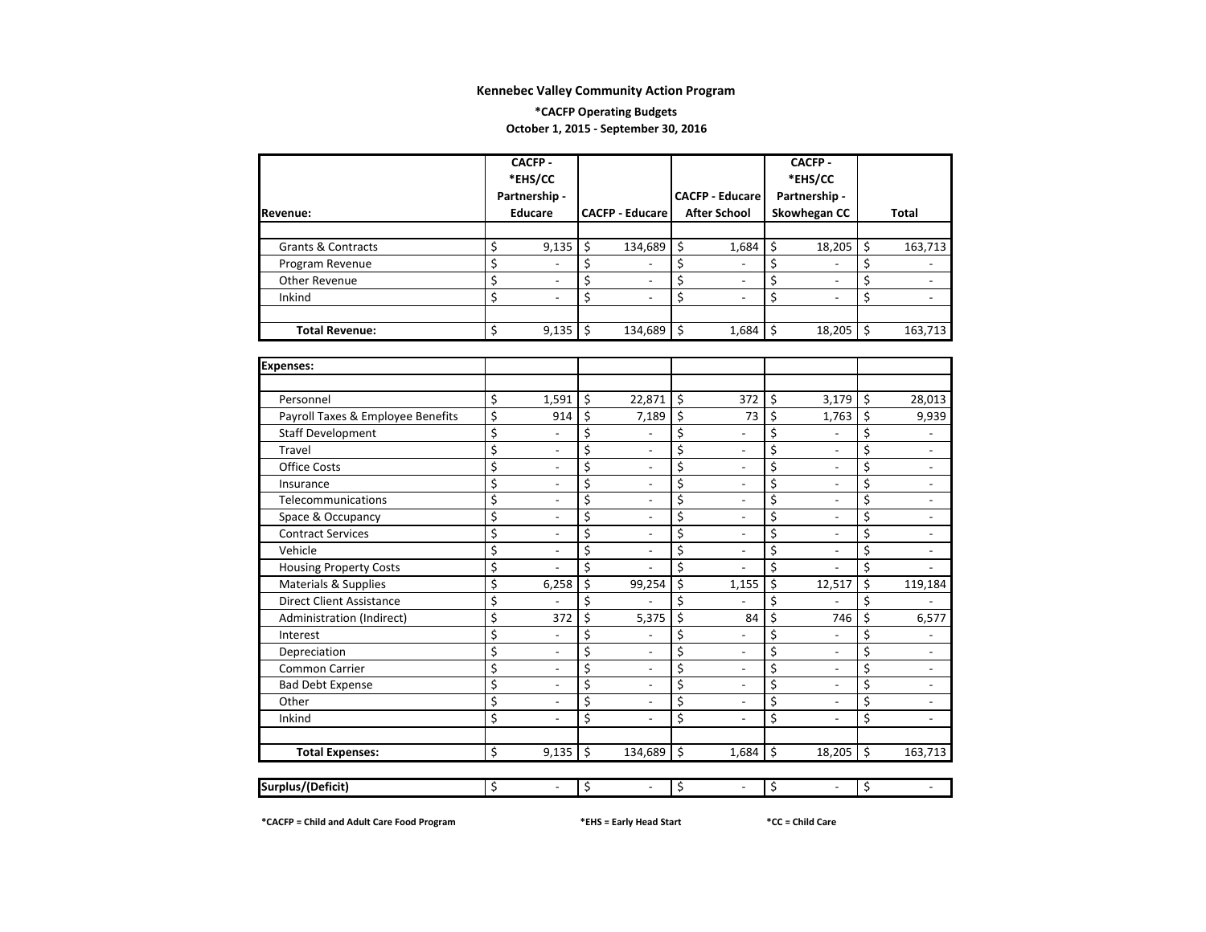**Kennebec Valley Community Action Program**

**\*CACFP Operating Budgets**

**October 1, 2015 - September 30, 2016**

| Revenue: | CACFP - *EHS/CC Partnership - Educare | CACFP - Educare | CACFP - Educare After School | CACFP - *EHS/CC Partnership - Skowhegan CC | Total |
|---|---|---|---|---|---|
| Grants & Contracts | $ 9,135 | $ 134,689 | $ 1,684 | $ 18,205 | $ 163,713 |
| Program Revenue | $ - | $ - | $ - | $ - | $ - |
| Other Revenue | $ - | $ - | $ - | $ - | $ - |
| Inkind | $ - | $ - | $ - | $ - | $ - |
| **Total Revenue:** | $ 9,135 | $ 134,689 | $ 1,684 | $ 18,205 | $ 163,713 |

| **Expenses:** | | | | | |
|---|---|---|---|---|---|
| Personnel | $ 1,591 | $ 22,871 | $ 372 | $ 3,179 | $ 28,013 |
| Payroll Taxes & Employee Benefits | $ 914 | $ 7,189 | $ 73 | $ 1,763 | $ 9,939 |
| Staff Development | $ - | $ - | $ - | $ - | $ - |
| Travel | $ - | $ - | $ - | $ - | $ - |
| Office Costs | $ - | $ - | $ - | $ - | $ - |
| Insurance | $ - | $ - | $ - | $ - | $ - |
| Telecommunications | $ - | $ - | $ - | $ - | $ - |
| Space & Occupancy | $ - | $ - | $ - | $ - | $ - |
| Contract Services | $ - | $ - | $ - | $ - | $ - |
| Vehicle | $ - | $ - | $ - | $ - | $ - |
| Housing Property Costs | $ - | $ - | $ - | $ - | $ - |
| Materials & Supplies | $ 6,258 | $ 99,254 | $ 1,155 | $ 12,517 | $ 119,184 |
| Direct Client Assistance | $ - | $ - | $ - | $ - | $ - |
| Administration (Indirect) | $ 372 | $ 5,375 | $ 84 | $ 746 | $ 6,577 |
| Interest | $ - | $ - | $ - | $ - | $ - |
| Depreciation | $ - | $ - | $ - | $ - | $ - |
| Common Carrier | $ - | $ - | $ - | $ - | $ - |
| Bad Debt Expense | $ - | $ - | $ - | $ - | $ - |
| Other | $ - | $ - | $ - | $ - | $ - |
| Inkind | $ - | $ - | $ - | $ - | $ - |
| **Total Expenses:** | $ 9,135 | $ 134,689 | $ 1,684 | $ 18,205 | $ 163,713 |

| **Surplus/(Deficit)** | $ - | $ - | $ - | $ - | $ - |
|---|---|---|---|---|---|

**\*CACFP = Child and Adult Care Food Program** **\*EHS = Early Head Start** **\*CC = Child Care**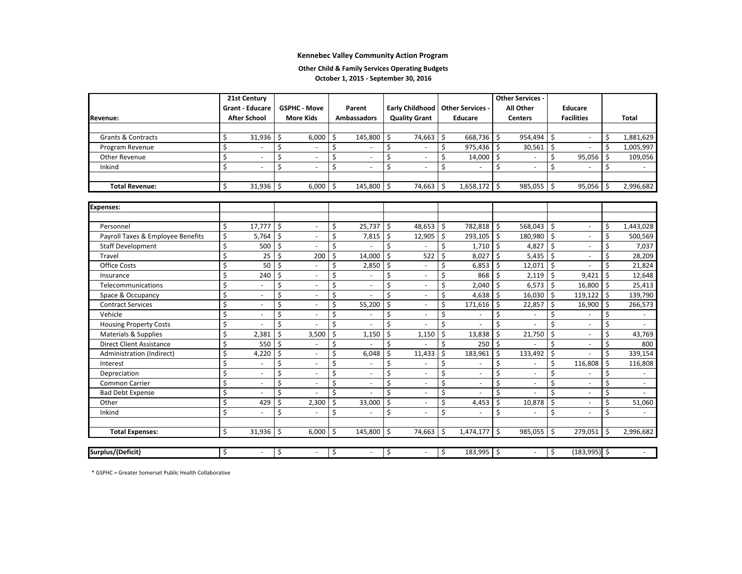**Kennebec Valley Community Action Program**

**Other Child & Family Services Operating Budgets**

**October 1, 2015 - September 30, 2016**

| Revenue: | 21st Century Grant - Educare After School | GSPHC - Move More Kids | Parent Ambassadors | Early Childhood Quality Grant | Other Services - Educare | Other Services - All Other Centers | Educare Facilities | Total |
|---|---|---|---|---|---|---|---|---|
| Grants & Contracts | $ 31,936 | $ 6,000 | $ 145,800 | $ 74,663 | $ 668,736 | $ 954,494 | $ - | $ 1,881,629 |
| Program Revenue | $ - | $ - | $ - | $ - | $ 975,436 | $ 30,561 | $ - | $ 1,005,997 |
| Other Revenue | $ - | $ - | $ - | $ - | $ 14,000 | $ - | $ 95,056 | $ 109,056 |
| Inkind | $ - | $ - | $ - | $ - | $ - | $ - | $ - | $ - |
| **Total Revenue:** | $ 31,936 | $ 6,000 | $ 145,800 | $ 74,663 | $ 1,658,172 | $ 985,055 | $ 95,056 | $ 2,996,682 |
| **Expenses:** | | | | | | | | |
| Personnel | $ 17,777 | $ - | $ 25,737 | $ 48,653 | $ 782,818 | $ 568,043 | $ - | $ 1,443,028 |
| Payroll Taxes & Employee Benefits | $ 5,764 | $ - | $ 7,815 | $ 12,905 | $ 293,105 | $ 180,980 | $ - | $ 500,569 |
| Staff Development | $ 500 | $ - | $ - | $ - | $ 1,710 | $ 4,827 | $ - | $ 7,037 |
| Travel | $ 25 | $ 200 | $ 14,000 | $ 522 | $ 8,027 | $ 5,435 | $ - | $ 28,209 |
| Office Costs | $ 50 | $ - | $ 2,850 | $ - | $ 6,853 | $ 12,071 | $ - | $ 21,824 |
| Insurance | $ 240 | $ - | $ - | $ - | $ 868 | $ 2,119 | $ 9,421 | $ 12,648 |
| Telecommunications | $ - | $ - | $ - | $ - | $ 2,040 | $ 6,573 | $ 16,800 | $ 25,413 |
| Space & Occupancy | $ - | $ - | $ - | $ - | $ 4,638 | $ 16,030 | $ 119,122 | $ 139,790 |
| Contract Services | $ - | $ - | $ 55,200 | $ - | $ 171,616 | $ 22,857 | $ 16,900 | $ 266,573 |
| Vehicle | $ - | $ - | $ - | $ - | $ - | $ - | $ - | $ - |
| Housing Property Costs | $ - | $ - | $ - | $ - | $ - | $ - | $ - | $ - |
| Materials & Supplies | $ 2,381 | $ 3,500 | $ 1,150 | $ 1,150 | $ 13,838 | $ 21,750 | $ - | $ 43,769 |
| Direct Client Assistance | $ 550 | $ - | $ - | $ - | $ 250 | $ - | $ - | $ 800 |
| Administration (Indirect) | $ 4,220 | $ - | $ 6,048 | $ 11,433 | $ 183,961 | $ 133,492 | $ - | $ 339,154 |
| Interest | $ - | $ - | $ - | $ - | $ - | $ - | $ 116,808 | $ 116,808 |
| Depreciation | $ - | $ - | $ - | $ - | $ - | $ - | $ - | $ - |
| Common Carrier | $ - | $ - | $ - | $ - | $ - | $ - | $ - | $ - |
| Bad Debt Expense | $ - | $ - | $ - | $ - | $ - | $ - | $ - | $ - |
| Other | $ 429 | $ 2,300 | $ 33,000 | $ - | $ 4,453 | $ 10,878 | $ - | $ 51,060 |
| Inkind | $ - | $ - | $ - | $ - | $ - | $ - | $ - | $ - |
| **Total Expenses:** | $ 31,936 | $ 6,000 | $ 145,800 | $ 74,663 | $ 1,474,177 | $ 985,055 | $ 279,051 | $ 2,996,682 |
| **Surplus/(Deficit)** | $ - | $ - | $ - | $ - | $ 183,995 | $ - | $ (183,995) | $ - |

\* GSPHC = Greater Somerset Public Health Collaborative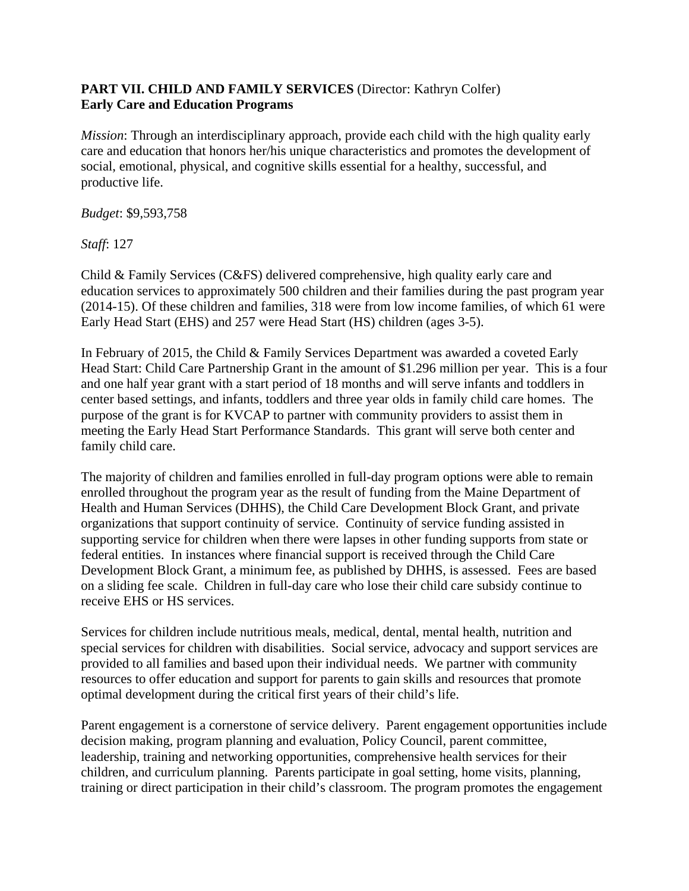**PART VII. CHILD AND FAMILY SERVICES** (Director: Kathryn Colfer)
**Early Care and Education Programs**

*Mission*: Through an interdisciplinary approach, provide each child with the high quality early care and education that honors her/his unique characteristics and promotes the development of social, emotional, physical, and cognitive skills essential for a healthy, successful, and productive life.

*Budget*: $9,593,758

*Staff*: 127

Child & Family Services (C&FS) delivered comprehensive, high quality early care and education services to approximately 500 children and their families during the past program year (2014-15). Of these children and families, 318 were from low income families, of which 61 were Early Head Start (EHS) and 257 were Head Start (HS) children (ages 3-5).

In February of 2015, the Child & Family Services Department was awarded a coveted Early Head Start: Child Care Partnership Grant in the amount of $1.296 million per year. This is a four and one half year grant with a start period of 18 months and will serve infants and toddlers in center based settings, and infants, toddlers and three year olds in family child care homes. The purpose of the grant is for KVCAP to partner with community providers to assist them in meeting the Early Head Start Performance Standards. This grant will serve both center and family child care.

The majority of children and families enrolled in full-day program options were able to remain enrolled throughout the program year as the result of funding from the Maine Department of Health and Human Services (DHHS), the Child Care Development Block Grant, and private organizations that support continuity of service. Continuity of service funding assisted in supporting service for children when there were lapses in other funding supports from state or federal entities. In instances where financial support is received through the Child Care Development Block Grant, a minimum fee, as published by DHHS, is assessed. Fees are based on a sliding fee scale. Children in full-day care who lose their child care subsidy continue to receive EHS or HS services.

Services for children include nutritious meals, medical, dental, mental health, nutrition and special services for children with disabilities. Social service, advocacy and support services are provided to all families and based upon their individual needs. We partner with community resources to offer education and support for parents to gain skills and resources that promote optimal development during the critical first years of their child's life.

Parent engagement is a cornerstone of service delivery. Parent engagement opportunities include decision making, program planning and evaluation, Policy Council, parent committee, leadership, training and networking opportunities, comprehensive health services for their children, and curriculum planning. Parents participate in goal setting, home visits, planning, training or direct participation in their child's classroom. The program promotes the engagement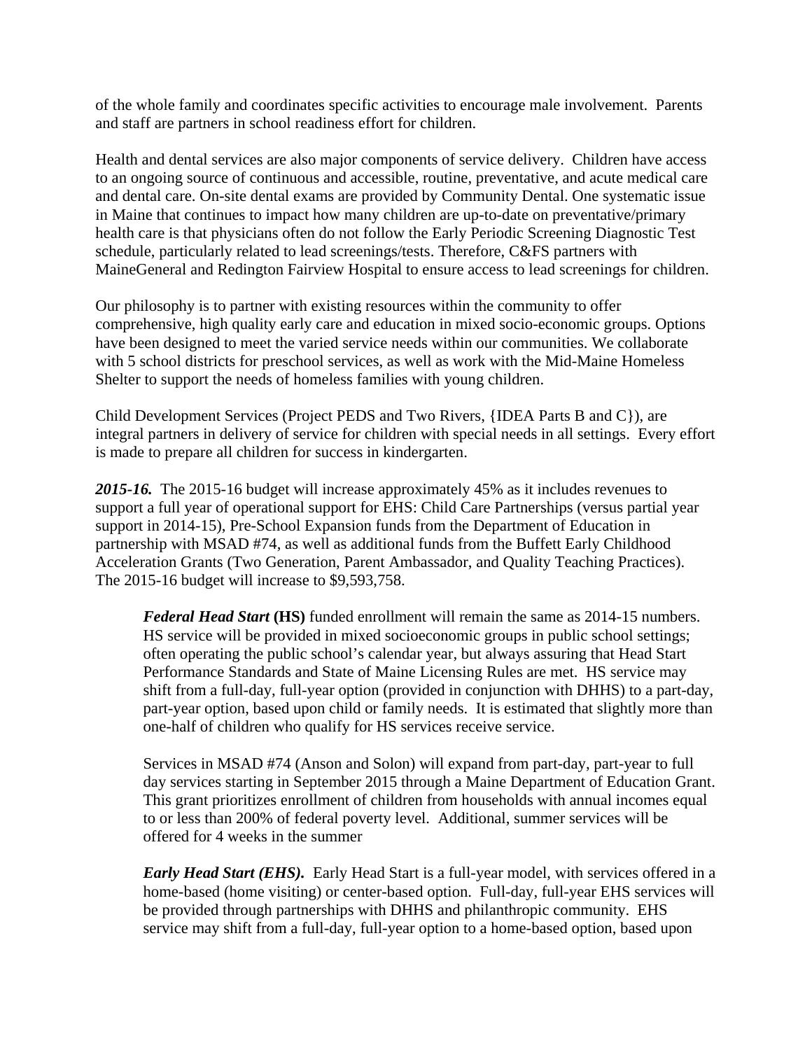of the whole family and coordinates specific activities to encourage male involvement. Parents and staff are partners in school readiness effort for children.

Health and dental services are also major components of service delivery. Children have access to an ongoing source of continuous and accessible, routine, preventative, and acute medical care and dental care. On-site dental exams are provided by Community Dental. One systematic issue in Maine that continues to impact how many children are up-to-date on preventative/primary health care is that physicians often do not follow the Early Periodic Screening Diagnostic Test schedule, particularly related to lead screenings/tests. Therefore, C&FS partners with MaineGeneral and Redington Fairview Hospital to ensure access to lead screenings for children.

Our philosophy is to partner with existing resources within the community to offer comprehensive, high quality early care and education in mixed socio-economic groups. Options have been designed to meet the varied service needs within our communities. We collaborate with 5 school districts for preschool services, as well as work with the Mid-Maine Homeless Shelter to support the needs of homeless families with young children.

Child Development Services (Project PEDS and Two Rivers, {IDEA Parts B and C}), are integral partners in delivery of service for children with special needs in all settings. Every effort is made to prepare all children for success in kindergarten.

***2015-16.*** The 2015-16 budget will increase approximately 45% as it includes revenues to support a full year of operational support for EHS: Child Care Partnerships (versus partial year support in 2014-15), Pre-School Expansion funds from the Department of Education in partnership with MSAD #74, as well as additional funds from the Buffett Early Childhood Acceleration Grants (Two Generation, Parent Ambassador, and Quality Teaching Practices). The 2015-16 budget will increase to $9,593,758.

> ***Federal Head Start* (HS)** funded enrollment will remain the same as 2014-15 numbers. HS service will be provided in mixed socioeconomic groups in public school settings; often operating the public school's calendar year, but always assuring that Head Start Performance Standards and State of Maine Licensing Rules are met. HS service may shift from a full-day, full-year option (provided in conjunction with DHHS) to a part-day, part-year option, based upon child or family needs. It is estimated that slightly more than one-half of children who qualify for HS services receive service.
>
> Services in MSAD #74 (Anson and Solon) will expand from part-day, part-year to full day services starting in September 2015 through a Maine Department of Education Grant. This grant prioritizes enrollment of children from households with annual incomes equal to or less than 200% of federal poverty level. Additional, summer services will be offered for 4 weeks in the summer
>
> ***Early Head Start (EHS).*** Early Head Start is a full-year model, with services offered in a home-based (home visiting) or center-based option. Full-day, full-year EHS services will be provided through partnerships with DHHS and philanthropic community. EHS service may shift from a full-day, full-year option to a home-based option, based upon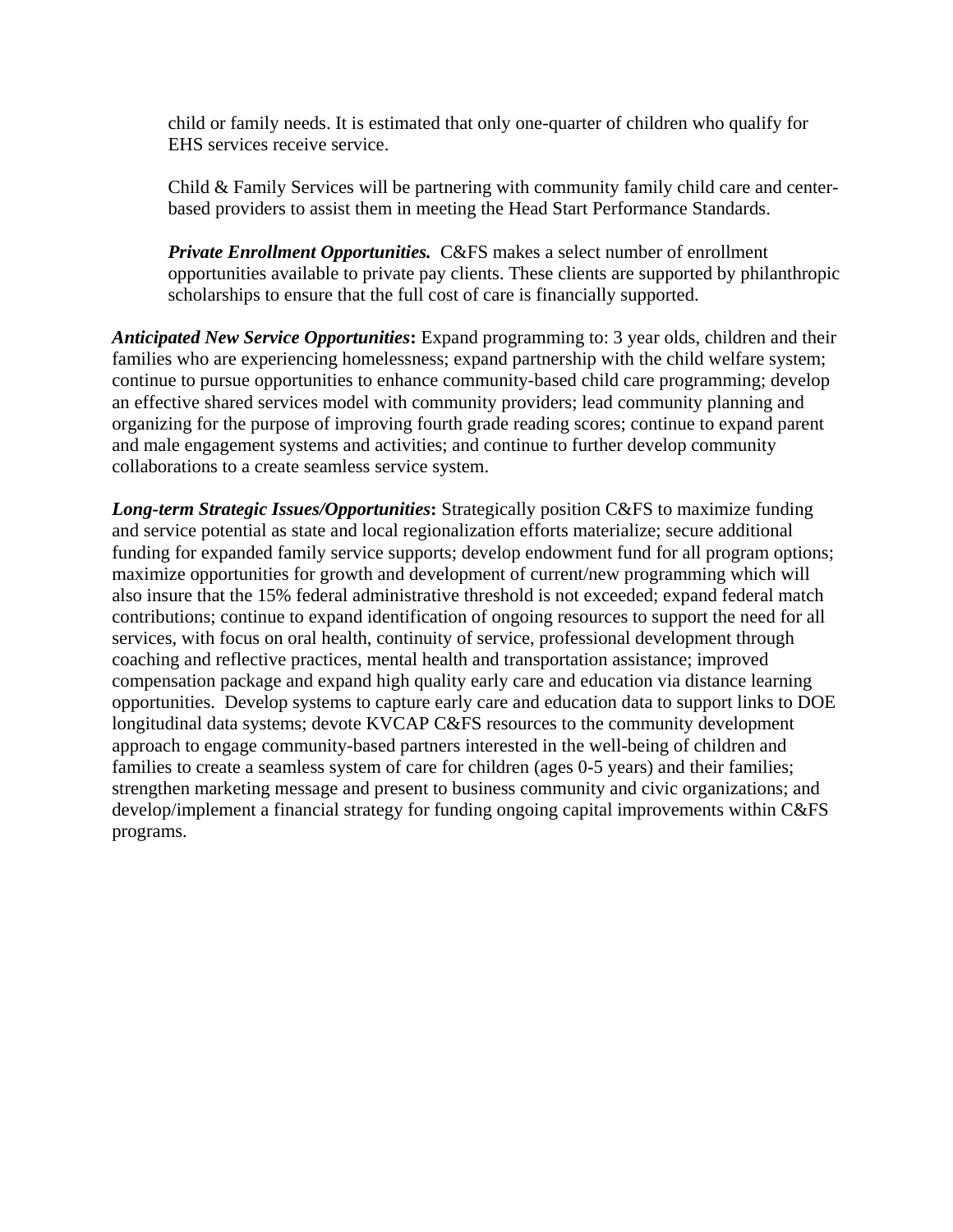child or family needs. It is estimated that only one-quarter of children who qualify for EHS services receive service.

Child & Family Services will be partnering with community family child care and center-based providers to assist them in meeting the Head Start Performance Standards.

***Private Enrollment Opportunities.*** C&FS makes a select number of enrollment opportunities available to private pay clients. These clients are supported by philanthropic scholarships to ensure that the full cost of care is financially supported.

***Anticipated New Service Opportunities*:** Expand programming to: 3 year olds, children and their families who are experiencing homelessness; expand partnership with the child welfare system; continue to pursue opportunities to enhance community-based child care programming; develop an effective shared services model with community providers; lead community planning and organizing for the purpose of improving fourth grade reading scores; continue to expand parent and male engagement systems and activities; and continue to further develop community collaborations to a create seamless service system.

***Long-term Strategic Issues/Opportunities*:** Strategically position C&FS to maximize funding and service potential as state and local regionalization efforts materialize; secure additional funding for expanded family service supports; develop endowment fund for all program options; maximize opportunities for growth and development of current/new programming which will also insure that the 15% federal administrative threshold is not exceeded; expand federal match contributions; continue to expand identification of ongoing resources to support the need for all services, with focus on oral health, continuity of service, professional development through coaching and reflective practices, mental health and transportation assistance; improved compensation package and expand high quality early care and education via distance learning opportunities. Develop systems to capture early care and education data to support links to DOE longitudinal data systems; devote KVCAP C&FS resources to the community development approach to engage community-based partners interested in the well-being of children and families to create a seamless system of care for children (ages 0-5 years) and their families; strengthen marketing message and present to business community and civic organizations; and develop/implement a financial strategy for funding ongoing capital improvements within C&FS programs.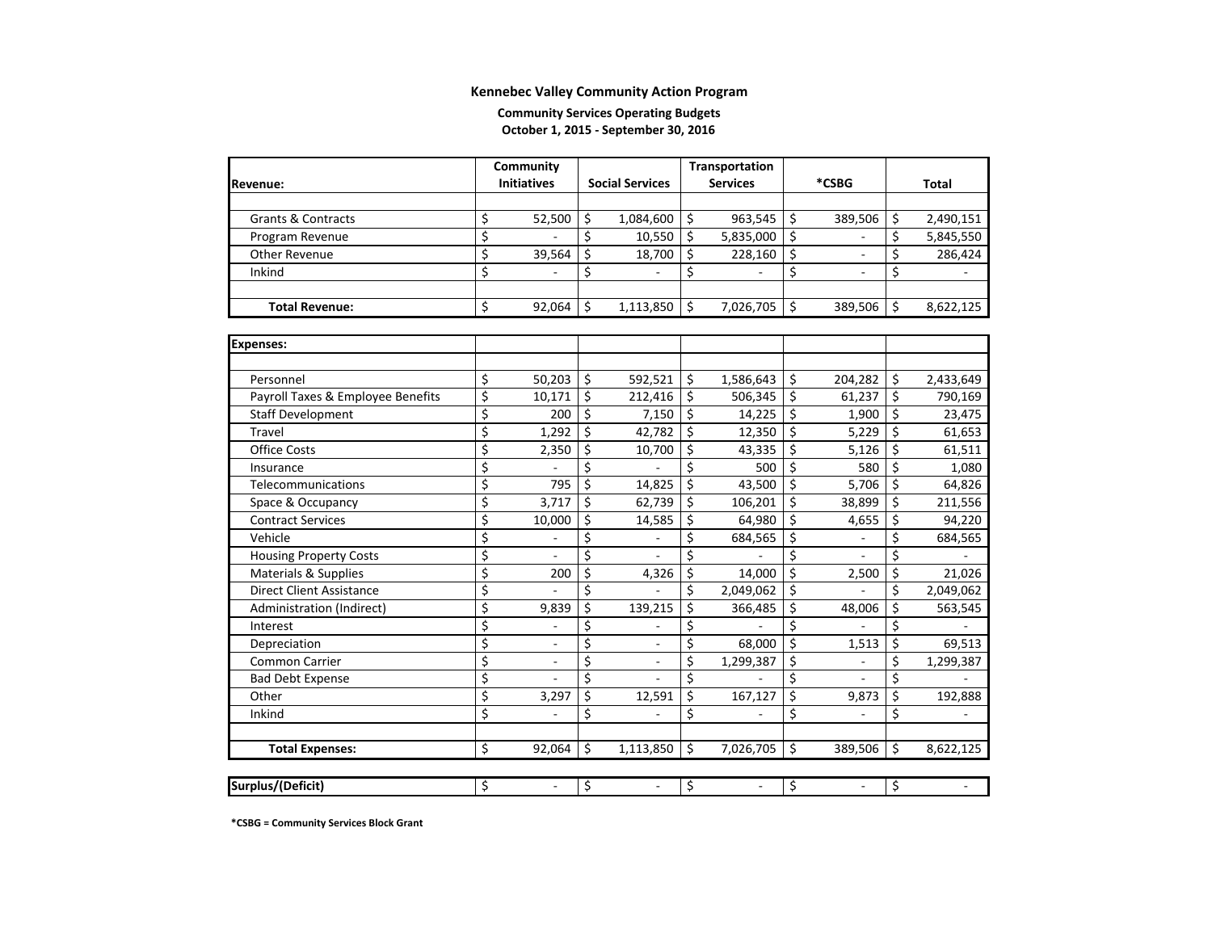**Kennebec Valley Community Action Program**

**Community Services Operating Budgets**

**October 1, 2015 - September 30, 2016**

| **Revenue:** | **Community Initiatives** | **Social Services** | **Transportation Services** | ***CSBG** | **Total** |
|---|---|---|---|---|---|
| Grants & Contracts | $ 52,500 | $ 1,084,600 | $ 963,545 | $ 389,506 | $ 2,490,151 |
| Program Revenue | $ - | $ 10,550 | $ 5,835,000 | $ - | $ 5,845,550 |
| Other Revenue | $ 39,564 | $ 18,700 | $ 228,160 | $ - | $ 286,424 |
| Inkind | $ - | $ - | $ - | $ - | $ - |
| **Total Revenue:** | $ 92,064 | $ 1,113,850 | $ 7,026,705 | $ 389,506 | $ 8,622,125 |

| **Expenses:** | | | | | |
|---|---|---|---|---|---|
| Personnel | $ 50,203 | $ 592,521 | $ 1,586,643 | $ 204,282 | $ 2,433,649 |
| Payroll Taxes & Employee Benefits | $ 10,171 | $ 212,416 | $ 506,345 | $ 61,237 | $ 790,169 |
| Staff Development | $ 200 | $ 7,150 | $ 14,225 | $ 1,900 | $ 23,475 |
| Travel | $ 1,292 | $ 42,782 | $ 12,350 | $ 5,229 | $ 61,653 |
| Office Costs | $ 2,350 | $ 10,700 | $ 43,335 | $ 5,126 | $ 61,511 |
| Insurance | $ - | $ - | $ 500 | $ 580 | $ 1,080 |
| Telecommunications | $ 795 | $ 14,825 | $ 43,500 | $ 5,706 | $ 64,826 |
| Space & Occupancy | $ 3,717 | $ 62,739 | $ 106,201 | $ 38,899 | $ 211,556 |
| Contract Services | $ 10,000 | $ 14,585 | $ 64,980 | $ 4,655 | $ 94,220 |
| Vehicle | $ - | $ - | $ 684,565 | $ - | $ 684,565 |
| Housing Property Costs | $ - | $ - | $ - | $ - | $ - |
| Materials & Supplies | $ 200 | $ 4,326 | $ 14,000 | $ 2,500 | $ 21,026 |
| Direct Client Assistance | $ - | $ - | $ 2,049,062 | $ - | $ 2,049,062 |
| Administration (Indirect) | $ 9,839 | $ 139,215 | $ 366,485 | $ 48,006 | $ 563,545 |
| Interest | $ - | $ - | $ - | $ - | $ - |
| Depreciation | $ - | $ - | $ 68,000 | $ 1,513 | $ 69,513 |
| Common Carrier | $ - | $ - | $ 1,299,387 | $ - | $ 1,299,387 |
| Bad Debt Expense | $ - | $ - | $ - | $ - | $ - |
| Other | $ 3,297 | $ 12,591 | $ 167,127 | $ 9,873 | $ 192,888 |
| Inkind | $ - | $ - | $ - | $ - | $ - |
| **Total Expenses:** | $ 92,064 | $ 1,113,850 | $ 7,026,705 | $ 389,506 | $ 8,622,125 |

| **Surplus/(Deficit)** | $ - | $ - | $ - | $ - | $ - |
|---|---|---|---|---|---|

***CSBG = Community Services Block Grant**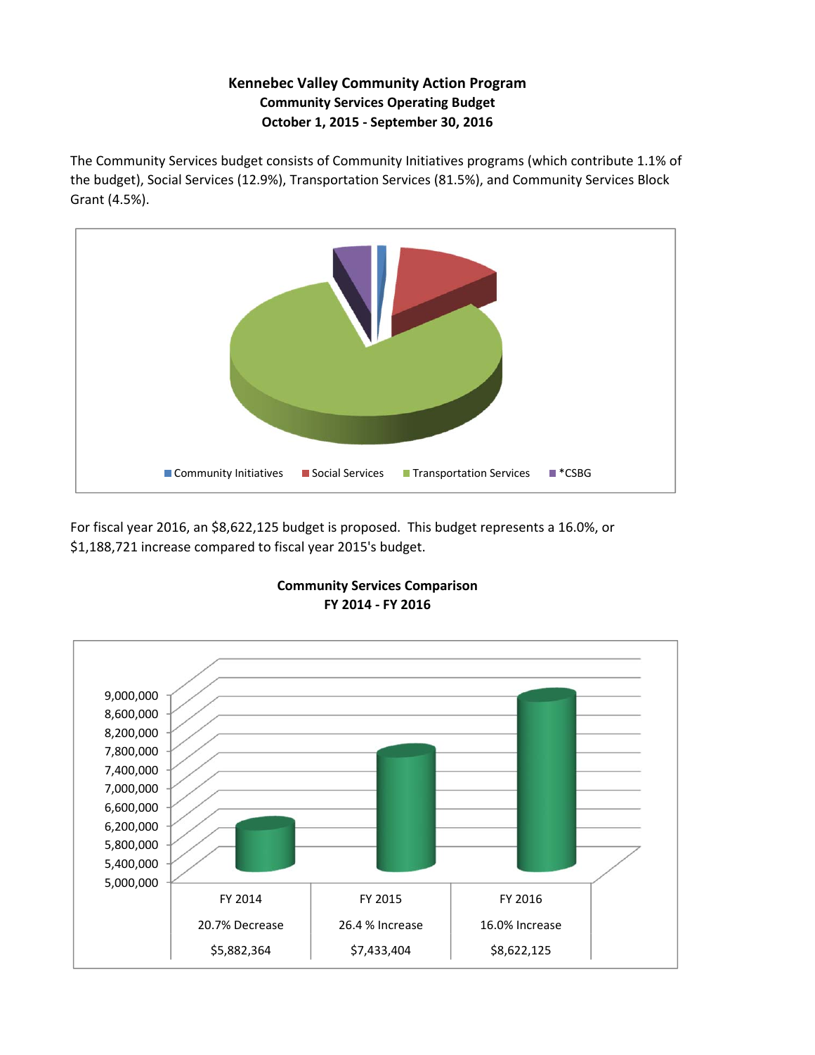**Kennebec Valley Community Action Program**
**Community Services Operating Budget**
**October 1, 2015 - September 30, 2016**

The Community Services budget consists of Community Initiatives programs (which contribute 1.1% of the budget), Social Services (12.9%), Transportation Services (81.5%), and Community Services Block Grant (4.5%).

Community Initiatives | Social Services | Transportation Services | *CSBG

For fiscal year 2016, an $8,622,125 budget is proposed. This budget represents a 16.0%, or $1,188,721 increase compared to fiscal year 2015's budget.

**Community Services Comparison**
**FY 2014 - FY 2016**

| FY 2014 | FY 2015 | FY 2016 |
|---|---|---|
| 20.7% Decrease | 26.4 % Increase | 16.0% Increase |
| $5,882,364 | $7,433,404 | $8,622,125 |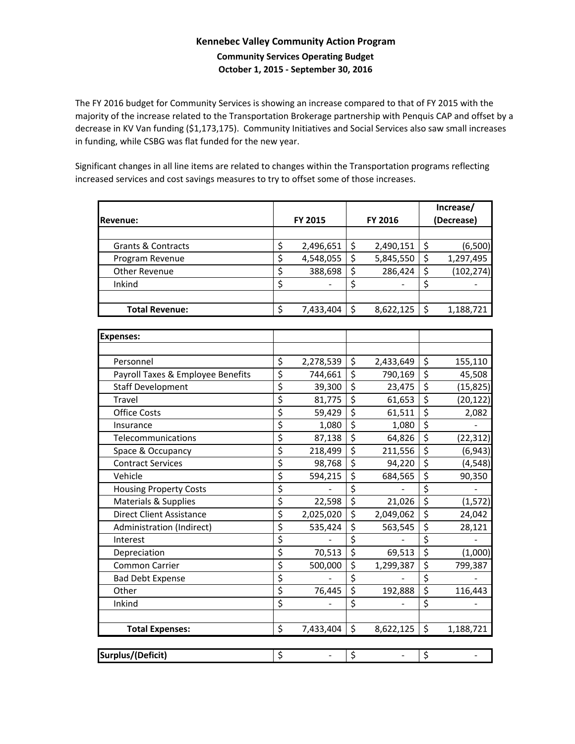## Kennebec Valley Community Action Program

### Community Services Operating Budget

### October 1, 2015 - September 30, 2016

The FY 2016 budget for Community Services is showing an increase compared to that of FY 2015 with the majority of the increase related to the Transportation Brokerage partnership with Penquis CAP and offset by a decrease in KV Van funding ($1,173,175). Community Initiatives and Social Services also saw small increases in funding, while CSBG was flat funded for the new year.

Significant changes in all line items are related to changes within the Transportation programs reflecting increased services and cost savings measures to try to offset some of those increases.

| Revenue: | FY 2015 | FY 2016 | Increase/ (Decrease) |
|---|---|---|---|
| Grants & Contracts | $ 2,496,651 | $ 2,490,151 | $ (6,500) |
| Program Revenue | $ 4,548,055 | $ 5,845,550 | $ 1,297,495 |
| Other Revenue | $ 388,698 | $ 286,424 | $ (102,274) |
| Inkind | $ - | $ - | $ - |
| **Total Revenue:** | $ 7,433,404 | $ 8,622,125 | $ 1,188,721 |

| Expenses: | | | |
|---|---|---|---|
| Personnel | $ 2,278,539 | $ 2,433,649 | $ 155,110 |
| Payroll Taxes & Employee Benefits | $ 744,661 | $ 790,169 | $ 45,508 |
| Staff Development | $ 39,300 | $ 23,475 | $ (15,825) |
| Travel | $ 81,775 | $ 61,653 | $ (20,122) |
| Office Costs | $ 59,429 | $ 61,511 | $ 2,082 |
| Insurance | $ 1,080 | $ 1,080 | $ - |
| Telecommunications | $ 87,138 | $ 64,826 | $ (22,312) |
| Space & Occupancy | $ 218,499 | $ 211,556 | $ (6,943) |
| Contract Services | $ 98,768 | $ 94,220 | $ (4,548) |
| Vehicle | $ 594,215 | $ 684,565 | $ 90,350 |
| Housing Property Costs | $ - | $ - | $ - |
| Materials & Supplies | $ 22,598 | $ 21,026 | $ (1,572) |
| Direct Client Assistance | $ 2,025,020 | $ 2,049,062 | $ 24,042 |
| Administration (Indirect) | $ 535,424 | $ 563,545 | $ 28,121 |
| Interest | $ - | $ - | $ - |
| Depreciation | $ 70,513 | $ 69,513 | $ (1,000) |
| Common Carrier | $ 500,000 | $ 1,299,387 | $ 799,387 |
| Bad Debt Expense | $ - | $ - | $ - |
| Other | $ 76,445 | $ 192,888 | $ 116,443 |
| Inkind | $ - | $ - | $ - |
| **Total Expenses:** | $ 7,433,404 | $ 8,622,125 | $ 1,188,721 |

| Surplus/(Deficit) | $ - | $ - | $ - |
|---|---|---|---|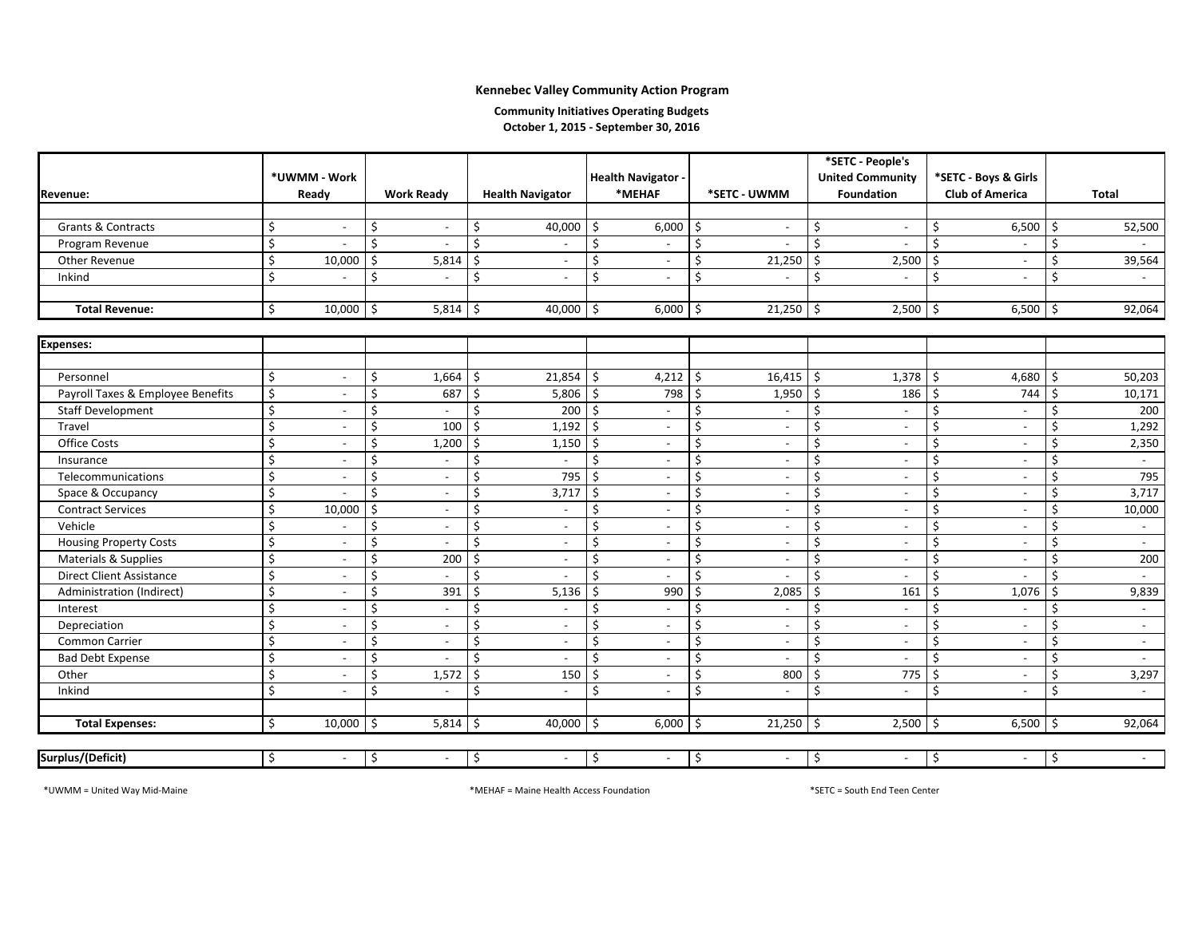**Kennebec Valley Community Action Program**

**Community Initiatives Operating Budgets**
**October 1, 2015 - September 30, 2016**

| Revenue: | *UWMM - Work Ready | Work Ready | Health Navigator | Health Navigator - *MEHAF | *SETC - UWMM | *SETC - People's United Community Foundation | *SETC - Boys & Girls Club of America | Total |
|---|---|---|---|---|---|---|---|---|
| Grants & Contracts | $ - | $ - | $ 40,000 | $ 6,000 | $ - | $ - | $ 6,500 | $ 52,500 |
| Program Revenue | $ - | $ - | $ - | $ - | $ - | $ - | $ - | $ - |
| Other Revenue | $ 10,000 | $ 5,814 | $ - | $ - | $ 21,250 | $ 2,500 | $ - | $ 39,564 |
| Inkind | $ - | $ - | $ - | $ - | $ - | $ - | $ - | $ - |
| **Total Revenue:** | $ 10,000 | $ 5,814 | $ 40,000 | $ 6,000 | $ 21,250 | $ 2,500 | $ 6,500 | $ 92,064 |
| **Expenses:** | | | | | | | | |
| Personnel | $ - | $ 1,664 | $ 21,854 | $ 4,212 | $ 16,415 | $ 1,378 | $ 4,680 | $ 50,203 |
| Payroll Taxes & Employee Benefits | $ - | $ 687 | $ 5,806 | $ 798 | $ 1,950 | $ 186 | $ 744 | $ 10,171 |
| Staff Development | $ - | $ - | $ 200 | $ - | $ - | $ - | $ - | $ 200 |
| Travel | $ - | $ 100 | $ 1,192 | $ - | $ - | $ - | $ - | $ 1,292 |
| Office Costs | $ - | $ 1,200 | $ 1,150 | $ - | $ - | $ - | $ - | $ 2,350 |
| Insurance | $ - | $ - | $ - | $ - | $ - | $ - | $ - | $ - |
| Telecommunications | $ - | $ - | $ 795 | $ - | $ - | $ - | $ - | $ 795 |
| Space & Occupancy | $ - | $ - | $ 3,717 | $ - | $ - | $ - | $ - | $ 3,717 |
| Contract Services | $ 10,000 | $ - | $ - | $ - | $ - | $ - | $ - | $ 10,000 |
| Vehicle | $ - | $ - | $ - | $ - | $ - | $ - | $ - | $ - |
| Housing Property Costs | $ - | $ - | $ - | $ - | $ - | $ - | $ - | $ - |
| Materials & Supplies | $ - | $ 200 | $ - | $ - | $ - | $ - | $ - | $ 200 |
| Direct Client Assistance | $ - | $ - | $ - | $ - | $ - | $ - | $ - | $ - |
| Administration (Indirect) | $ - | $ 391 | $ 5,136 | $ 990 | $ 2,085 | $ 161 | $ 1,076 | $ 9,839 |
| Interest | $ - | $ - | $ - | $ - | $ - | $ - | $ - | $ - |
| Depreciation | $ - | $ - | $ - | $ - | $ - | $ - | $ - | $ - |
| Common Carrier | $ - | $ - | $ - | $ - | $ - | $ - | $ - | $ - |
| Bad Debt Expense | $ - | $ - | $ - | $ - | $ - | $ - | $ - | $ - |
| Other | $ - | $ 1,572 | $ 150 | $ - | $ 800 | $ 775 | $ - | $ 3,297 |
| Inkind | $ - | $ - | $ - | $ - | $ - | $ - | $ - | $ - |
| **Total Expenses:** | $ 10,000 | $ 5,814 | $ 40,000 | $ 6,000 | $ 21,250 | $ 2,500 | $ 6,500 | $ 92,064 |
| **Surplus/(Deficit)** | $ - | $ - | $ - | $ - | $ - | $ - | $ - | $ - |

*UWMM = United Way Mid-Maine

*MEHAF = Maine Health Access Foundation

*SETC = South End Teen Center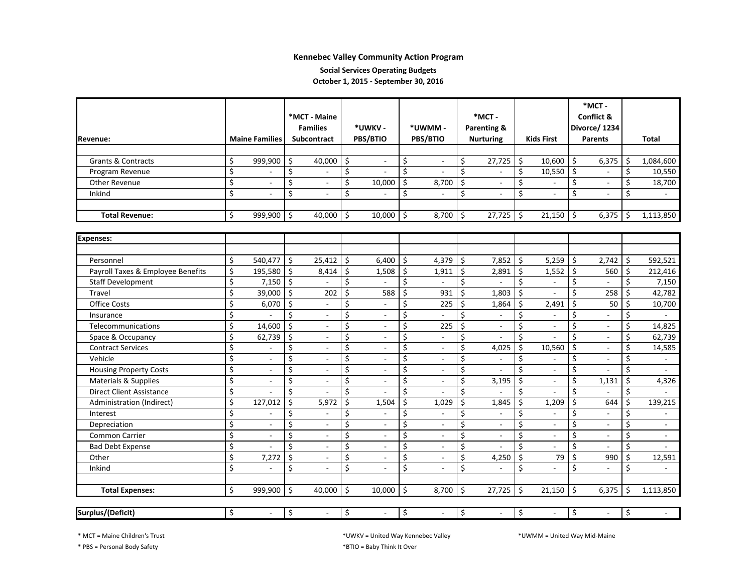**Kennebec Valley Community Action Program**

**Social Services Operating Budgets**

**October 1, 2015 - September 30, 2016**

| Revenue: | Maine Families | *MCT - Maine Families Subcontract | *UWKV - PBS/BTIO | *UWMM - PBS/BTIO | *MCT - Parenting & Nurturing | Kids First | *MCT - Conflict & Divorce/ 1234 Parents | Total |
|---|---|---|---|---|---|---|---|---|
| Grants & Contracts | $ 999,900 | $ 40,000 | $ - | $ - | $ 27,725 | $ 10,600 | $ 6,375 | $ 1,084,600 |
| Program Revenue | $ - | $ - | $ - | $ - | $ - | $ 10,550 | $ - | $ 10,550 |
| Other Revenue | $ - | $ - | $ 10,000 | $ 8,700 | $ - | $ - | $ - | $ 18,700 |
| Inkind | $ - | $ - | $ - | $ - | $ - | $ - | $ - | $ - |
| **Total Revenue:** | $ 999,900 | $ 40,000 | $ 10,000 | $ 8,700 | $ 27,725 | $ 21,150 | $ 6,375 | $ 1,113,850 |

| Expenses: | Maine Families | *MCT - Maine Families Subcontract | *UWKV - PBS/BTIO | *UWMM - PBS/BTIO | *MCT - Parenting & Nurturing | Kids First | *MCT - Conflict & Divorce/ 1234 Parents | Total |
|---|---|---|---|---|---|---|---|---|
| Personnel | $ 540,477 | $ 25,412 | $ 6,400 | $ 4,379 | $ 7,852 | $ 5,259 | $ 2,742 | $ 592,521 |
| Payroll Taxes & Employee Benefits | $ 195,580 | $ 8,414 | $ 1,508 | $ 1,911 | $ 2,891 | $ 1,552 | $ 560 | $ 212,416 |
| Staff Development | $ 7,150 | $ - | $ - | $ - | $ - | $ - | $ - | $ 7,150 |
| Travel | $ 39,000 | $ 202 | $ 588 | $ 931 | $ 1,803 | $ - | $ 258 | $ 42,782 |
| Office Costs | $ 6,070 | $ - | $ - | $ 225 | $ 1,864 | $ 2,491 | $ 50 | $ 10,700 |
| Insurance | $ - | $ - | $ - | $ - | $ - | $ - | $ - | $ - |
| Telecommunications | $ 14,600 | $ - | $ - | $ 225 | $ - | $ - | $ - | $ 14,825 |
| Space & Occupancy | $ 62,739 | $ - | $ - | $ - | $ - | $ - | $ - | $ 62,739 |
| Contract Services | $ - | $ - | $ - | $ - | $ 4,025 | $ 10,560 | $ - | $ 14,585 |
| Vehicle | $ - | $ - | $ - | $ - | $ - | $ - | $ - | $ - |
| Housing Property Costs | $ - | $ - | $ - | $ - | $ - | $ - | $ - | $ - |
| Materials & Supplies | $ - | $ - | $ - | $ - | $ 3,195 | $ - | $ 1,131 | $ 4,326 |
| Direct Client Assistance | $ - | $ - | $ - | $ - | $ - | $ - | $ - | $ - |
| Administration (Indirect) | $ 127,012 | $ 5,972 | $ 1,504 | $ 1,029 | $ 1,845 | $ 1,209 | $ 644 | $ 139,215 |
| Interest | $ - | $ - | $ - | $ - | $ - | $ - | $ - | $ - |
| Depreciation | $ - | $ - | $ - | $ - | $ - | $ - | $ - | $ - |
| Common Carrier | $ - | $ - | $ - | $ - | $ - | $ - | $ - | $ - |
| Bad Debt Expense | $ - | $ - | $ - | $ - | $ - | $ - | $ - | $ - |
| Other | $ 7,272 | $ - | $ - | $ - | $ 4,250 | $ 79 | $ 990 | $ 12,591 |
| Inkind | $ - | $ - | $ - | $ - | $ - | $ - | $ - | $ - |
| **Total Expenses:** | $ 999,900 | $ 40,000 | $ 10,000 | $ 8,700 | $ 27,725 | $ 21,150 | $ 6,375 | $ 1,113,850 |
| **Surplus/(Deficit)** | $ - | $ - | $ - | $ - | $ - | $ - | $ - | $ - |

\* MCT = Maine Children's Trust

\* PBS = Personal Body Safety

*UWKV = United Way Kennebec Valley

*BTIO = Baby Think It Over

*UWMM = United Way Mid-Maine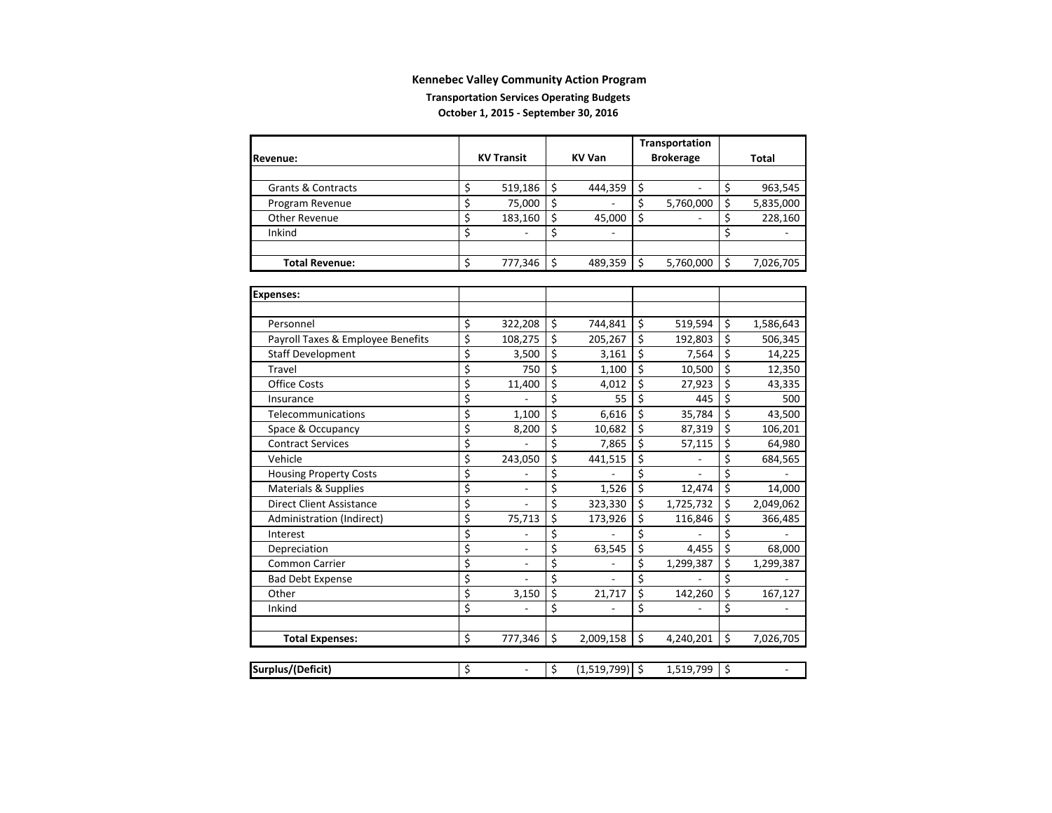**Kennebec Valley Community Action Program**

**Transportation Services Operating Budgets**

**October 1, 2015 - September 30, 2016**

| Revenue: | KV Transit | KV Van | Transportation Brokerage | Total |
|---|---|---|---|---|
| Grants & Contracts | $ 519,186 | $ 444,359 | $ - | $ 963,545 |
| Program Revenue | $ 75,000 | $ - | $ 5,760,000 | $ 5,835,000 |
| Other Revenue | $ 183,160 | $ 45,000 | $ - | $ 228,160 |
| Inkind | $ - | $ - | | $ - |
| **Total Revenue:** | $ 777,346 | $ 489,359 | $ 5,760,000 | $ 7,026,705 |

| Expenses: | KV Transit | KV Van | Transportation Brokerage | Total |
|---|---|---|---|---|
| Personnel | $ 322,208 | $ 744,841 | $ 519,594 | $ 1,586,643 |
| Payroll Taxes & Employee Benefits | $ 108,275 | $ 205,267 | $ 192,803 | $ 506,345 |
| Staff Development | $ 3,500 | $ 3,161 | $ 7,564 | $ 14,225 |
| Travel | $ 750 | $ 1,100 | $ 10,500 | $ 12,350 |
| Office Costs | $ 11,400 | $ 4,012 | $ 27,923 | $ 43,335 |
| Insurance | $ - | $ 55 | $ 445 | $ 500 |
| Telecommunications | $ 1,100 | $ 6,616 | $ 35,784 | $ 43,500 |
| Space & Occupancy | $ 8,200 | $ 10,682 | $ 87,319 | $ 106,201 |
| Contract Services | $ - | $ 7,865 | $ 57,115 | $ 64,980 |
| Vehicle | $ 243,050 | $ 441,515 | $ - | $ 684,565 |
| Housing Property Costs | $ - | $ - | $ - | $ - |
| Materials & Supplies | $ - | $ 1,526 | $ 12,474 | $ 14,000 |
| Direct Client Assistance | $ - | $ 323,330 | $ 1,725,732 | $ 2,049,062 |
| Administration (Indirect) | $ 75,713 | $ 173,926 | $ 116,846 | $ 366,485 |
| Interest | $ - | $ - | $ - | $ - |
| Depreciation | $ - | $ 63,545 | $ 4,455 | $ 68,000 |
| Common Carrier | $ - | $ - | $ 1,299,387 | $ 1,299,387 |
| Bad Debt Expense | $ - | $ - | $ - | $ - |
| Other | $ 3,150 | $ 21,717 | $ 142,260 | $ 167,127 |
| Inkind | $ - | $ - | $ - | $ - |
| **Total Expenses:** | $ 777,346 | $ 2,009,158 | $ 4,240,201 | $ 7,026,705 |
| **Surplus/(Deficit)** | $ - | $ (1,519,799) | $ 1,519,799 | $ - |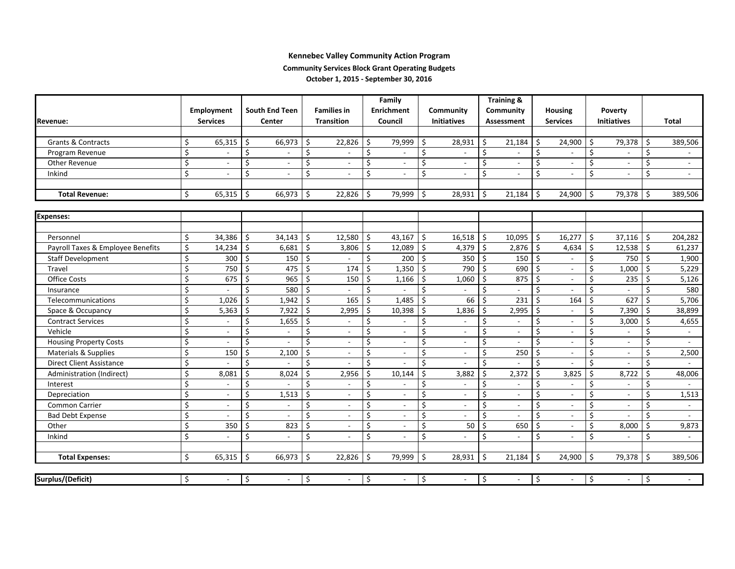**Kennebec Valley Community Action Program**

**Community Services Block Grant Operating Budgets**

**October 1, 2015 - September 30, 2016**

| Revenue: | Employment Services | South End Teen Center | Families in Transition | Family Enrichment Council | Community Initiatives | Training & Community Assessment | Housing Services | Poverty Initiatives | Total |
|---|---|---|---|---|---|---|---|---|---|
| Grants & Contracts | $ 65,315 | $ 66,973 | $ 22,826 | $ 79,999 | $ 28,931 | $ 21,184 | $ 24,900 | $ 79,378 | $ 389,506 |
| Program Revenue | $ - | $ - | $ - | $ - | $ - | $ - | $ - | $ - | $ - |
| Other Revenue | $ - | $ - | $ - | $ - | $ - | $ - | $ - | $ - | $ - |
| Inkind | $ - | $ - | $ - | $ - | $ - | $ - | $ - | $ - | $ - |
| **Total Revenue:** | $ 65,315 | $ 66,973 | $ 22,826 | $ 79,999 | $ 28,931 | $ 21,184 | $ 24,900 | $ 79,378 | $ 389,506 |

| Expenses: | Employment Services | South End Teen Center | Families in Transition | Family Enrichment Council | Community Initiatives | Training & Community Assessment | Housing Services | Poverty Initiatives | Total |
|---|---|---|---|---|---|---|---|---|---|
| Personnel | $ 34,386 | $ 34,143 | $ 12,580 | $ 43,167 | $ 16,518 | $ 10,095 | $ 16,277 | $ 37,116 | $ 204,282 |
| Payroll Taxes & Employee Benefits | $ 14,234 | $ 6,681 | $ 3,806 | $ 12,089 | $ 4,379 | $ 2,876 | $ 4,634 | $ 12,538 | $ 61,237 |
| Staff Development | $ 300 | $ 150 | $ - | $ 200 | $ 350 | $ 150 | $ - | $ 750 | $ 1,900 |
| Travel | $ 750 | $ 475 | $ 174 | $ 1,350 | $ 790 | $ 690 | $ - | $ 1,000 | $ 5,229 |
| Office Costs | $ 675 | $ 965 | $ 150 | $ 1,166 | $ 1,060 | $ 875 | $ - | $ 235 | $ 5,126 |
| Insurance | $ - | $ 580 | $ - | $ - | $ - | $ - | $ - | $ - | $ 580 |
| Telecommunications | $ 1,026 | $ 1,942 | $ 165 | $ 1,485 | $ 66 | $ 231 | $ 164 | $ 627 | $ 5,706 |
| Space & Occupancy | $ 5,363 | $ 7,922 | $ 2,995 | $ 10,398 | $ 1,836 | $ 2,995 | $ - | $ 7,390 | $ 38,899 |
| Contract Services | $ - | $ 1,655 | $ - | $ - | $ - | $ - | $ - | $ 3,000 | $ 4,655 |
| Vehicle | $ - | $ - | $ - | $ - | $ - | $ - | $ - | $ - | $ - |
| Housing Property Costs | $ - | $ - | $ - | $ - | $ - | $ - | $ - | $ - | $ - |
| Materials & Supplies | $ 150 | $ 2,100 | $ - | $ - | $ - | $ 250 | $ - | $ - | $ 2,500 |
| Direct Client Assistance | $ - | $ - | $ - | $ - | $ - | $ - | $ - | $ - | $ - |
| Administration (Indirect) | $ 8,081 | $ 8,024 | $ 2,956 | $ 10,144 | $ 3,882 | $ 2,372 | $ 3,825 | $ 8,722 | $ 48,006 |
| Interest | $ - | $ - | $ - | $ - | $ - | $ - | $ - | $ - | $ - |
| Depreciation | $ - | $ 1,513 | $ - | $ - | $ - | $ - | $ - | $ - | $ 1,513 |
| Common Carrier | $ - | $ - | $ - | $ - | $ - | $ - | $ - | $ - | $ - |
| Bad Debt Expense | $ - | $ - | $ - | $ - | $ - | $ - | $ - | $ - | $ - |
| Other | $ 350 | $ 823 | $ - | $ - | $ 50 | $ 650 | $ - | $ 8,000 | $ 9,873 |
| Inkind | $ - | $ - | $ - | $ - | $ - | $ - | $ - | $ - | $ - |
| **Total Expenses:** | $ 65,315 | $ 66,973 | $ 22,826 | $ 79,999 | $ 28,931 | $ 21,184 | $ 24,900 | $ 79,378 | $ 389,506 |
| **Surplus/(Deficit)** | $ - | $ - | $ - | $ - | $ - | $ - | $ - | $ - | $ - |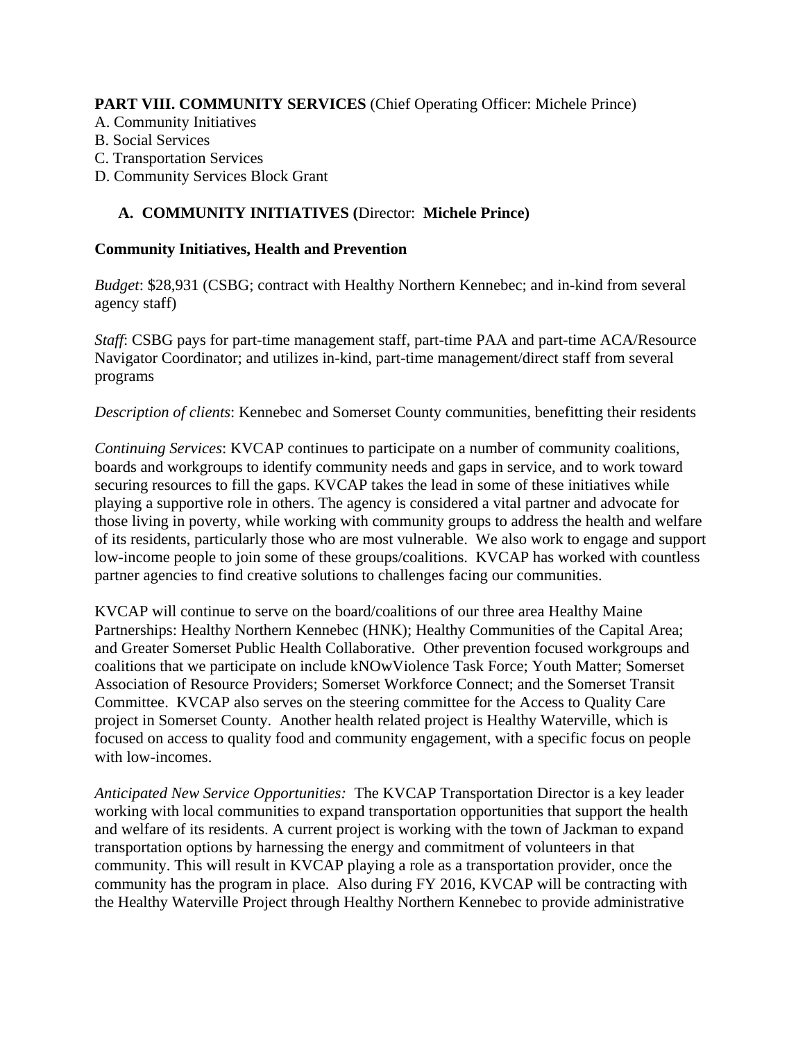**PART VIII. COMMUNITY SERVICES** (Chief Operating Officer: Michele Prince)

A. Community Initiatives
B. Social Services
C. Transportation Services
D. Community Services Block Grant

## A. COMMUNITY INITIATIVES (Director: Michele Prince)

### Community Initiatives, Health and Prevention

*Budget*: $28,931 (CSBG; contract with Healthy Northern Kennebec; and in-kind from several agency staff)

*Staff*: CSBG pays for part-time management staff, part-time PAA and part-time ACA/Resource Navigator Coordinator; and utilizes in-kind, part-time management/direct staff from several programs

*Description of clients*: Kennebec and Somerset County communities, benefitting their residents

*Continuing Services*: KVCAP continues to participate on a number of community coalitions, boards and workgroups to identify community needs and gaps in service, and to work toward securing resources to fill the gaps. KVCAP takes the lead in some of these initiatives while playing a supportive role in others. The agency is considered a vital partner and advocate for those living in poverty, while working with community groups to address the health and welfare of its residents, particularly those who are most vulnerable. We also work to engage and support low-income people to join some of these groups/coalitions. KVCAP has worked with countless partner agencies to find creative solutions to challenges facing our communities.

KVCAP will continue to serve on the board/coalitions of our three area Healthy Maine Partnerships: Healthy Northern Kennebec (HNK); Healthy Communities of the Capital Area; and Greater Somerset Public Health Collaborative. Other prevention focused workgroups and coalitions that we participate on include kNOwViolence Task Force; Youth Matter; Somerset Association of Resource Providers; Somerset Workforce Connect; and the Somerset Transit Committee. KVCAP also serves on the steering committee for the Access to Quality Care project in Somerset County. Another health related project is Healthy Waterville, which is focused on access to quality food and community engagement, with a specific focus on people with low-incomes.

*Anticipated New Service Opportunities:* The KVCAP Transportation Director is a key leader working with local communities to expand transportation opportunities that support the health and welfare of its residents. A current project is working with the town of Jackman to expand transportation options by harnessing the energy and commitment of volunteers in that community. This will result in KVCAP playing a role as a transportation provider, once the community has the program in place. Also during FY 2016, KVCAP will be contracting with the Healthy Waterville Project through Healthy Northern Kennebec to provide administrative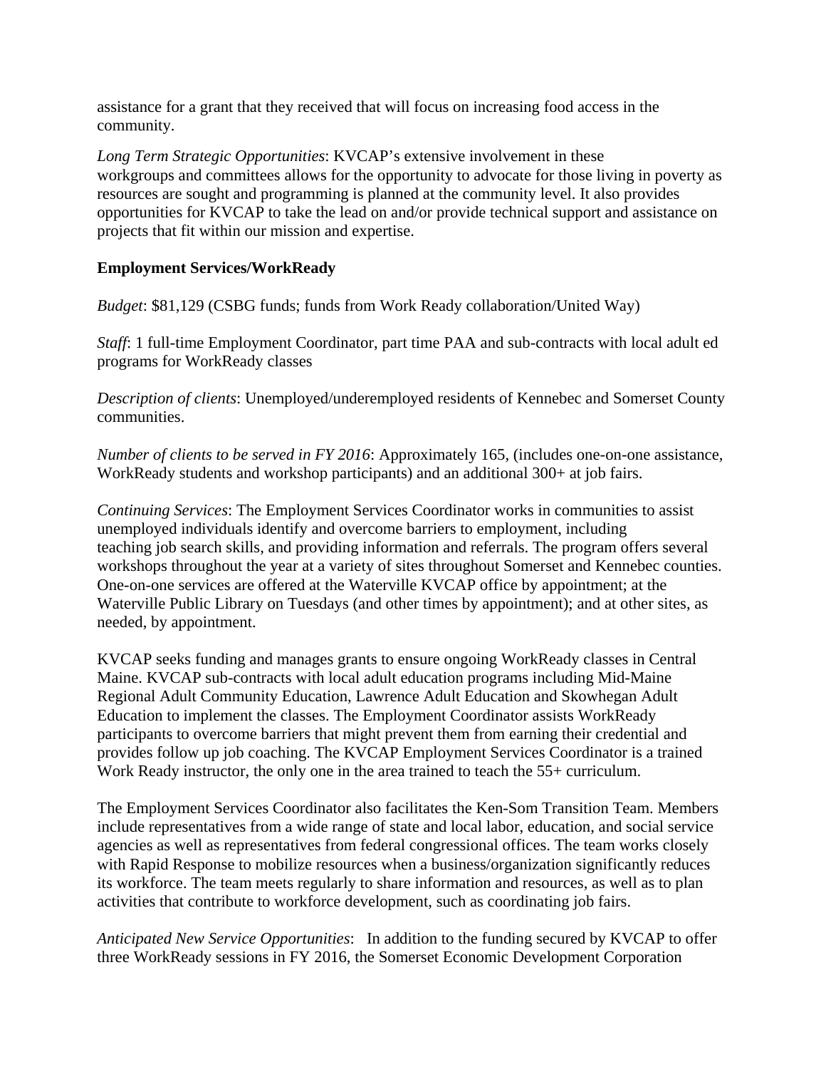assistance for a grant that they received that will focus on increasing food access in the community.

*Long Term Strategic Opportunities*: KVCAP's extensive involvement in these workgroups and committees allows for the opportunity to advocate for those living in poverty as resources are sought and programming is planned at the community level. It also provides opportunities for KVCAP to take the lead on and/or provide technical support and assistance on projects that fit within our mission and expertise.

**Employment Services/WorkReady**

*Budget*: $81,129 (CSBG funds; funds from Work Ready collaboration/United Way)

*Staff*: 1 full-time Employment Coordinator, part time PAA and sub-contracts with local adult ed programs for WorkReady classes

*Description of clients*: Unemployed/underemployed residents of Kennebec and Somerset County communities.

*Number of clients to be served in FY 2016*: Approximately 165, (includes one-on-one assistance, WorkReady students and workshop participants) and an additional 300+ at job fairs.

*Continuing Services*: The Employment Services Coordinator works in communities to assist unemployed individuals identify and overcome barriers to employment, including teaching job search skills, and providing information and referrals. The program offers several workshops throughout the year at a variety of sites throughout Somerset and Kennebec counties. One-on-one services are offered at the Waterville KVCAP office by appointment; at the Waterville Public Library on Tuesdays (and other times by appointment); and at other sites, as needed, by appointment.

KVCAP seeks funding and manages grants to ensure ongoing WorkReady classes in Central Maine. KVCAP sub-contracts with local adult education programs including Mid-Maine Regional Adult Community Education, Lawrence Adult Education and Skowhegan Adult Education to implement the classes. The Employment Coordinator assists WorkReady participants to overcome barriers that might prevent them from earning their credential and provides follow up job coaching. The KVCAP Employment Services Coordinator is a trained Work Ready instructor, the only one in the area trained to teach the 55+ curriculum.

The Employment Services Coordinator also facilitates the Ken-Som Transition Team. Members include representatives from a wide range of state and local labor, education, and social service agencies as well as representatives from federal congressional offices. The team works closely with Rapid Response to mobilize resources when a business/organization significantly reduces its workforce. The team meets regularly to share information and resources, as well as to plan activities that contribute to workforce development, such as coordinating job fairs.

*Anticipated New Service Opportunities*: In addition to the funding secured by KVCAP to offer three WorkReady sessions in FY 2016, the Somerset Economic Development Corporation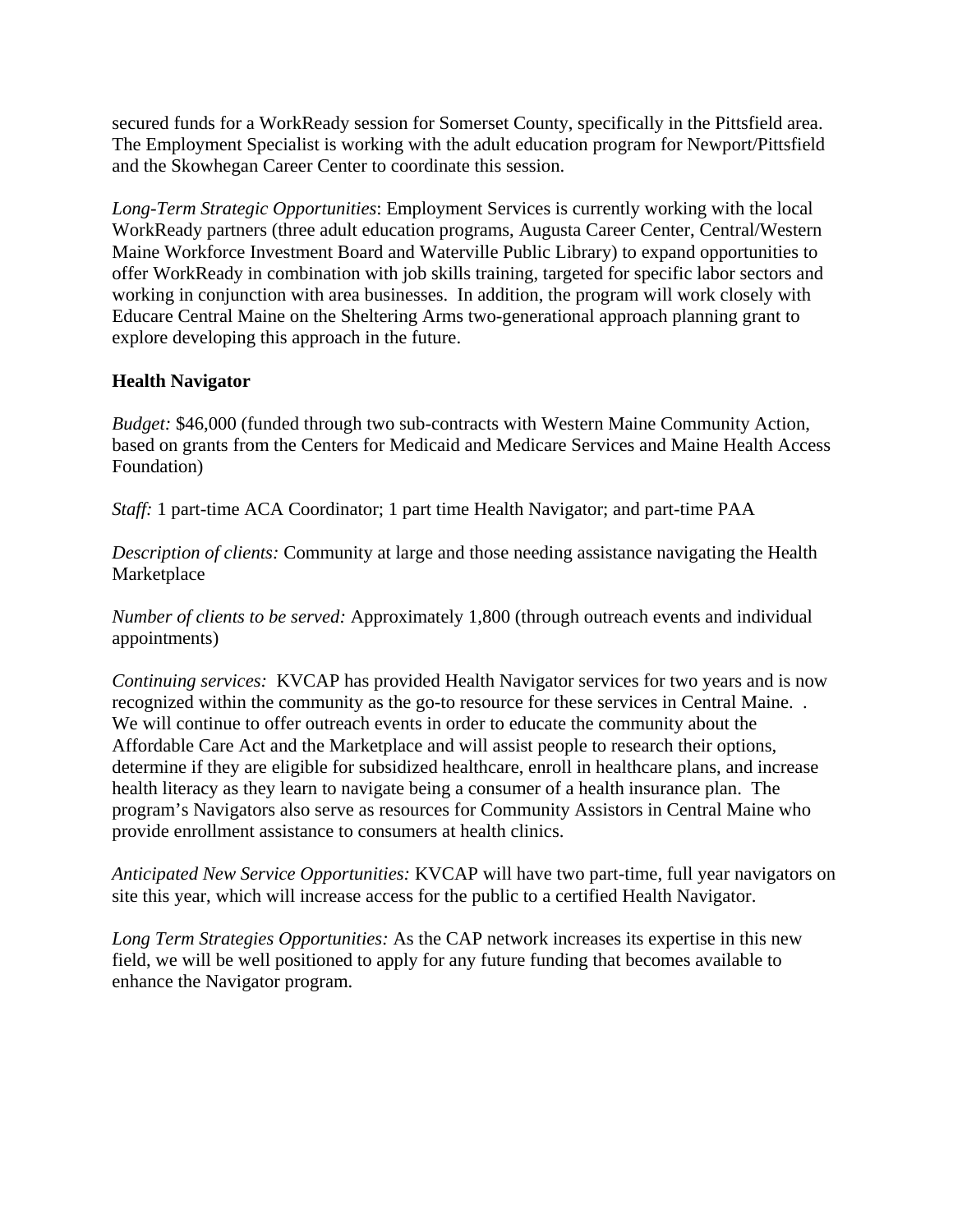secured funds for a WorkReady session for Somerset County, specifically in the Pittsfield area. The Employment Specialist is working with the adult education program for Newport/Pittsfield and the Skowhegan Career Center to coordinate this session.

*Long-Term Strategic Opportunities*: Employment Services is currently working with the local WorkReady partners (three adult education programs, Augusta Career Center, Central/Western Maine Workforce Investment Board and Waterville Public Library) to expand opportunities to offer WorkReady in combination with job skills training, targeted for specific labor sectors and working in conjunction with area businesses.  In addition, the program will work closely with Educare Central Maine on the Sheltering Arms two-generational approach planning grant to explore developing this approach in the future.

**Health Navigator**

*Budget:* $46,000 (funded through two sub-contracts with Western Maine Community Action, based on grants from the Centers for Medicaid and Medicare Services and Maine Health Access Foundation)

*Staff:* 1 part-time ACA Coordinator; 1 part time Health Navigator; and part-time PAA

*Description of clients:* Community at large and those needing assistance navigating the Health Marketplace

*Number of clients to be served:* Approximately 1,800 (through outreach events and individual appointments)

*Continuing services:*  KVCAP has provided Health Navigator services for two years and is now recognized within the community as the go-to resource for these services in Central Maine.  . We will continue to offer outreach events in order to educate the community about the Affordable Care Act and the Marketplace and will assist people to research their options, determine if they are eligible for subsidized healthcare, enroll in healthcare plans, and increase health literacy as they learn to navigate being a consumer of a health insurance plan.  The program's Navigators also serve as resources for Community Assistors in Central Maine who provide enrollment assistance to consumers at health clinics.

*Anticipated New Service Opportunities:* KVCAP will have two part-time, full year navigators on site this year, which will increase access for the public to a certified Health Navigator.

*Long Term Strategies Opportunities:* As the CAP network increases its expertise in this new field, we will be well positioned to apply for any future funding that becomes available to enhance the Navigator program.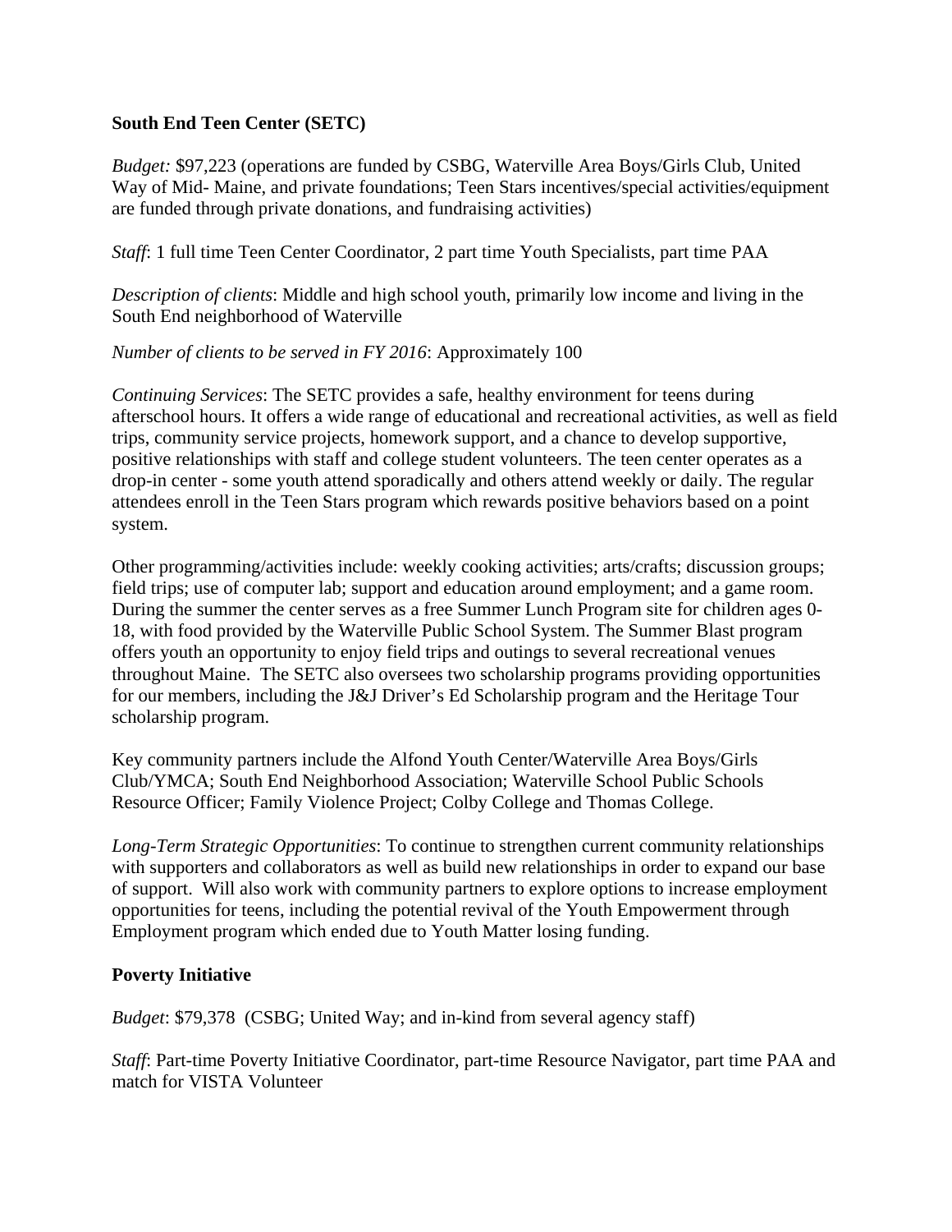**South End Teen Center (SETC)**

*Budget:* $97,223 (operations are funded by CSBG, Waterville Area Boys/Girls Club, United Way of Mid- Maine, and private foundations; Teen Stars incentives/special activities/equipment are funded through private donations, and fundraising activities)

*Staff*: 1 full time Teen Center Coordinator, 2 part time Youth Specialists, part time PAA

*Description of clients*: Middle and high school youth, primarily low income and living in the South End neighborhood of Waterville

*Number of clients to be served in FY 2016*: Approximately 100

*Continuing Services*: The SETC provides a safe, healthy environment for teens during afterschool hours. It offers a wide range of educational and recreational activities, as well as field trips, community service projects, homework support, and a chance to develop supportive, positive relationships with staff and college student volunteers. The teen center operates as a drop-in center - some youth attend sporadically and others attend weekly or daily. The regular attendees enroll in the Teen Stars program which rewards positive behaviors based on a point system.

Other programming/activities include: weekly cooking activities; arts/crafts; discussion groups; field trips; use of computer lab; support and education around employment; and a game room. During the summer the center serves as a free Summer Lunch Program site for children ages 0-18, with food provided by the Waterville Public School System. The Summer Blast program offers youth an opportunity to enjoy field trips and outings to several recreational venues throughout Maine. The SETC also oversees two scholarship programs providing opportunities for our members, including the J&J Driver's Ed Scholarship program and the Heritage Tour scholarship program.

Key community partners include the Alfond Youth Center/Waterville Area Boys/Girls Club/YMCA; South End Neighborhood Association; Waterville School Public Schools Resource Officer; Family Violence Project; Colby College and Thomas College.

*Long-Term Strategic Opportunities*: To continue to strengthen current community relationships with supporters and collaborators as well as build new relationships in order to expand our base of support. Will also work with community partners to explore options to increase employment opportunities for teens, including the potential revival of the Youth Empowerment through Employment program which ended due to Youth Matter losing funding.

**Poverty Initiative**

*Budget*: $79,378 (CSBG; United Way; and in-kind from several agency staff)

*Staff*: Part-time Poverty Initiative Coordinator, part-time Resource Navigator, part time PAA and match for VISTA Volunteer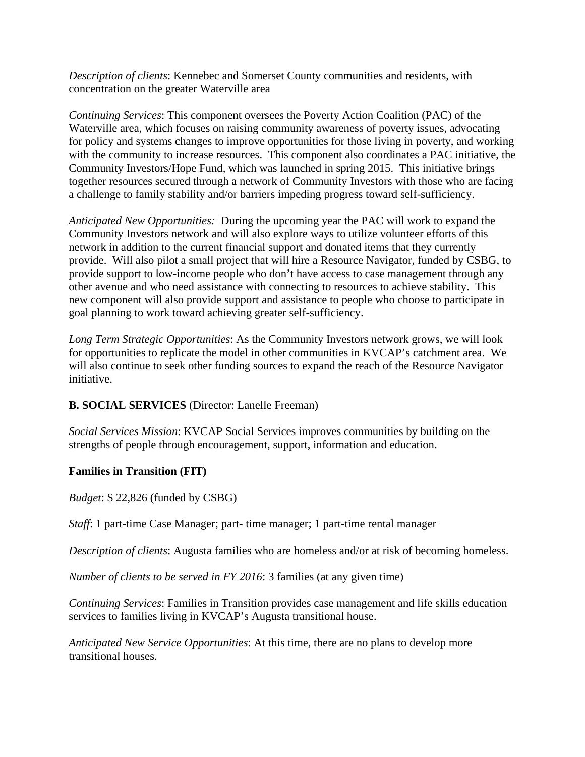*Description of clients*: Kennebec and Somerset County communities and residents, with concentration on the greater Waterville area

*Continuing Services*: This component oversees the Poverty Action Coalition (PAC) of the Waterville area, which focuses on raising community awareness of poverty issues, advocating for policy and systems changes to improve opportunities for those living in poverty, and working with the community to increase resources. This component also coordinates a PAC initiative, the Community Investors/Hope Fund, which was launched in spring 2015. This initiative brings together resources secured through a network of Community Investors with those who are facing a challenge to family stability and/or barriers impeding progress toward self-sufficiency.

*Anticipated New Opportunities:* During the upcoming year the PAC will work to expand the Community Investors network and will also explore ways to utilize volunteer efforts of this network in addition to the current financial support and donated items that they currently provide. Will also pilot a small project that will hire a Resource Navigator, funded by CSBG, to provide support to low-income people who don't have access to case management through any other avenue and who need assistance with connecting to resources to achieve stability. This new component will also provide support and assistance to people who choose to participate in goal planning to work toward achieving greater self-sufficiency.

*Long Term Strategic Opportunities*: As the Community Investors network grows, we will look for opportunities to replicate the model in other communities in KVCAP's catchment area. We will also continue to seek other funding sources to expand the reach of the Resource Navigator initiative.

**B. SOCIAL SERVICES** (Director: Lanelle Freeman)

*Social Services Mission*: KVCAP Social Services improves communities by building on the strengths of people through encouragement, support, information and education.

**Families in Transition (FIT)**

*Budget*: $ 22,826 (funded by CSBG)

*Staff*: 1 part-time Case Manager; part- time manager; 1 part-time rental manager

*Description of clients*: Augusta families who are homeless and/or at risk of becoming homeless.

*Number of clients to be served in FY 2016*: 3 families (at any given time)

*Continuing Services*: Families in Transition provides case management and life skills education services to families living in KVCAP's Augusta transitional house.

*Anticipated New Service Opportunities*: At this time, there are no plans to develop more transitional houses.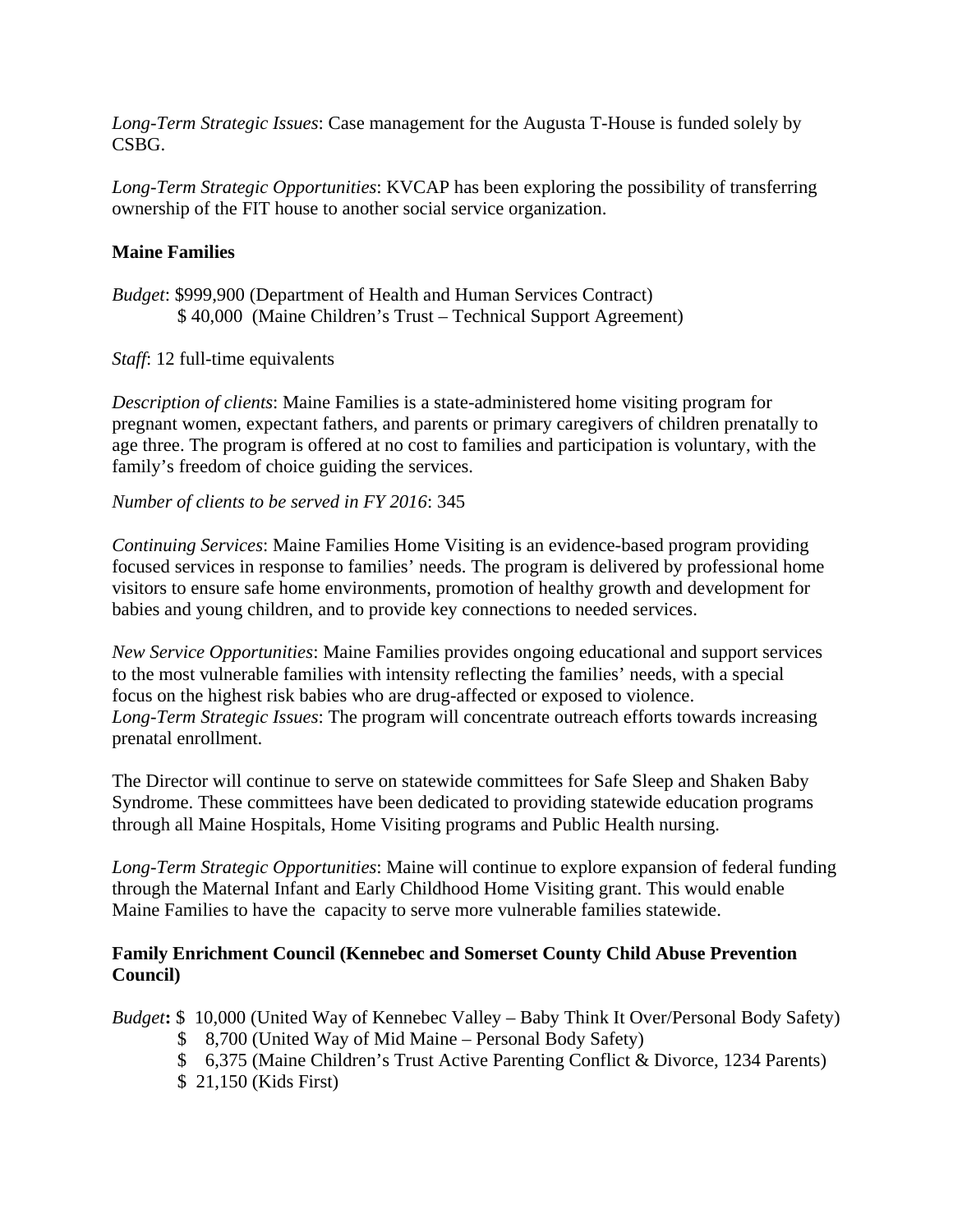*Long-Term Strategic Issues*: Case management for the Augusta T-House is funded solely by CSBG.

*Long-Term Strategic Opportunities*: KVCAP has been exploring the possibility of transferring ownership of the FIT house to another social service organization.

**Maine Families**

*Budget*: $999,900 (Department of Health and Human Services Contract)
$ 40,000 (Maine Children's Trust – Technical Support Agreement)

*Staff*: 12 full-time equivalents

*Description of clients*: Maine Families is a state-administered home visiting program for pregnant women, expectant fathers, and parents or primary caregivers of children prenatally to age three. The program is offered at no cost to families and participation is voluntary, with the family's freedom of choice guiding the services.

*Number of clients to be served in FY 2016*: 345

*Continuing Services*: Maine Families Home Visiting is an evidence-based program providing focused services in response to families' needs. The program is delivered by professional home visitors to ensure safe home environments, promotion of healthy growth and development for babies and young children, and to provide key connections to needed services.

*New Service Opportunities*: Maine Families provides ongoing educational and support services to the most vulnerable families with intensity reflecting the families' needs, with a special focus on the highest risk babies who are drug-affected or exposed to violence.
*Long-Term Strategic Issues*: The program will concentrate outreach efforts towards increasing prenatal enrollment.

The Director will continue to serve on statewide committees for Safe Sleep and Shaken Baby Syndrome. These committees have been dedicated to providing statewide education programs through all Maine Hospitals, Home Visiting programs and Public Health nursing.

*Long-Term Strategic Opportunities*: Maine will continue to explore expansion of federal funding through the Maternal Infant and Early Childhood Home Visiting grant. This would enable Maine Families to have the capacity to serve more vulnerable families statewide.

**Family Enrichment Council (Kennebec and Somerset County Child Abuse Prevention Council)**

*Budget***:** $ 10,000 (United Way of Kennebec Valley – Baby Think It Over/Personal Body Safety)
$ 8,700 (United Way of Mid Maine – Personal Body Safety)
$ 6,375 (Maine Children's Trust Active Parenting Conflict & Divorce, 1234 Parents)
$ 21,150 (Kids First)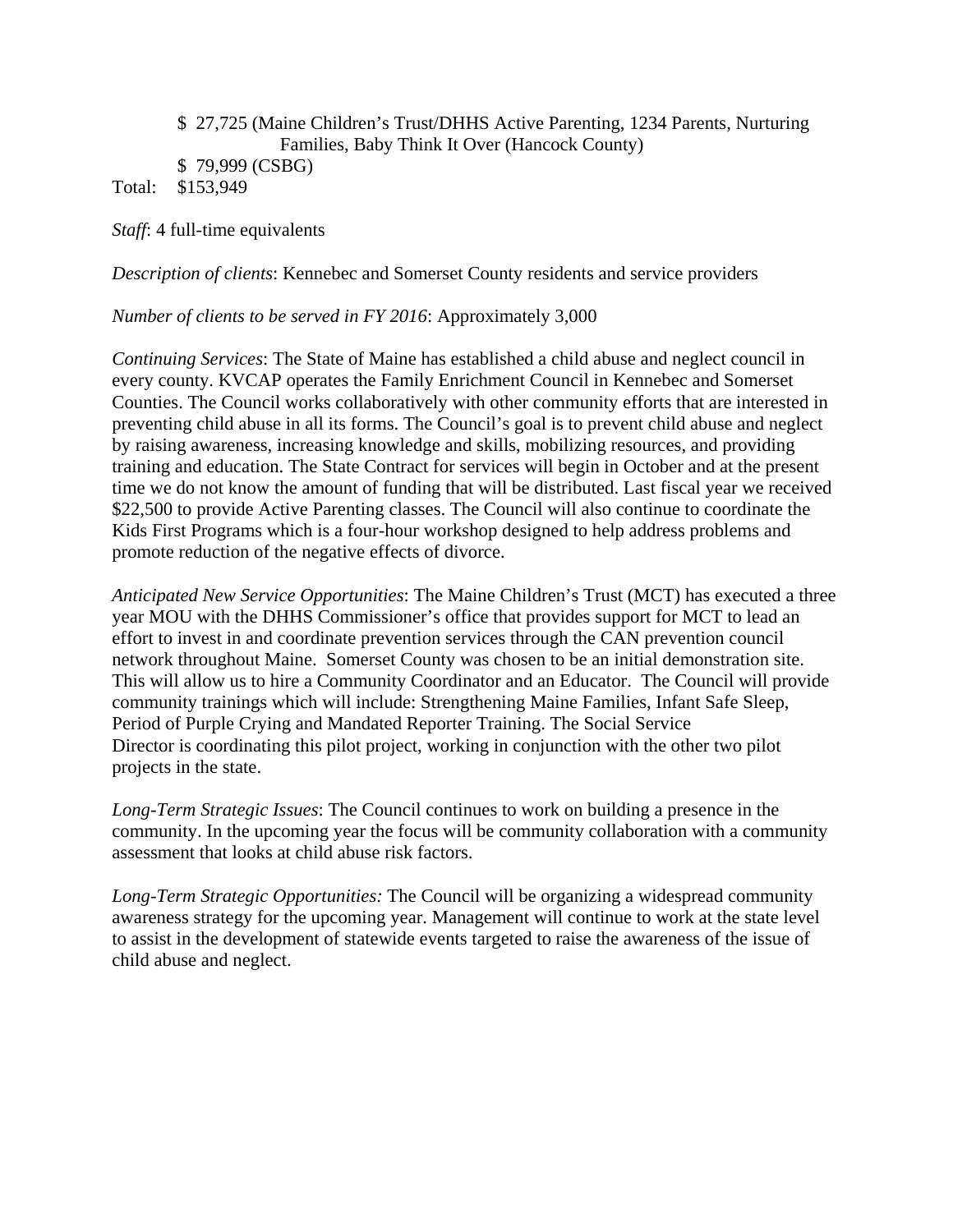$ 27,725 (Maine Children's Trust/DHHS Active Parenting, 1234 Parents, Nurturing Families, Baby Think It Over (Hancock County)
$ 79,999 (CSBG)
Total: $153,949

*Staff*: 4 full-time equivalents

*Description of clients*: Kennebec and Somerset County residents and service providers

*Number of clients to be served in FY 2016*: Approximately 3,000

*Continuing Services*: The State of Maine has established a child abuse and neglect council in every county. KVCAP operates the Family Enrichment Council in Kennebec and Somerset Counties. The Council works collaboratively with other community efforts that are interested in preventing child abuse in all its forms. The Council's goal is to prevent child abuse and neglect by raising awareness, increasing knowledge and skills, mobilizing resources, and providing training and education. The State Contract for services will begin in October and at the present time we do not know the amount of funding that will be distributed. Last fiscal year we received $22,500 to provide Active Parenting classes. The Council will also continue to coordinate the Kids First Programs which is a four-hour workshop designed to help address problems and promote reduction of the negative effects of divorce.

*Anticipated New Service Opportunities*: The Maine Children's Trust (MCT) has executed a three year MOU with the DHHS Commissioner's office that provides support for MCT to lead an effort to invest in and coordinate prevention services through the CAN prevention council network throughout Maine. Somerset County was chosen to be an initial demonstration site. This will allow us to hire a Community Coordinator and an Educator. The Council will provide community trainings which will include: Strengthening Maine Families, Infant Safe Sleep, Period of Purple Crying and Mandated Reporter Training. The Social Service Director is coordinating this pilot project, working in conjunction with the other two pilot projects in the state.

*Long-Term Strategic Issues*: The Council continues to work on building a presence in the community. In the upcoming year the focus will be community collaboration with a community assessment that looks at child abuse risk factors.

*Long-Term Strategic Opportunities:* The Council will be organizing a widespread community awareness strategy for the upcoming year. Management will continue to work at the state level to assist in the development of statewide events targeted to raise the awareness of the issue of child abuse and neglect.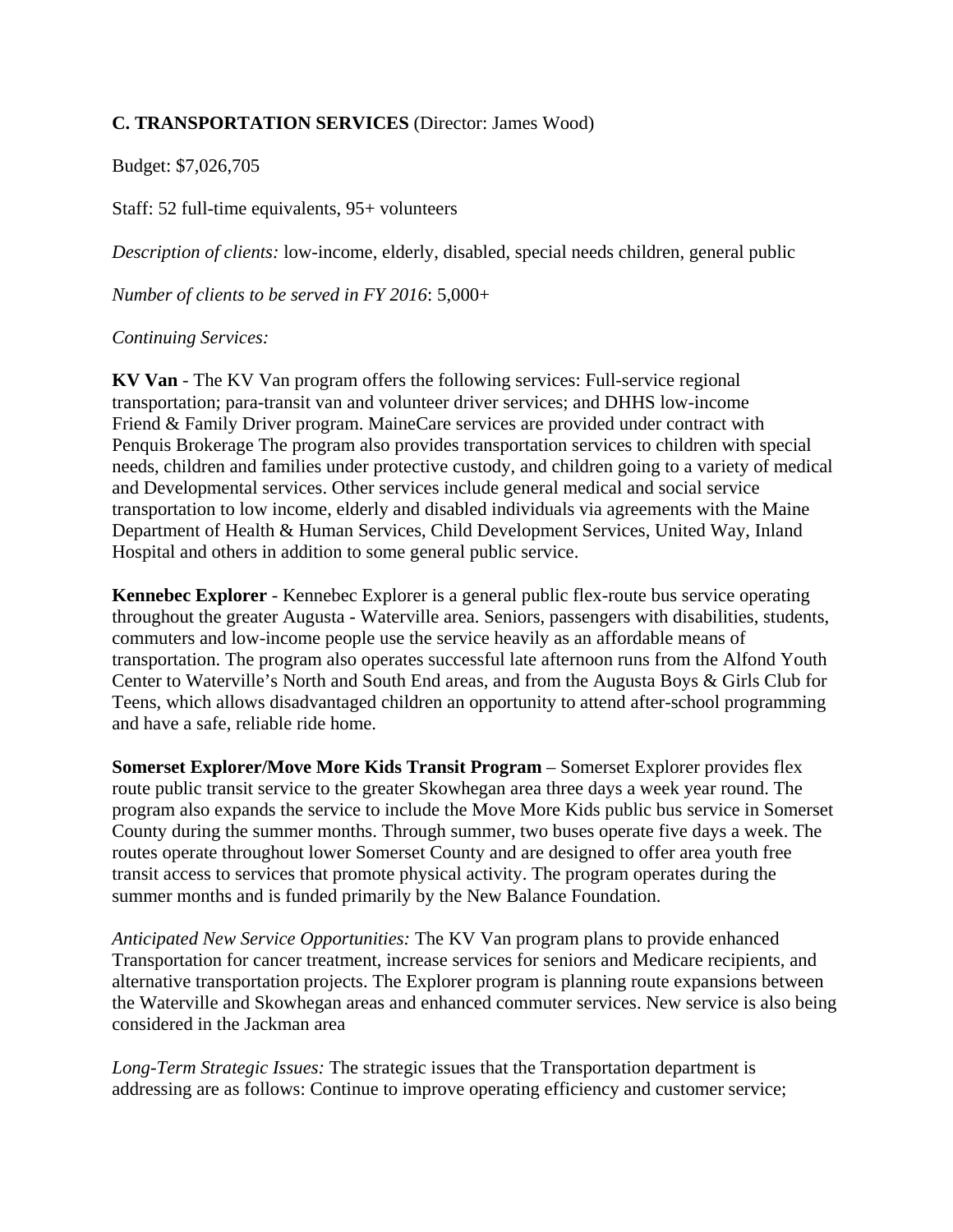**C. TRANSPORTATION SERVICES** (Director: James Wood)

Budget: $7,026,705

Staff: 52 full-time equivalents, 95+ volunteers

*Description of clients:* low-income, elderly, disabled, special needs children, general public

*Number of clients to be served in FY 2016*: 5,000+

*Continuing Services:*

**KV Van** - The KV Van program offers the following services: Full-service regional transportation; para-transit van and volunteer driver services; and DHHS low-income Friend & Family Driver program. MaineCare services are provided under contract with Penquis Brokerage The program also provides transportation services to children with special needs, children and families under protective custody, and children going to a variety of medical and Developmental services. Other services include general medical and social service transportation to low income, elderly and disabled individuals via agreements with the Maine Department of Health & Human Services, Child Development Services, United Way, Inland Hospital and others in addition to some general public service.

**Kennebec Explorer** - Kennebec Explorer is a general public flex-route bus service operating throughout the greater Augusta - Waterville area. Seniors, passengers with disabilities, students, commuters and low-income people use the service heavily as an affordable means of transportation. The program also operates successful late afternoon runs from the Alfond Youth Center to Waterville's North and South End areas, and from the Augusta Boys & Girls Club for Teens, which allows disadvantaged children an opportunity to attend after-school programming and have a safe, reliable ride home.

**Somerset Explorer/Move More Kids Transit Program** – Somerset Explorer provides flex route public transit service to the greater Skowhegan area three days a week year round. The program also expands the service to include the Move More Kids public bus service in Somerset County during the summer months. Through summer, two buses operate five days a week. The routes operate throughout lower Somerset County and are designed to offer area youth free transit access to services that promote physical activity. The program operates during the summer months and is funded primarily by the New Balance Foundation.

*Anticipated New Service Opportunities:* The KV Van program plans to provide enhanced Transportation for cancer treatment, increase services for seniors and Medicare recipients, and alternative transportation projects. The Explorer program is planning route expansions between the Waterville and Skowhegan areas and enhanced commuter services. New service is also being considered in the Jackman area

*Long-Term Strategic Issues:* The strategic issues that the Transportation department is addressing are as follows: Continue to improve operating efficiency and customer service;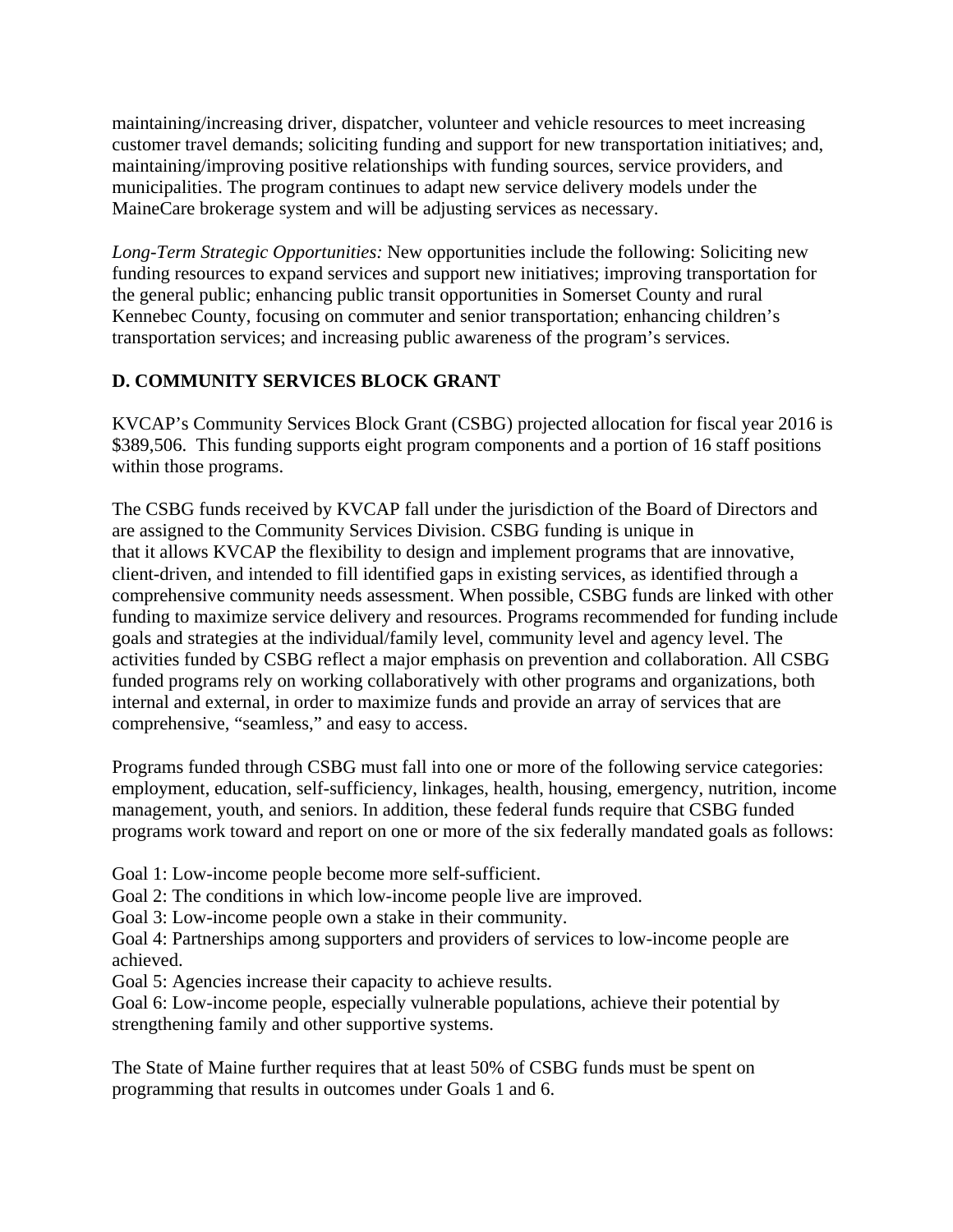maintaining/increasing driver, dispatcher, volunteer and vehicle resources to meet increasing customer travel demands; soliciting funding and support for new transportation initiatives; and, maintaining/improving positive relationships with funding sources, service providers, and municipalities. The program continues to adapt new service delivery models under the MaineCare brokerage system and will be adjusting services as necessary.

*Long-Term Strategic Opportunities:* New opportunities include the following: Soliciting new funding resources to expand services and support new initiatives; improving transportation for the general public; enhancing public transit opportunities in Somerset County and rural Kennebec County, focusing on commuter and senior transportation; enhancing children's transportation services; and increasing public awareness of the program's services.

## D. COMMUNITY SERVICES BLOCK GRANT

KVCAP's Community Services Block Grant (CSBG) projected allocation for fiscal year 2016 is $389,506. This funding supports eight program components and a portion of 16 staff positions within those programs.

The CSBG funds received by KVCAP fall under the jurisdiction of the Board of Directors and are assigned to the Community Services Division. CSBG funding is unique in that it allows KVCAP the flexibility to design and implement programs that are innovative, client-driven, and intended to fill identified gaps in existing services, as identified through a comprehensive community needs assessment. When possible, CSBG funds are linked with other funding to maximize service delivery and resources. Programs recommended for funding include goals and strategies at the individual/family level, community level and agency level. The activities funded by CSBG reflect a major emphasis on prevention and collaboration. All CSBG funded programs rely on working collaboratively with other programs and organizations, both internal and external, in order to maximize funds and provide an array of services that are comprehensive, "seamless," and easy to access.

Programs funded through CSBG must fall into one or more of the following service categories: employment, education, self-sufficiency, linkages, health, housing, emergency, nutrition, income management, youth, and seniors. In addition, these federal funds require that CSBG funded programs work toward and report on one or more of the six federally mandated goals as follows:

Goal 1: Low-income people become more self-sufficient.
Goal 2: The conditions in which low-income people live are improved.
Goal 3: Low-income people own a stake in their community.
Goal 4: Partnerships among supporters and providers of services to low-income people are achieved.
Goal 5: Agencies increase their capacity to achieve results.
Goal 6: Low-income people, especially vulnerable populations, achieve their potential by strengthening family and other supportive systems.

The State of Maine further requires that at least 50% of CSBG funds must be spent on programming that results in outcomes under Goals 1 and 6.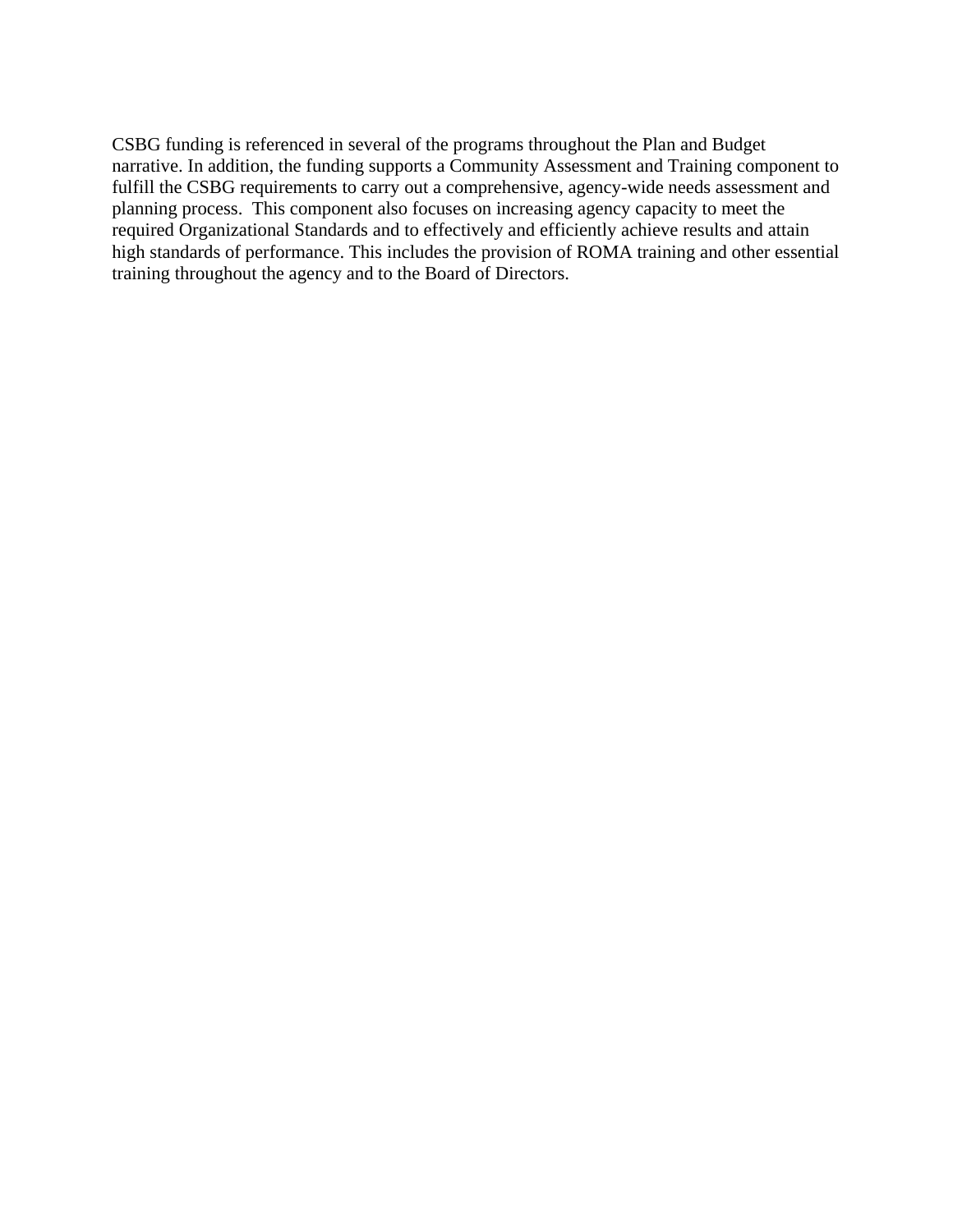CSBG funding is referenced in several of the programs throughout the Plan and Budget narrative. In addition, the funding supports a Community Assessment and Training component to fulfill the CSBG requirements to carry out a comprehensive, agency-wide needs assessment and planning process. This component also focuses on increasing agency capacity to meet the required Organizational Standards and to effectively and efficiently achieve results and attain high standards of performance. This includes the provision of ROMA training and other essential training throughout the agency and to the Board of Directors.